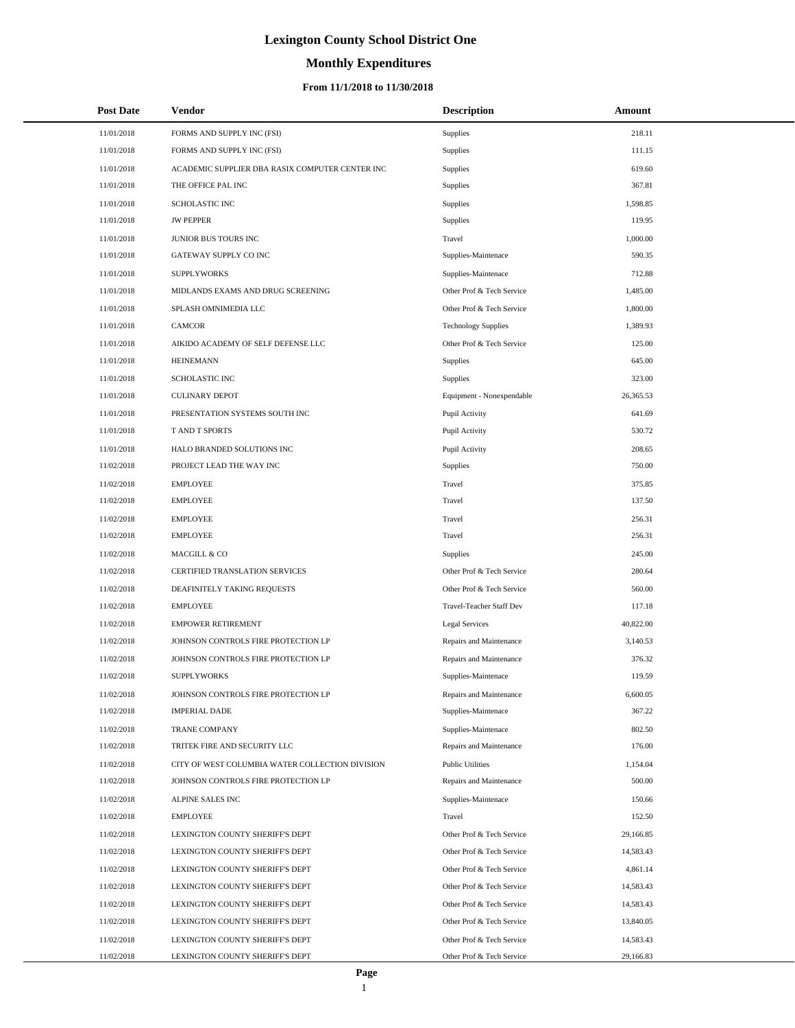# Lexington County School District One

## Monthly Expenditures

### From 11/1/2018 to 11/30/2018

| Post Date | Vendor | Description | Amount |
| --- | --- | --- | --- |
| 11/01/2018 | FORMS AND SUPPLY INC (FSI) | Supplies | 218.11 |
| 11/01/2018 | FORMS AND SUPPLY INC (FSI) | Supplies | 111.15 |
| 11/01/2018 | ACADEMIC SUPPLIER DBA RASIX COMPUTER CENTER INC | Supplies | 619.60 |
| 11/01/2018 | THE OFFICE PAL INC | Supplies | 367.81 |
| 11/01/2018 | SCHOLASTIC INC | Supplies | 1,598.85 |
| 11/01/2018 | JW PEPPER | Supplies | 119.95 |
| 11/01/2018 | JUNIOR BUS TOURS INC | Travel | 1,000.00 |
| 11/01/2018 | GATEWAY SUPPLY CO INC | Supplies-Maintenace | 590.35 |
| 11/01/2018 | SUPPLYWORKS | Supplies-Maintenace | 712.88 |
| 11/01/2018 | MIDLANDS EXAMS AND DRUG SCREENING | Other Prof & Tech Service | 1,485.00 |
| 11/01/2018 | SPLASH OMNIMEDIA LLC | Other Prof & Tech Service | 1,800.00 |
| 11/01/2018 | CAMCOR | Technology Supplies | 1,389.93 |
| 11/01/2018 | AIKIDO ACADEMY OF SELF DEFENSE LLC | Other Prof & Tech Service | 125.00 |
| 11/01/2018 | HEINEMANN | Supplies | 645.00 |
| 11/01/2018 | SCHOLASTIC INC | Supplies | 323.00 |
| 11/01/2018 | CULINARY DEPOT | Equipment - Nonexpendable | 26,365.53 |
| 11/01/2018 | PRESENTATION SYSTEMS SOUTH INC | Pupil Activity | 641.69 |
| 11/01/2018 | T AND T SPORTS | Pupil Activity | 530.72 |
| 11/01/2018 | HALO BRANDED SOLUTIONS INC | Pupil Activity | 208.65 |
| 11/02/2018 | PROJECT LEAD THE WAY INC | Supplies | 750.00 |
| 11/02/2018 | EMPLOYEE | Travel | 375.85 |
| 11/02/2018 | EMPLOYEE | Travel | 137.50 |
| 11/02/2018 | EMPLOYEE | Travel | 256.31 |
| 11/02/2018 | EMPLOYEE | Travel | 256.31 |
| 11/02/2018 | MACGILL & CO | Supplies | 245.00 |
| 11/02/2018 | CERTIFIED TRANSLATION SERVICES | Other Prof & Tech Service | 280.64 |
| 11/02/2018 | DEAFINITELY TAKING REQUESTS | Other Prof & Tech Service | 560.00 |
| 11/02/2018 | EMPLOYEE | Travel-Teacher Staff Dev | 117.18 |
| 11/02/2018 | EMPOWER RETIREMENT | Legal Services | 40,822.00 |
| 11/02/2018 | JOHNSON CONTROLS FIRE PROTECTION LP | Repairs and Maintenance | 3,140.53 |
| 11/02/2018 | JOHNSON CONTROLS FIRE PROTECTION LP | Repairs and Maintenance | 376.32 |
| 11/02/2018 | SUPPLYWORKS | Supplies-Maintenace | 119.59 |
| 11/02/2018 | JOHNSON CONTROLS FIRE PROTECTION LP | Repairs and Maintenance | 6,600.05 |
| 11/02/2018 | IMPERIAL DADE | Supplies-Maintenace | 367.22 |
| 11/02/2018 | TRANE COMPANY | Supplies-Maintenace | 802.50 |
| 11/02/2018 | TRITEK FIRE AND SECURITY LLC | Repairs and Maintenance | 176.00 |
| 11/02/2018 | CITY OF WEST COLUMBIA WATER COLLECTION DIVISION | Public Utilities | 1,154.04 |
| 11/02/2018 | JOHNSON CONTROLS FIRE PROTECTION LP | Repairs and Maintenance | 500.00 |
| 11/02/2018 | ALPINE SALES INC | Supplies-Maintenace | 150.66 |
| 11/02/2018 | EMPLOYEE | Travel | 152.50 |
| 11/02/2018 | LEXINGTON COUNTY SHERIFF'S DEPT | Other Prof & Tech Service | 29,166.85 |
| 11/02/2018 | LEXINGTON COUNTY SHERIFF'S DEPT | Other Prof & Tech Service | 14,583.43 |
| 11/02/2018 | LEXINGTON COUNTY SHERIFF'S DEPT | Other Prof & Tech Service | 4,861.14 |
| 11/02/2018 | LEXINGTON COUNTY SHERIFF'S DEPT | Other Prof & Tech Service | 14,583.43 |
| 11/02/2018 | LEXINGTON COUNTY SHERIFF'S DEPT | Other Prof & Tech Service | 14,583.43 |
| 11/02/2018 | LEXINGTON COUNTY SHERIFF'S DEPT | Other Prof & Tech Service | 13,840.05 |
| 11/02/2018 | LEXINGTON COUNTY SHERIFF'S DEPT | Other Prof & Tech Service | 14,583.43 |
| 11/02/2018 | LEXINGTON COUNTY SHERIFF'S DEPT | Other Prof & Tech Service | 29,166.83 |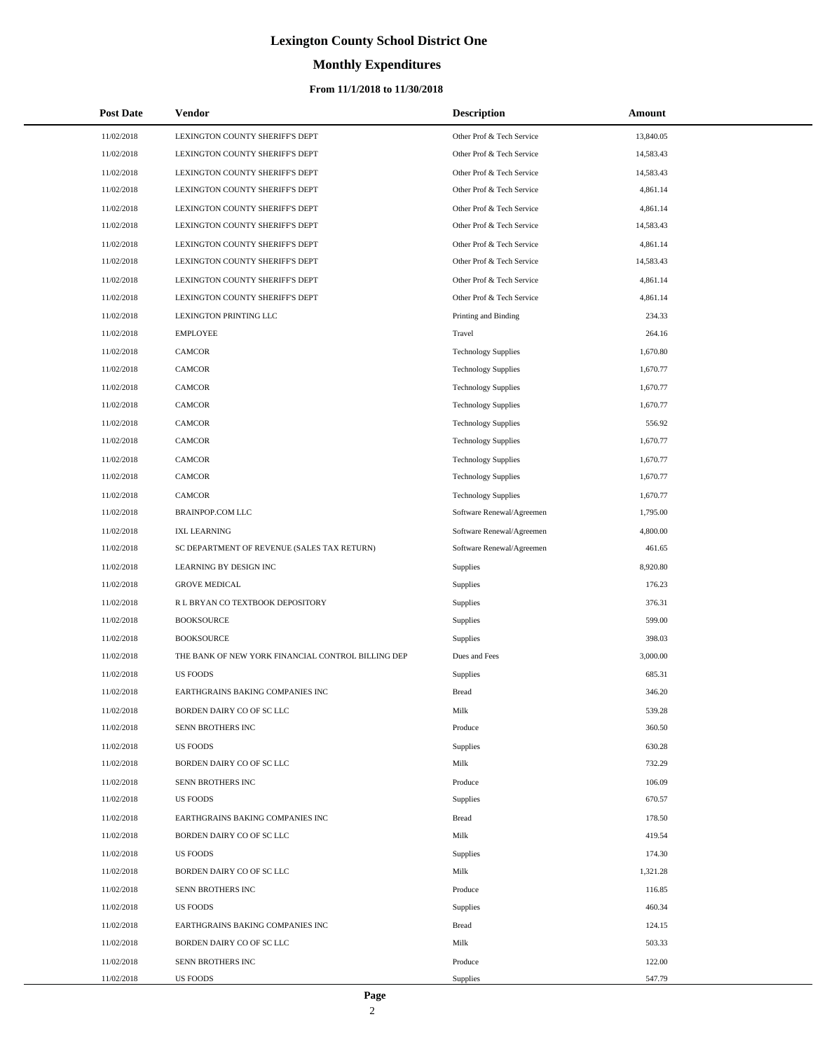# Lexington County School District One

## Monthly Expenditures

### From 11/1/2018 to 11/30/2018

| Post Date | Vendor | Description | Amount |
|---|---|---|---|
| 11/02/2018 | LEXINGTON COUNTY SHERIFF'S DEPT | Other Prof & Tech Service | 13,840.05 |
| 11/02/2018 | LEXINGTON COUNTY SHERIFF'S DEPT | Other Prof & Tech Service | 14,583.43 |
| 11/02/2018 | LEXINGTON COUNTY SHERIFF'S DEPT | Other Prof & Tech Service | 14,583.43 |
| 11/02/2018 | LEXINGTON COUNTY SHERIFF'S DEPT | Other Prof & Tech Service | 4,861.14 |
| 11/02/2018 | LEXINGTON COUNTY SHERIFF'S DEPT | Other Prof & Tech Service | 4,861.14 |
| 11/02/2018 | LEXINGTON COUNTY SHERIFF'S DEPT | Other Prof & Tech Service | 14,583.43 |
| 11/02/2018 | LEXINGTON COUNTY SHERIFF'S DEPT | Other Prof & Tech Service | 4,861.14 |
| 11/02/2018 | LEXINGTON COUNTY SHERIFF'S DEPT | Other Prof & Tech Service | 14,583.43 |
| 11/02/2018 | LEXINGTON COUNTY SHERIFF'S DEPT | Other Prof & Tech Service | 4,861.14 |
| 11/02/2018 | LEXINGTON COUNTY SHERIFF'S DEPT | Other Prof & Tech Service | 4,861.14 |
| 11/02/2018 | LEXINGTON PRINTING LLC | Printing and Binding | 234.33 |
| 11/02/2018 | EMPLOYEE | Travel | 264.16 |
| 11/02/2018 | CAMCOR | Technology Supplies | 1,670.80 |
| 11/02/2018 | CAMCOR | Technology Supplies | 1,670.77 |
| 11/02/2018 | CAMCOR | Technology Supplies | 1,670.77 |
| 11/02/2018 | CAMCOR | Technology Supplies | 1,670.77 |
| 11/02/2018 | CAMCOR | Technology Supplies | 556.92 |
| 11/02/2018 | CAMCOR | Technology Supplies | 1,670.77 |
| 11/02/2018 | CAMCOR | Technology Supplies | 1,670.77 |
| 11/02/2018 | CAMCOR | Technology Supplies | 1,670.77 |
| 11/02/2018 | CAMCOR | Technology Supplies | 1,670.77 |
| 11/02/2018 | BRAINPOP.COM LLC | Software Renewal/Agreemen | 1,795.00 |
| 11/02/2018 | IXL LEARNING | Software Renewal/Agreemen | 4,800.00 |
| 11/02/2018 | SC DEPARTMENT OF REVENUE (SALES TAX RETURN) | Software Renewal/Agreemen | 461.65 |
| 11/02/2018 | LEARNING BY DESIGN INC | Supplies | 8,920.80 |
| 11/02/2018 | GROVE MEDICAL | Supplies | 176.23 |
| 11/02/2018 | R L BRYAN CO TEXTBOOK DEPOSITORY | Supplies | 376.31 |
| 11/02/2018 | BOOKSOURCE | Supplies | 599.00 |
| 11/02/2018 | BOOKSOURCE | Supplies | 398.03 |
| 11/02/2018 | THE BANK OF NEW YORK FINANCIAL CONTROL BILLING DEP | Dues and Fees | 3,000.00 |
| 11/02/2018 | US FOODS | Supplies | 685.31 |
| 11/02/2018 | EARTHGRAINS BAKING COMPANIES INC | Bread | 346.20 |
| 11/02/2018 | BORDEN DAIRY CO OF SC LLC | Milk | 539.28 |
| 11/02/2018 | SENN BROTHERS INC | Produce | 360.50 |
| 11/02/2018 | US FOODS | Supplies | 630.28 |
| 11/02/2018 | BORDEN DAIRY CO OF SC LLC | Milk | 732.29 |
| 11/02/2018 | SENN BROTHERS INC | Produce | 106.09 |
| 11/02/2018 | US FOODS | Supplies | 670.57 |
| 11/02/2018 | EARTHGRAINS BAKING COMPANIES INC | Bread | 178.50 |
| 11/02/2018 | BORDEN DAIRY CO OF SC LLC | Milk | 419.54 |
| 11/02/2018 | US FOODS | Supplies | 174.30 |
| 11/02/2018 | BORDEN DAIRY CO OF SC LLC | Milk | 1,321.28 |
| 11/02/2018 | SENN BROTHERS INC | Produce | 116.85 |
| 11/02/2018 | US FOODS | Supplies | 460.34 |
| 11/02/2018 | EARTHGRAINS BAKING COMPANIES INC | Bread | 124.15 |
| 11/02/2018 | BORDEN DAIRY CO OF SC LLC | Milk | 503.33 |
| 11/02/2018 | SENN BROTHERS INC | Produce | 122.00 |
| 11/02/2018 | US FOODS | Supplies | 547.79 |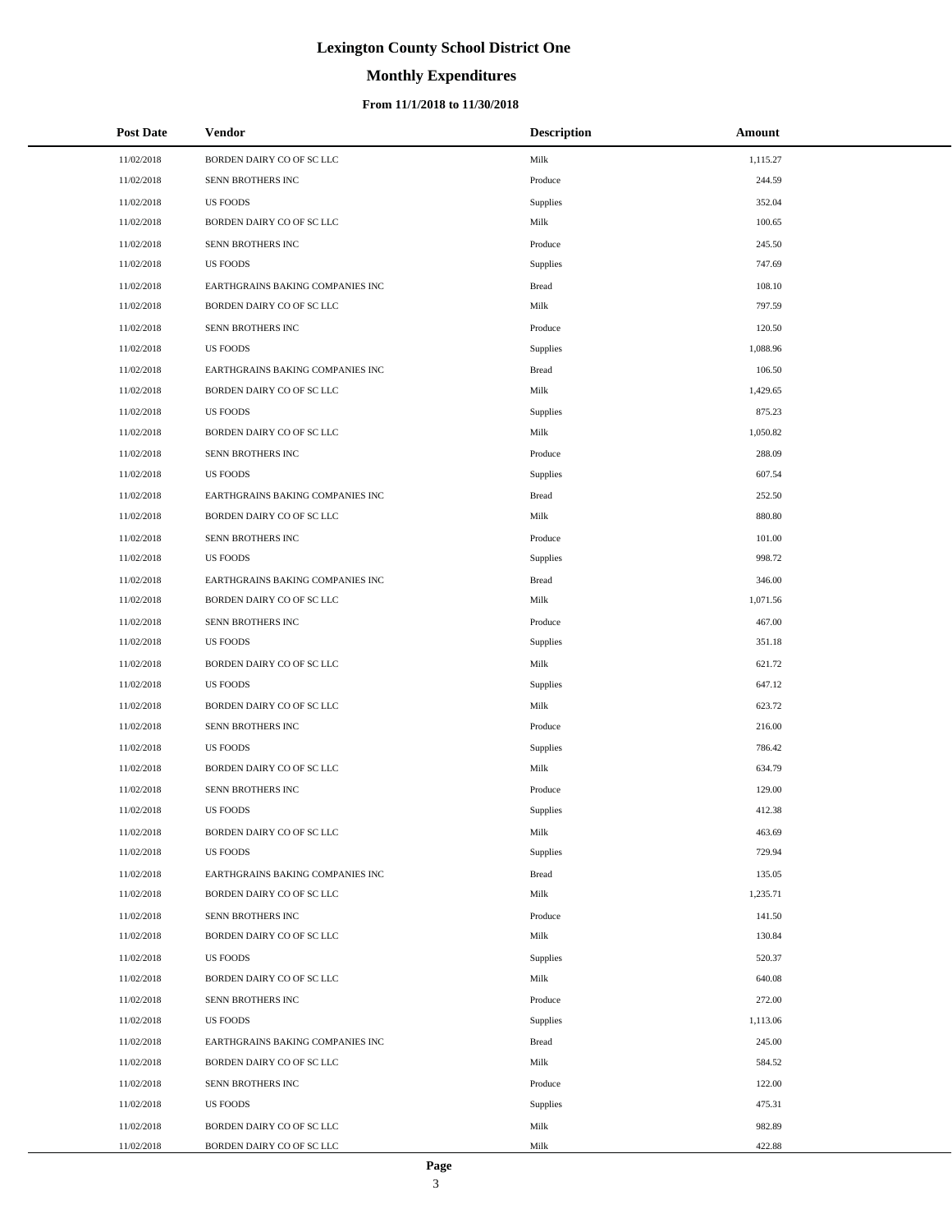# Lexington County School District One

## Monthly Expenditures

### From 11/1/2018 to 11/30/2018

| Post Date | Vendor | Description | Amount |
|---|---|---|---|
| 11/02/2018 | BORDEN DAIRY CO OF SC LLC | Milk | 1,115.27 |
| 11/02/2018 | SENN BROTHERS INC | Produce | 244.59 |
| 11/02/2018 | US FOODS | Supplies | 352.04 |
| 11/02/2018 | BORDEN DAIRY CO OF SC LLC | Milk | 100.65 |
| 11/02/2018 | SENN BROTHERS INC | Produce | 245.50 |
| 11/02/2018 | US FOODS | Supplies | 747.69 |
| 11/02/2018 | EARTHGRAINS BAKING COMPANIES INC | Bread | 108.10 |
| 11/02/2018 | BORDEN DAIRY CO OF SC LLC | Milk | 797.59 |
| 11/02/2018 | SENN BROTHERS INC | Produce | 120.50 |
| 11/02/2018 | US FOODS | Supplies | 1,088.96 |
| 11/02/2018 | EARTHGRAINS BAKING COMPANIES INC | Bread | 106.50 |
| 11/02/2018 | BORDEN DAIRY CO OF SC LLC | Milk | 1,429.65 |
| 11/02/2018 | US FOODS | Supplies | 875.23 |
| 11/02/2018 | BORDEN DAIRY CO OF SC LLC | Milk | 1,050.82 |
| 11/02/2018 | SENN BROTHERS INC | Produce | 288.09 |
| 11/02/2018 | US FOODS | Supplies | 607.54 |
| 11/02/2018 | EARTHGRAINS BAKING COMPANIES INC | Bread | 252.50 |
| 11/02/2018 | BORDEN DAIRY CO OF SC LLC | Milk | 880.80 |
| 11/02/2018 | SENN BROTHERS INC | Produce | 101.00 |
| 11/02/2018 | US FOODS | Supplies | 998.72 |
| 11/02/2018 | EARTHGRAINS BAKING COMPANIES INC | Bread | 346.00 |
| 11/02/2018 | BORDEN DAIRY CO OF SC LLC | Milk | 1,071.56 |
| 11/02/2018 | SENN BROTHERS INC | Produce | 467.00 |
| 11/02/2018 | US FOODS | Supplies | 351.18 |
| 11/02/2018 | BORDEN DAIRY CO OF SC LLC | Milk | 621.72 |
| 11/02/2018 | US FOODS | Supplies | 647.12 |
| 11/02/2018 | BORDEN DAIRY CO OF SC LLC | Milk | 623.72 |
| 11/02/2018 | SENN BROTHERS INC | Produce | 216.00 |
| 11/02/2018 | US FOODS | Supplies | 786.42 |
| 11/02/2018 | BORDEN DAIRY CO OF SC LLC | Milk | 634.79 |
| 11/02/2018 | SENN BROTHERS INC | Produce | 129.00 |
| 11/02/2018 | US FOODS | Supplies | 412.38 |
| 11/02/2018 | BORDEN DAIRY CO OF SC LLC | Milk | 463.69 |
| 11/02/2018 | US FOODS | Supplies | 729.94 |
| 11/02/2018 | EARTHGRAINS BAKING COMPANIES INC | Bread | 135.05 |
| 11/02/2018 | BORDEN DAIRY CO OF SC LLC | Milk | 1,235.71 |
| 11/02/2018 | SENN BROTHERS INC | Produce | 141.50 |
| 11/02/2018 | BORDEN DAIRY CO OF SC LLC | Milk | 130.84 |
| 11/02/2018 | US FOODS | Supplies | 520.37 |
| 11/02/2018 | BORDEN DAIRY CO OF SC LLC | Milk | 640.08 |
| 11/02/2018 | SENN BROTHERS INC | Produce | 272.00 |
| 11/02/2018 | US FOODS | Supplies | 1,113.06 |
| 11/02/2018 | EARTHGRAINS BAKING COMPANIES INC | Bread | 245.00 |
| 11/02/2018 | BORDEN DAIRY CO OF SC LLC | Milk | 584.52 |
| 11/02/2018 | SENN BROTHERS INC | Produce | 122.00 |
| 11/02/2018 | US FOODS | Supplies | 475.31 |
| 11/02/2018 | BORDEN DAIRY CO OF SC LLC | Milk | 982.89 |
| 11/02/2018 | BORDEN DAIRY CO OF SC LLC | Milk | 422.88 |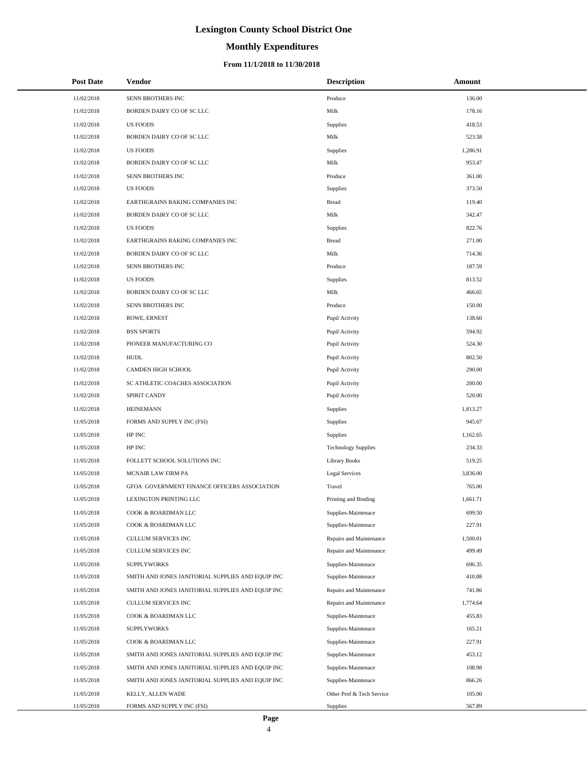# Lexington County School District One

## Monthly Expenditures

### From 11/1/2018 to 11/30/2018

| Post Date | Vendor | Description | Amount |
| --- | --- | --- | --- |
| 11/02/2018 | SENN BROTHERS INC | Produce | 136.00 |
| 11/02/2018 | BORDEN DAIRY CO OF SC LLC | Milk | 178.16 |
| 11/02/2018 | US FOODS | Supplies | 418.53 |
| 11/02/2018 | BORDEN DAIRY CO OF SC LLC | Milk | 523.58 |
| 11/02/2018 | US FOODS | Supplies | 1,286.91 |
| 11/02/2018 | BORDEN DAIRY CO OF SC LLC | Milk | 953.47 |
| 11/02/2018 | SENN BROTHERS INC | Produce | 361.00 |
| 11/02/2018 | US FOODS | Supplies | 373.50 |
| 11/02/2018 | EARTHGRAINS BAKING COMPANIES INC | Bread | 119.40 |
| 11/02/2018 | BORDEN DAIRY CO OF SC LLC | Milk | 342.47 |
| 11/02/2018 | US FOODS | Supplies | 822.76 |
| 11/02/2018 | EARTHGRAINS BAKING COMPANIES INC | Bread | 271.00 |
| 11/02/2018 | BORDEN DAIRY CO OF SC LLC | Milk | 714.36 |
| 11/02/2018 | SENN BROTHERS INC | Produce | 187.59 |
| 11/02/2018 | US FOODS | Supplies | 813.52 |
| 11/02/2018 | BORDEN DAIRY CO OF SC LLC | Milk | 466.65 |
| 11/02/2018 | SENN BROTHERS INC | Produce | 150.00 |
| 11/02/2018 | ROWE, ERNEST | Pupil Activity | 138.60 |
| 11/02/2018 | BSN SPORTS | Pupil Activity | 594.92 |
| 11/02/2018 | PIONEER MANUFACTURING CO | Pupil Activity | 524.30 |
| 11/02/2018 | HUDL | Pupil Activity | 802.50 |
| 11/02/2018 | CAMDEN HIGH SCHOOL | Pupil Activity | 290.00 |
| 11/02/2018 | SC ATHLETIC COACHES ASSOCIATION | Pupil Activity | 200.00 |
| 11/02/2018 | SPIRIT CANDY | Pupil Activity | 520.00 |
| 11/02/2018 | HEINEMANN | Supplies | 1,813.27 |
| 11/05/2018 | FORMS AND SUPPLY INC (FSI) | Supplies | 945.67 |
| 11/05/2018 | HP INC | Supplies | 1,162.65 |
| 11/05/2018 | HP INC | Technology Supplies | 234.33 |
| 11/05/2018 | FOLLETT SCHOOL SOLUTIONS INC | Library Books | 519.25 |
| 11/05/2018 | MCNAIR LAW FIRM PA | Legal Services | 3,836.00 |
| 11/05/2018 | GFOA GOVERNMENT FINANCE OFFICERS ASSOCIATION | Travel | 765.00 |
| 11/05/2018 | LEXINGTON PRINTING LLC | Printing and Binding | 1,661.71 |
| 11/05/2018 | COOK & BOARDMAN LLC | Supplies-Maintenace | 699.50 |
| 11/05/2018 | COOK & BOARDMAN LLC | Supplies-Maintenace | 227.91 |
| 11/05/2018 | CULLUM SERVICES INC | Repairs and Maintenance | 1,500.01 |
| 11/05/2018 | CULLUM SERVICES INC | Repairs and Maintenance | 499.49 |
| 11/05/2018 | SUPPLYWORKS | Supplies-Maintenace | 696.35 |
| 11/05/2018 | SMITH AND JONES JANITORIAL SUPPLIES AND EQUIP INC | Supplies-Maintenace | 410.88 |
| 11/05/2018 | SMITH AND JONES JANITORIAL SUPPLIES AND EQUIP INC | Repairs and Maintenance | 741.86 |
| 11/05/2018 | CULLUM SERVICES INC | Repairs and Maintenance | 1,774.64 |
| 11/05/2018 | COOK & BOARDMAN LLC | Supplies-Maintenace | 455.83 |
| 11/05/2018 | SUPPLYWORKS | Supplies-Maintenace | 165.21 |
| 11/05/2018 | COOK & BOARDMAN LLC | Supplies-Maintenace | 227.91 |
| 11/05/2018 | SMITH AND JONES JANITORIAL SUPPLIES AND EQUIP INC | Supplies-Maintenace | 453.12 |
| 11/05/2018 | SMITH AND JONES JANITORIAL SUPPLIES AND EQUIP INC | Supplies-Maintenace | 108.98 |
| 11/05/2018 | SMITH AND JONES JANITORIAL SUPPLIES AND EQUIP INC | Supplies-Maintenace | 866.26 |
| 11/05/2018 | KELLY, ALLEN WADE | Other Prof & Tech Service | 105.00 |
| 11/05/2018 | FORMS AND SUPPLY INC (FSI) | Supplies | 567.89 |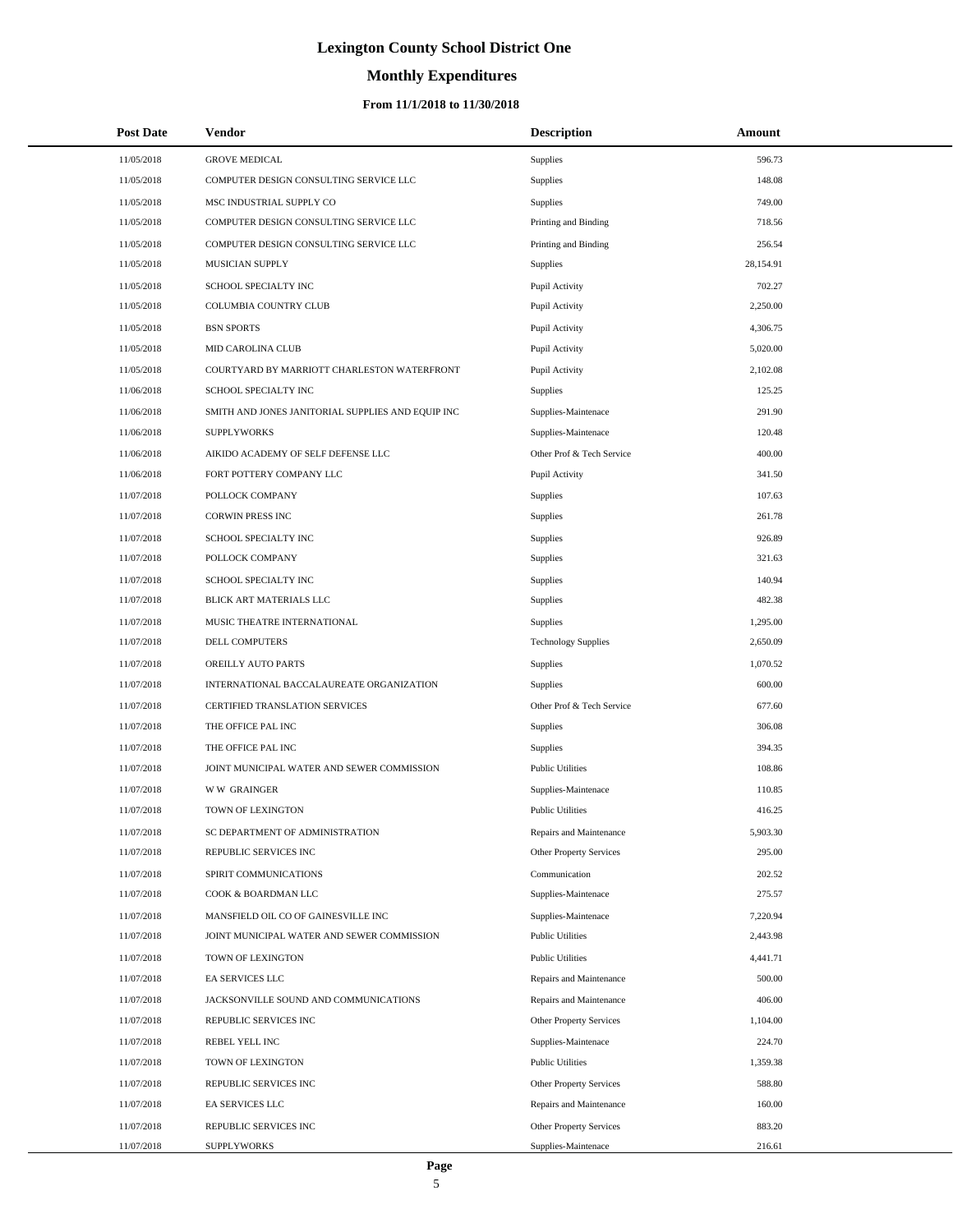# Lexington County School District One

## Monthly Expenditures

### From 11/1/2018 to 11/30/2018

| Post Date | Vendor | Description | Amount |
|---|---|---|---|
| 11/05/2018 | GROVE MEDICAL | Supplies | 596.73 |
| 11/05/2018 | COMPUTER DESIGN CONSULTING SERVICE LLC | Supplies | 148.08 |
| 11/05/2018 | MSC INDUSTRIAL SUPPLY CO | Supplies | 749.00 |
| 11/05/2018 | COMPUTER DESIGN CONSULTING SERVICE LLC | Printing and Binding | 718.56 |
| 11/05/2018 | COMPUTER DESIGN CONSULTING SERVICE LLC | Printing and Binding | 256.54 |
| 11/05/2018 | MUSICIAN SUPPLY | Supplies | 28,154.91 |
| 11/05/2018 | SCHOOL SPECIALTY INC | Pupil Activity | 702.27 |
| 11/05/2018 | COLUMBIA COUNTRY CLUB | Pupil Activity | 2,250.00 |
| 11/05/2018 | BSN SPORTS | Pupil Activity | 4,306.75 |
| 11/05/2018 | MID CAROLINA CLUB | Pupil Activity | 5,020.00 |
| 11/05/2018 | COURTYARD BY MARRIOTT CHARLESTON WATERFRONT | Pupil Activity | 2,102.08 |
| 11/06/2018 | SCHOOL SPECIALTY INC | Supplies | 125.25 |
| 11/06/2018 | SMITH AND JONES JANITORIAL SUPPLIES AND EQUIP INC | Supplies-Maintenace | 291.90 |
| 11/06/2018 | SUPPLYWORKS | Supplies-Maintenace | 120.48 |
| 11/06/2018 | AIKIDO ACADEMY OF SELF DEFENSE LLC | Other Prof & Tech Service | 400.00 |
| 11/06/2018 | FORT POTTERY COMPANY LLC | Pupil Activity | 341.50 |
| 11/07/2018 | POLLOCK COMPANY | Supplies | 107.63 |
| 11/07/2018 | CORWIN PRESS INC | Supplies | 261.78 |
| 11/07/2018 | SCHOOL SPECIALTY INC | Supplies | 926.89 |
| 11/07/2018 | POLLOCK COMPANY | Supplies | 321.63 |
| 11/07/2018 | SCHOOL SPECIALTY INC | Supplies | 140.94 |
| 11/07/2018 | BLICK ART MATERIALS LLC | Supplies | 482.38 |
| 11/07/2018 | MUSIC THEATRE INTERNATIONAL | Supplies | 1,295.00 |
| 11/07/2018 | DELL COMPUTERS | Technology Supplies | 2,650.09 |
| 11/07/2018 | OREILLY AUTO PARTS | Supplies | 1,070.52 |
| 11/07/2018 | INTERNATIONAL BACCALAUREATE ORGANIZATION | Supplies | 600.00 |
| 11/07/2018 | CERTIFIED TRANSLATION SERVICES | Other Prof & Tech Service | 677.60 |
| 11/07/2018 | THE OFFICE PAL INC | Supplies | 306.08 |
| 11/07/2018 | THE OFFICE PAL INC | Supplies | 394.35 |
| 11/07/2018 | JOINT MUNICIPAL WATER AND SEWER COMMISSION | Public Utilities | 108.86 |
| 11/07/2018 | W W GRAINGER | Supplies-Maintenace | 110.85 |
| 11/07/2018 | TOWN OF LEXINGTON | Public Utilities | 416.25 |
| 11/07/2018 | SC DEPARTMENT OF ADMINISTRATION | Repairs and Maintenance | 5,903.30 |
| 11/07/2018 | REPUBLIC SERVICES INC | Other Property Services | 295.00 |
| 11/07/2018 | SPIRIT COMMUNICATIONS | Communication | 202.52 |
| 11/07/2018 | COOK & BOARDMAN LLC | Supplies-Maintenace | 275.57 |
| 11/07/2018 | MANSFIELD OIL CO OF GAINESVILLE INC | Supplies-Maintenace | 7,220.94 |
| 11/07/2018 | JOINT MUNICIPAL WATER AND SEWER COMMISSION | Public Utilities | 2,443.98 |
| 11/07/2018 | TOWN OF LEXINGTON | Public Utilities | 4,441.71 |
| 11/07/2018 | EA SERVICES LLC | Repairs and Maintenance | 500.00 |
| 11/07/2018 | JACKSONVILLE SOUND AND COMMUNICATIONS | Repairs and Maintenance | 406.00 |
| 11/07/2018 | REPUBLIC SERVICES INC | Other Property Services | 1,104.00 |
| 11/07/2018 | REBEL YELL INC | Supplies-Maintenace | 224.70 |
| 11/07/2018 | TOWN OF LEXINGTON | Public Utilities | 1,359.38 |
| 11/07/2018 | REPUBLIC SERVICES INC | Other Property Services | 588.80 |
| 11/07/2018 | EA SERVICES LLC | Repairs and Maintenance | 160.00 |
| 11/07/2018 | REPUBLIC SERVICES INC | Other Property Services | 883.20 |
| 11/07/2018 | SUPPLYWORKS | Supplies-Maintenace | 216.61 |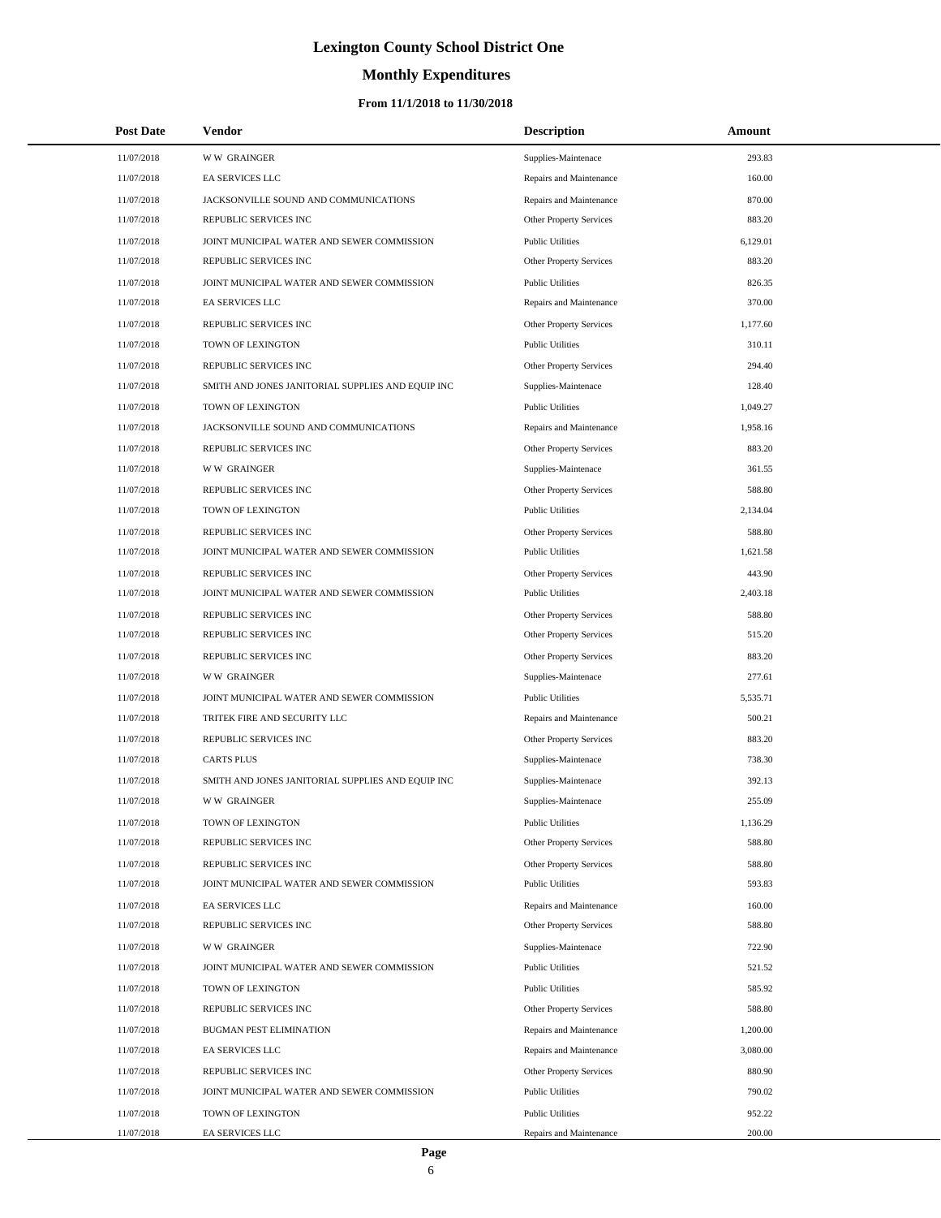# Lexington County School District One

## Monthly Expenditures

### From 11/1/2018 to 11/30/2018

| Post Date | Vendor | Description | Amount |
|---|---|---|---|
| 11/07/2018 | W W GRAINGER | Supplies-Maintenace | 293.83 |
| 11/07/2018 | EA SERVICES LLC | Repairs and Maintenance | 160.00 |
| 11/07/2018 | JACKSONVILLE SOUND AND COMMUNICATIONS | Repairs and Maintenance | 870.00 |
| 11/07/2018 | REPUBLIC SERVICES INC | Other Property Services | 883.20 |
| 11/07/2018 | JOINT MUNICIPAL WATER AND SEWER COMMISSION | Public Utilities | 6,129.01 |
| 11/07/2018 | REPUBLIC SERVICES INC | Other Property Services | 883.20 |
| 11/07/2018 | JOINT MUNICIPAL WATER AND SEWER COMMISSION | Public Utilities | 826.35 |
| 11/07/2018 | EA SERVICES LLC | Repairs and Maintenance | 370.00 |
| 11/07/2018 | REPUBLIC SERVICES INC | Other Property Services | 1,177.60 |
| 11/07/2018 | TOWN OF LEXINGTON | Public Utilities | 310.11 |
| 11/07/2018 | REPUBLIC SERVICES INC | Other Property Services | 294.40 |
| 11/07/2018 | SMITH AND JONES JANITORIAL SUPPLIES AND EQUIP INC | Supplies-Maintenace | 128.40 |
| 11/07/2018 | TOWN OF LEXINGTON | Public Utilities | 1,049.27 |
| 11/07/2018 | JACKSONVILLE SOUND AND COMMUNICATIONS | Repairs and Maintenance | 1,958.16 |
| 11/07/2018 | REPUBLIC SERVICES INC | Other Property Services | 883.20 |
| 11/07/2018 | W W GRAINGER | Supplies-Maintenace | 361.55 |
| 11/07/2018 | REPUBLIC SERVICES INC | Other Property Services | 588.80 |
| 11/07/2018 | TOWN OF LEXINGTON | Public Utilities | 2,134.04 |
| 11/07/2018 | REPUBLIC SERVICES INC | Other Property Services | 588.80 |
| 11/07/2018 | JOINT MUNICIPAL WATER AND SEWER COMMISSION | Public Utilities | 1,621.58 |
| 11/07/2018 | REPUBLIC SERVICES INC | Other Property Services | 443.90 |
| 11/07/2018 | JOINT MUNICIPAL WATER AND SEWER COMMISSION | Public Utilities | 2,403.18 |
| 11/07/2018 | REPUBLIC SERVICES INC | Other Property Services | 588.80 |
| 11/07/2018 | REPUBLIC SERVICES INC | Other Property Services | 515.20 |
| 11/07/2018 | REPUBLIC SERVICES INC | Other Property Services | 883.20 |
| 11/07/2018 | W W GRAINGER | Supplies-Maintenace | 277.61 |
| 11/07/2018 | JOINT MUNICIPAL WATER AND SEWER COMMISSION | Public Utilities | 5,535.71 |
| 11/07/2018 | TRITEK FIRE AND SECURITY LLC | Repairs and Maintenance | 500.21 |
| 11/07/2018 | REPUBLIC SERVICES INC | Other Property Services | 883.20 |
| 11/07/2018 | CARTS PLUS | Supplies-Maintenace | 738.30 |
| 11/07/2018 | SMITH AND JONES JANITORIAL SUPPLIES AND EQUIP INC | Supplies-Maintenace | 392.13 |
| 11/07/2018 | W W GRAINGER | Supplies-Maintenace | 255.09 |
| 11/07/2018 | TOWN OF LEXINGTON | Public Utilities | 1,136.29 |
| 11/07/2018 | REPUBLIC SERVICES INC | Other Property Services | 588.80 |
| 11/07/2018 | REPUBLIC SERVICES INC | Other Property Services | 588.80 |
| 11/07/2018 | JOINT MUNICIPAL WATER AND SEWER COMMISSION | Public Utilities | 593.83 |
| 11/07/2018 | EA SERVICES LLC | Repairs and Maintenance | 160.00 |
| 11/07/2018 | REPUBLIC SERVICES INC | Other Property Services | 588.80 |
| 11/07/2018 | W W GRAINGER | Supplies-Maintenace | 722.90 |
| 11/07/2018 | JOINT MUNICIPAL WATER AND SEWER COMMISSION | Public Utilities | 521.52 |
| 11/07/2018 | TOWN OF LEXINGTON | Public Utilities | 585.92 |
| 11/07/2018 | REPUBLIC SERVICES INC | Other Property Services | 588.80 |
| 11/07/2018 | BUGMAN PEST ELIMINATION | Repairs and Maintenance | 1,200.00 |
| 11/07/2018 | EA SERVICES LLC | Repairs and Maintenance | 3,080.00 |
| 11/07/2018 | REPUBLIC SERVICES INC | Other Property Services | 880.90 |
| 11/07/2018 | JOINT MUNICIPAL WATER AND SEWER COMMISSION | Public Utilities | 790.02 |
| 11/07/2018 | TOWN OF LEXINGTON | Public Utilities | 952.22 |
| 11/07/2018 | EA SERVICES LLC | Repairs and Maintenance | 200.00 |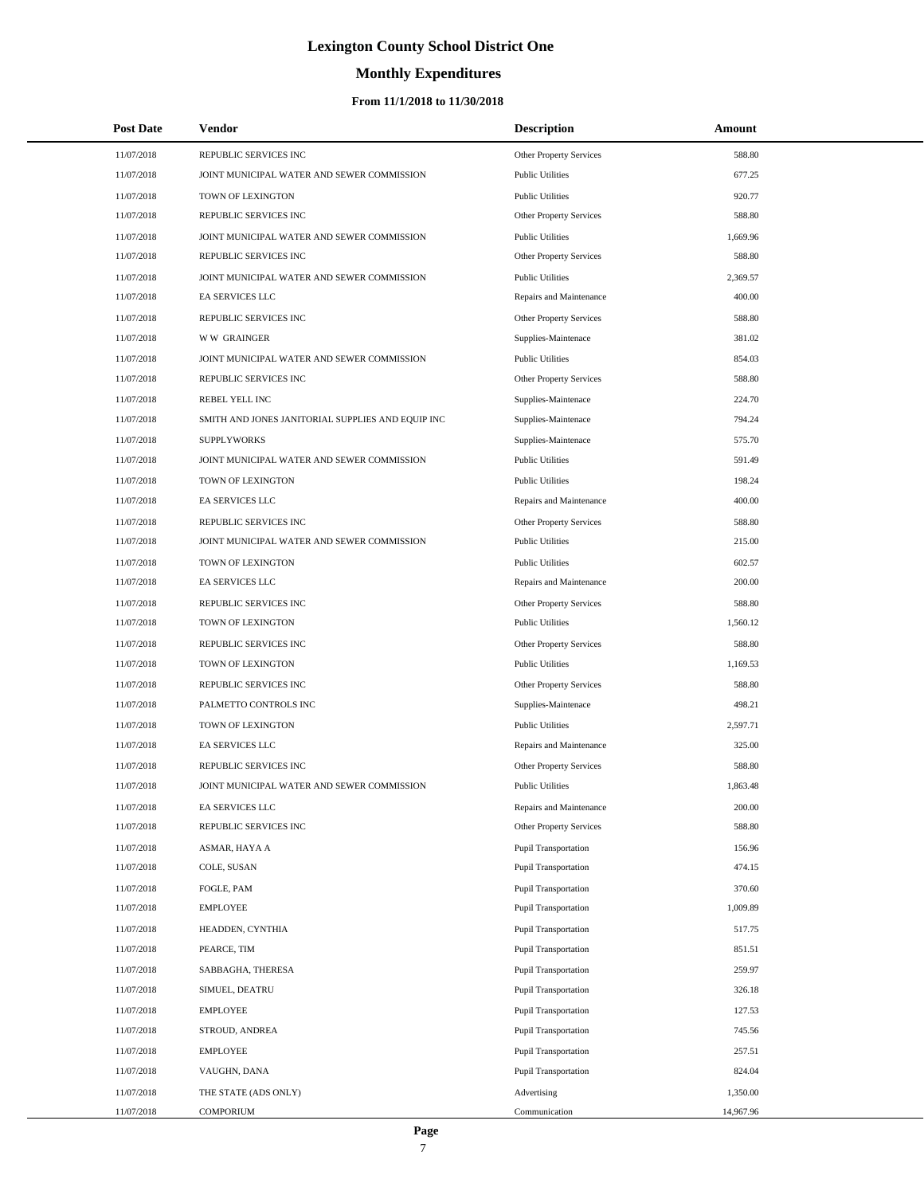# Lexington County School District One

## Monthly Expenditures

### From 11/1/2018 to 11/30/2018

| Post Date | Vendor | Description | Amount |
|---|---|---|---|
| 11/07/2018 | REPUBLIC SERVICES INC | Other Property Services | 588.80 |
| 11/07/2018 | JOINT MUNICIPAL WATER AND SEWER COMMISSION | Public Utilities | 677.25 |
| 11/07/2018 | TOWN OF LEXINGTON | Public Utilities | 920.77 |
| 11/07/2018 | REPUBLIC SERVICES INC | Other Property Services | 588.80 |
| 11/07/2018 | JOINT MUNICIPAL WATER AND SEWER COMMISSION | Public Utilities | 1,669.96 |
| 11/07/2018 | REPUBLIC SERVICES INC | Other Property Services | 588.80 |
| 11/07/2018 | JOINT MUNICIPAL WATER AND SEWER COMMISSION | Public Utilities | 2,369.57 |
| 11/07/2018 | EA SERVICES LLC | Repairs and Maintenance | 400.00 |
| 11/07/2018 | REPUBLIC SERVICES INC | Other Property Services | 588.80 |
| 11/07/2018 | W W GRAINGER | Supplies-Maintenace | 381.02 |
| 11/07/2018 | JOINT MUNICIPAL WATER AND SEWER COMMISSION | Public Utilities | 854.03 |
| 11/07/2018 | REPUBLIC SERVICES INC | Other Property Services | 588.80 |
| 11/07/2018 | REBEL YELL INC | Supplies-Maintenace | 224.70 |
| 11/07/2018 | SMITH AND JONES JANITORIAL SUPPLIES AND EQUIP INC | Supplies-Maintenace | 794.24 |
| 11/07/2018 | SUPPLYWORKS | Supplies-Maintenace | 575.70 |
| 11/07/2018 | JOINT MUNICIPAL WATER AND SEWER COMMISSION | Public Utilities | 591.49 |
| 11/07/2018 | TOWN OF LEXINGTON | Public Utilities | 198.24 |
| 11/07/2018 | EA SERVICES LLC | Repairs and Maintenance | 400.00 |
| 11/07/2018 | REPUBLIC SERVICES INC | Other Property Services | 588.80 |
| 11/07/2018 | JOINT MUNICIPAL WATER AND SEWER COMMISSION | Public Utilities | 215.00 |
| 11/07/2018 | TOWN OF LEXINGTON | Public Utilities | 602.57 |
| 11/07/2018 | EA SERVICES LLC | Repairs and Maintenance | 200.00 |
| 11/07/2018 | REPUBLIC SERVICES INC | Other Property Services | 588.80 |
| 11/07/2018 | TOWN OF LEXINGTON | Public Utilities | 1,560.12 |
| 11/07/2018 | REPUBLIC SERVICES INC | Other Property Services | 588.80 |
| 11/07/2018 | TOWN OF LEXINGTON | Public Utilities | 1,169.53 |
| 11/07/2018 | REPUBLIC SERVICES INC | Other Property Services | 588.80 |
| 11/07/2018 | PALMETTO CONTROLS INC | Supplies-Maintenace | 498.21 |
| 11/07/2018 | TOWN OF LEXINGTON | Public Utilities | 2,597.71 |
| 11/07/2018 | EA SERVICES LLC | Repairs and Maintenance | 325.00 |
| 11/07/2018 | REPUBLIC SERVICES INC | Other Property Services | 588.80 |
| 11/07/2018 | JOINT MUNICIPAL WATER AND SEWER COMMISSION | Public Utilities | 1,863.48 |
| 11/07/2018 | EA SERVICES LLC | Repairs and Maintenance | 200.00 |
| 11/07/2018 | REPUBLIC SERVICES INC | Other Property Services | 588.80 |
| 11/07/2018 | ASMAR, HAYA A | Pupil Transportation | 156.96 |
| 11/07/2018 | COLE, SUSAN | Pupil Transportation | 474.15 |
| 11/07/2018 | FOGLE, PAM | Pupil Transportation | 370.60 |
| 11/07/2018 | EMPLOYEE | Pupil Transportation | 1,009.89 |
| 11/07/2018 | HEADDEN, CYNTHIA | Pupil Transportation | 517.75 |
| 11/07/2018 | PEARCE, TIM | Pupil Transportation | 851.51 |
| 11/07/2018 | SABBAGHA, THERESA | Pupil Transportation | 259.97 |
| 11/07/2018 | SIMUEL, DEATRU | Pupil Transportation | 326.18 |
| 11/07/2018 | EMPLOYEE | Pupil Transportation | 127.53 |
| 11/07/2018 | STROUD, ANDREA | Pupil Transportation | 745.56 |
| 11/07/2018 | EMPLOYEE | Pupil Transportation | 257.51 |
| 11/07/2018 | VAUGHN, DANA | Pupil Transportation | 824.04 |
| 11/07/2018 | THE STATE (ADS ONLY) | Advertising | 1,350.00 |
| 11/07/2018 | COMPORIUM | Communication | 14,967.96 |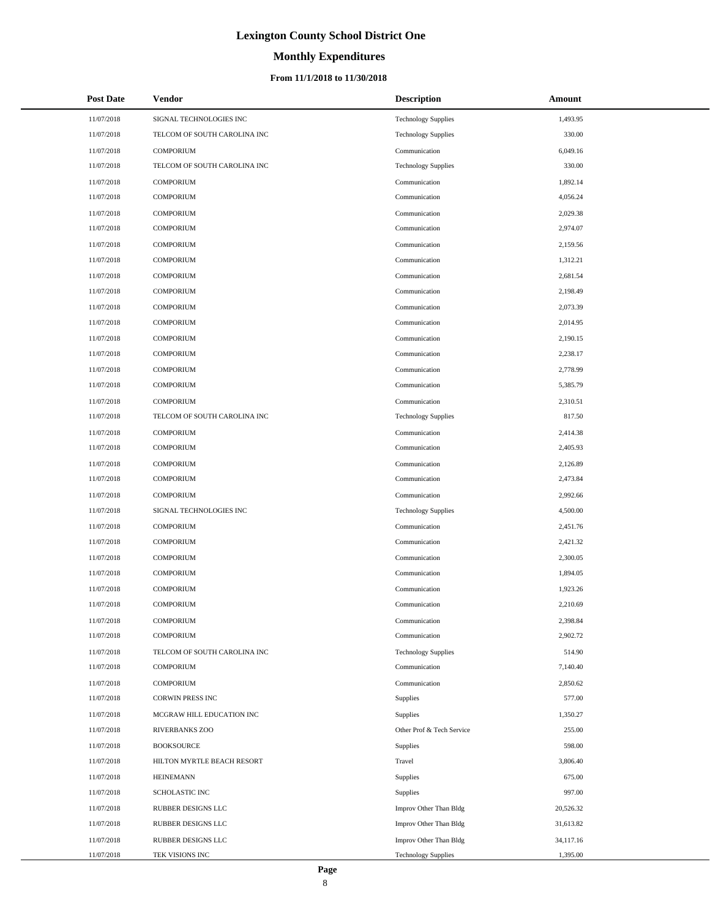# Lexington County School District One

## Monthly Expenditures

### From 11/1/2018 to 11/30/2018

| Post Date | Vendor | Description | Amount |
|---|---|---|---|
| 11/07/2018 | SIGNAL TECHNOLOGIES INC | Technology Supplies | 1,493.95 |
| 11/07/2018 | TELCOM OF SOUTH CAROLINA INC | Technology Supplies | 330.00 |
| 11/07/2018 | COMPORIUM | Communication | 6,049.16 |
| 11/07/2018 | TELCOM OF SOUTH CAROLINA INC | Technology Supplies | 330.00 |
| 11/07/2018 | COMPORIUM | Communication | 1,892.14 |
| 11/07/2018 | COMPORIUM | Communication | 4,056.24 |
| 11/07/2018 | COMPORIUM | Communication | 2,029.38 |
| 11/07/2018 | COMPORIUM | Communication | 2,974.07 |
| 11/07/2018 | COMPORIUM | Communication | 2,159.56 |
| 11/07/2018 | COMPORIUM | Communication | 1,312.21 |
| 11/07/2018 | COMPORIUM | Communication | 2,681.54 |
| 11/07/2018 | COMPORIUM | Communication | 2,198.49 |
| 11/07/2018 | COMPORIUM | Communication | 2,073.39 |
| 11/07/2018 | COMPORIUM | Communication | 2,014.95 |
| 11/07/2018 | COMPORIUM | Communication | 2,190.15 |
| 11/07/2018 | COMPORIUM | Communication | 2,238.17 |
| 11/07/2018 | COMPORIUM | Communication | 2,778.99 |
| 11/07/2018 | COMPORIUM | Communication | 5,385.79 |
| 11/07/2018 | COMPORIUM | Communication | 2,310.51 |
| 11/07/2018 | TELCOM OF SOUTH CAROLINA INC | Technology Supplies | 817.50 |
| 11/07/2018 | COMPORIUM | Communication | 2,414.38 |
| 11/07/2018 | COMPORIUM | Communication | 2,405.93 |
| 11/07/2018 | COMPORIUM | Communication | 2,126.89 |
| 11/07/2018 | COMPORIUM | Communication | 2,473.84 |
| 11/07/2018 | COMPORIUM | Communication | 2,992.66 |
| 11/07/2018 | SIGNAL TECHNOLOGIES INC | Technology Supplies | 4,500.00 |
| 11/07/2018 | COMPORIUM | Communication | 2,451.76 |
| 11/07/2018 | COMPORIUM | Communication | 2,421.32 |
| 11/07/2018 | COMPORIUM | Communication | 2,300.05 |
| 11/07/2018 | COMPORIUM | Communication | 1,894.05 |
| 11/07/2018 | COMPORIUM | Communication | 1,923.26 |
| 11/07/2018 | COMPORIUM | Communication | 2,210.69 |
| 11/07/2018 | COMPORIUM | Communication | 2,398.84 |
| 11/07/2018 | COMPORIUM | Communication | 2,902.72 |
| 11/07/2018 | TELCOM OF SOUTH CAROLINA INC | Technology Supplies | 514.90 |
| 11/07/2018 | COMPORIUM | Communication | 7,140.40 |
| 11/07/2018 | COMPORIUM | Communication | 2,850.62 |
| 11/07/2018 | CORWIN PRESS INC | Supplies | 577.00 |
| 11/07/2018 | MCGRAW HILL EDUCATION INC | Supplies | 1,350.27 |
| 11/07/2018 | RIVERBANKS ZOO | Other Prof & Tech Service | 255.00 |
| 11/07/2018 | BOOKSOURCE | Supplies | 598.00 |
| 11/07/2018 | HILTON MYRTLE BEACH RESORT | Travel | 3,806.40 |
| 11/07/2018 | HEINEMANN | Supplies | 675.00 |
| 11/07/2018 | SCHOLASTIC INC | Supplies | 997.00 |
| 11/07/2018 | RUBBER DESIGNS LLC | Improv Other Than Bldg | 20,526.32 |
| 11/07/2018 | RUBBER DESIGNS LLC | Improv Other Than Bldg | 31,613.82 |
| 11/07/2018 | RUBBER DESIGNS LLC | Improv Other Than Bldg | 34,117.16 |
| 11/07/2018 | TEK VISIONS INC | Technology Supplies | 1,395.00 |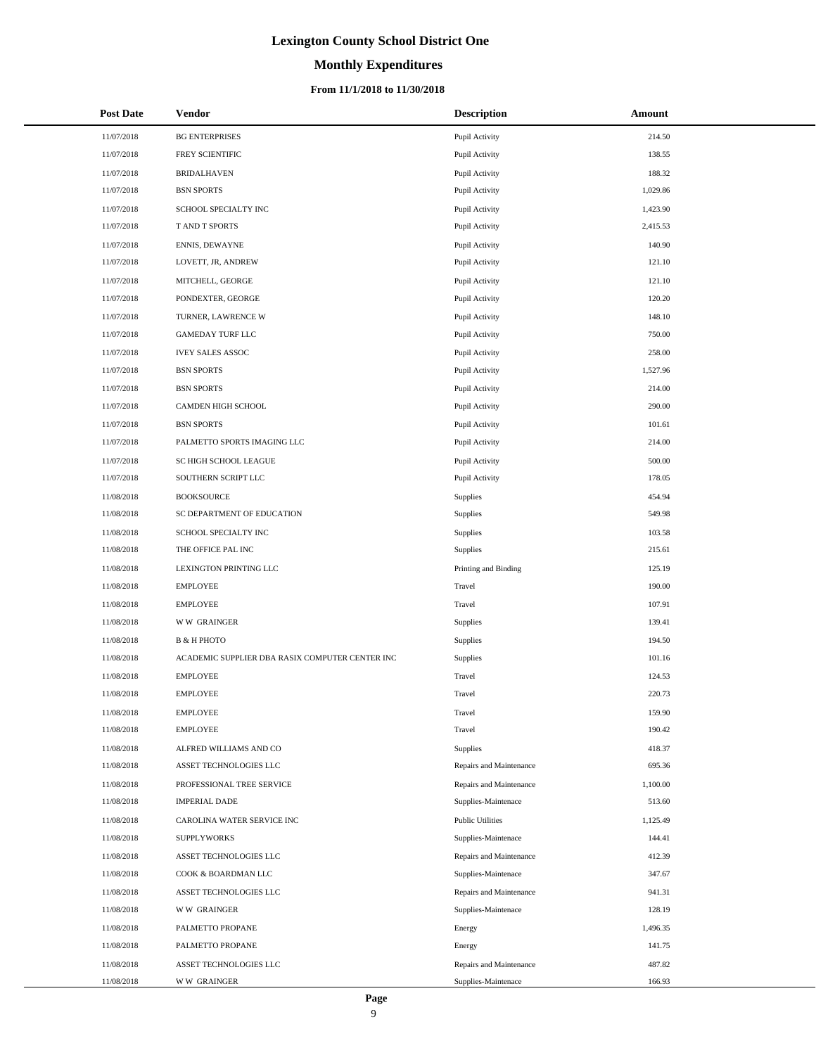# Lexington County School District One

## Monthly Expenditures

### From 11/1/2018 to 11/30/2018

| Post Date | Vendor | Description | Amount |
|---|---|---|---|
| 11/07/2018 | BG ENTERPRISES | Pupil Activity | 214.50 |
| 11/07/2018 | FREY SCIENTIFIC | Pupil Activity | 138.55 |
| 11/07/2018 | BRIDALHAVEN | Pupil Activity | 188.32 |
| 11/07/2018 | BSN SPORTS | Pupil Activity | 1,029.86 |
| 11/07/2018 | SCHOOL SPECIALTY INC | Pupil Activity | 1,423.90 |
| 11/07/2018 | T AND T SPORTS | Pupil Activity | 2,415.53 |
| 11/07/2018 | ENNIS, DEWAYNE | Pupil Activity | 140.90 |
| 11/07/2018 | LOVETT, JR, ANDREW | Pupil Activity | 121.10 |
| 11/07/2018 | MITCHELL, GEORGE | Pupil Activity | 121.10 |
| 11/07/2018 | PONDEXTER, GEORGE | Pupil Activity | 120.20 |
| 11/07/2018 | TURNER, LAWRENCE W | Pupil Activity | 148.10 |
| 11/07/2018 | GAMEDAY TURF LLC | Pupil Activity | 750.00 |
| 11/07/2018 | IVEY SALES ASSOC | Pupil Activity | 258.00 |
| 11/07/2018 | BSN SPORTS | Pupil Activity | 1,527.96 |
| 11/07/2018 | BSN SPORTS | Pupil Activity | 214.00 |
| 11/07/2018 | CAMDEN HIGH SCHOOL | Pupil Activity | 290.00 |
| 11/07/2018 | BSN SPORTS | Pupil Activity | 101.61 |
| 11/07/2018 | PALMETTO SPORTS IMAGING LLC | Pupil Activity | 214.00 |
| 11/07/2018 | SC HIGH SCHOOL LEAGUE | Pupil Activity | 500.00 |
| 11/07/2018 | SOUTHERN SCRIPT LLC | Pupil Activity | 178.05 |
| 11/08/2018 | BOOKSOURCE | Supplies | 454.94 |
| 11/08/2018 | SC DEPARTMENT OF EDUCATION | Supplies | 549.98 |
| 11/08/2018 | SCHOOL SPECIALTY INC | Supplies | 103.58 |
| 11/08/2018 | THE OFFICE PAL INC | Supplies | 215.61 |
| 11/08/2018 | LEXINGTON PRINTING LLC | Printing and Binding | 125.19 |
| 11/08/2018 | EMPLOYEE | Travel | 190.00 |
| 11/08/2018 | EMPLOYEE | Travel | 107.91 |
| 11/08/2018 | W W GRAINGER | Supplies | 139.41 |
| 11/08/2018 | B & H PHOTO | Supplies | 194.50 |
| 11/08/2018 | ACADEMIC SUPPLIER DBA RASIX COMPUTER CENTER INC | Supplies | 101.16 |
| 11/08/2018 | EMPLOYEE | Travel | 124.53 |
| 11/08/2018 | EMPLOYEE | Travel | 220.73 |
| 11/08/2018 | EMPLOYEE | Travel | 159.90 |
| 11/08/2018 | EMPLOYEE | Travel | 190.42 |
| 11/08/2018 | ALFRED WILLIAMS AND CO | Supplies | 418.37 |
| 11/08/2018 | ASSET TECHNOLOGIES LLC | Repairs and Maintenance | 695.36 |
| 11/08/2018 | PROFESSIONAL TREE SERVICE | Repairs and Maintenance | 1,100.00 |
| 11/08/2018 | IMPERIAL DADE | Supplies-Maintenace | 513.60 |
| 11/08/2018 | CAROLINA WATER SERVICE INC | Public Utilities | 1,125.49 |
| 11/08/2018 | SUPPLYWORKS | Supplies-Maintenace | 144.41 |
| 11/08/2018 | ASSET TECHNOLOGIES LLC | Repairs and Maintenance | 412.39 |
| 11/08/2018 | COOK & BOARDMAN LLC | Supplies-Maintenace | 347.67 |
| 11/08/2018 | ASSET TECHNOLOGIES LLC | Repairs and Maintenance | 941.31 |
| 11/08/2018 | W W GRAINGER | Supplies-Maintenace | 128.19 |
| 11/08/2018 | PALMETTO PROPANE | Energy | 1,496.35 |
| 11/08/2018 | PALMETTO PROPANE | Energy | 141.75 |
| 11/08/2018 | ASSET TECHNOLOGIES LLC | Repairs and Maintenance | 487.82 |
| 11/08/2018 | W W GRAINGER | Supplies-Maintenace | 166.93 |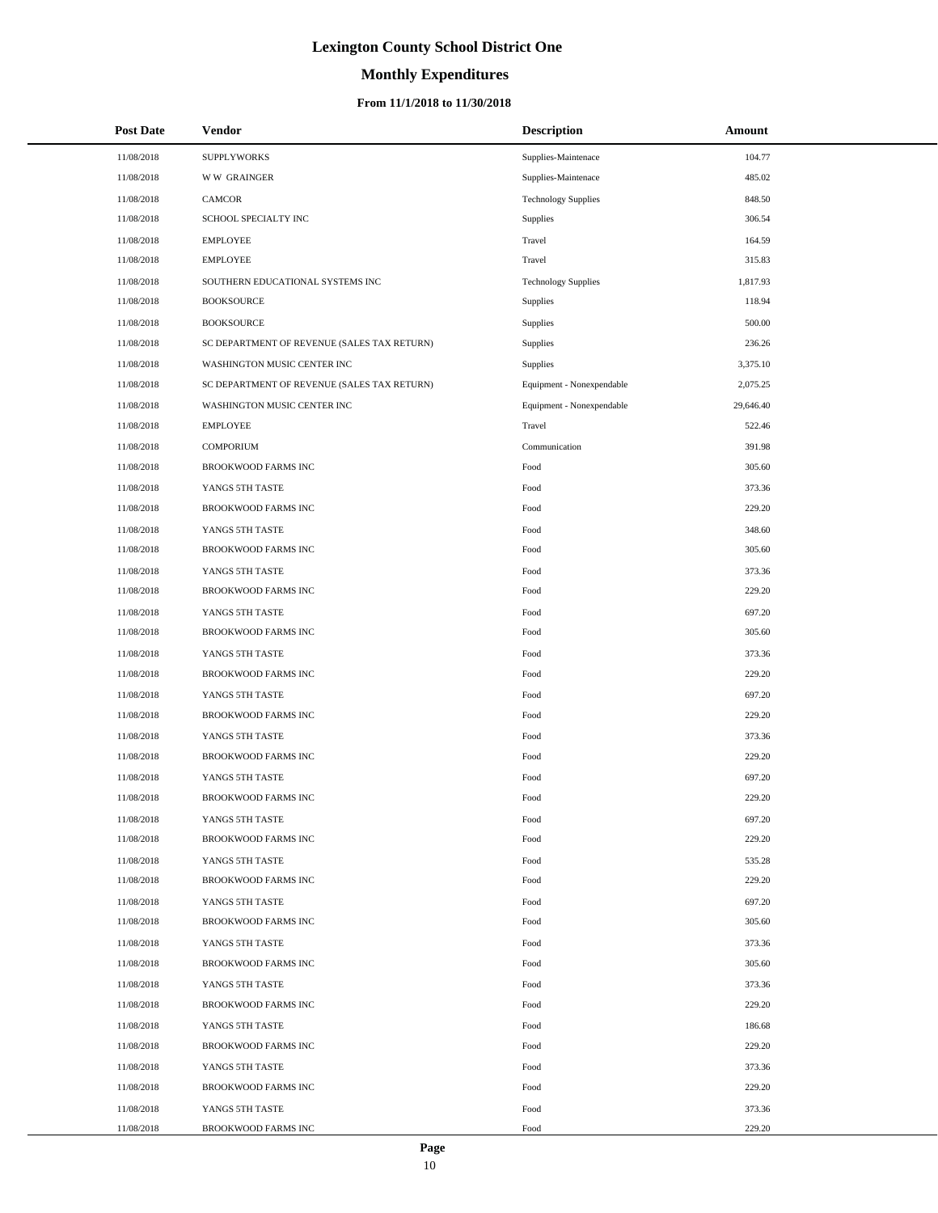# Lexington County School District One

## Monthly Expenditures

### From 11/1/2018 to 11/30/2018

| Post Date | Vendor | Description | Amount |
|---|---|---|---|
| 11/08/2018 | SUPPLYWORKS | Supplies-Maintenace | 104.77 |
| 11/08/2018 | W W GRAINGER | Supplies-Maintenace | 485.02 |
| 11/08/2018 | CAMCOR | Technology Supplies | 848.50 |
| 11/08/2018 | SCHOOL SPECIALTY INC | Supplies | 306.54 |
| 11/08/2018 | EMPLOYEE | Travel | 164.59 |
| 11/08/2018 | EMPLOYEE | Travel | 315.83 |
| 11/08/2018 | SOUTHERN EDUCATIONAL SYSTEMS INC | Technology Supplies | 1,817.93 |
| 11/08/2018 | BOOKSOURCE | Supplies | 118.94 |
| 11/08/2018 | BOOKSOURCE | Supplies | 500.00 |
| 11/08/2018 | SC DEPARTMENT OF REVENUE (SALES TAX RETURN) | Supplies | 236.26 |
| 11/08/2018 | WASHINGTON MUSIC CENTER INC | Supplies | 3,375.10 |
| 11/08/2018 | SC DEPARTMENT OF REVENUE (SALES TAX RETURN) | Equipment - Nonexpendable | 2,075.25 |
| 11/08/2018 | WASHINGTON MUSIC CENTER INC | Equipment - Nonexpendable | 29,646.40 |
| 11/08/2018 | EMPLOYEE | Travel | 522.46 |
| 11/08/2018 | COMPORIUM | Communication | 391.98 |
| 11/08/2018 | BROOKWOOD FARMS INC | Food | 305.60 |
| 11/08/2018 | YANGS 5TH TASTE | Food | 373.36 |
| 11/08/2018 | BROOKWOOD FARMS INC | Food | 229.20 |
| 11/08/2018 | YANGS 5TH TASTE | Food | 348.60 |
| 11/08/2018 | BROOKWOOD FARMS INC | Food | 305.60 |
| 11/08/2018 | YANGS 5TH TASTE | Food | 373.36 |
| 11/08/2018 | BROOKWOOD FARMS INC | Food | 229.20 |
| 11/08/2018 | YANGS 5TH TASTE | Food | 697.20 |
| 11/08/2018 | BROOKWOOD FARMS INC | Food | 305.60 |
| 11/08/2018 | YANGS 5TH TASTE | Food | 373.36 |
| 11/08/2018 | BROOKWOOD FARMS INC | Food | 229.20 |
| 11/08/2018 | YANGS 5TH TASTE | Food | 697.20 |
| 11/08/2018 | BROOKWOOD FARMS INC | Food | 229.20 |
| 11/08/2018 | YANGS 5TH TASTE | Food | 373.36 |
| 11/08/2018 | BROOKWOOD FARMS INC | Food | 229.20 |
| 11/08/2018 | YANGS 5TH TASTE | Food | 697.20 |
| 11/08/2018 | BROOKWOOD FARMS INC | Food | 229.20 |
| 11/08/2018 | YANGS 5TH TASTE | Food | 697.20 |
| 11/08/2018 | BROOKWOOD FARMS INC | Food | 229.20 |
| 11/08/2018 | YANGS 5TH TASTE | Food | 535.28 |
| 11/08/2018 | BROOKWOOD FARMS INC | Food | 229.20 |
| 11/08/2018 | YANGS 5TH TASTE | Food | 697.20 |
| 11/08/2018 | BROOKWOOD FARMS INC | Food | 305.60 |
| 11/08/2018 | YANGS 5TH TASTE | Food | 373.36 |
| 11/08/2018 | BROOKWOOD FARMS INC | Food | 305.60 |
| 11/08/2018 | YANGS 5TH TASTE | Food | 373.36 |
| 11/08/2018 | BROOKWOOD FARMS INC | Food | 229.20 |
| 11/08/2018 | YANGS 5TH TASTE | Food | 186.68 |
| 11/08/2018 | BROOKWOOD FARMS INC | Food | 229.20 |
| 11/08/2018 | YANGS 5TH TASTE | Food | 373.36 |
| 11/08/2018 | BROOKWOOD FARMS INC | Food | 229.20 |
| 11/08/2018 | YANGS 5TH TASTE | Food | 373.36 |
| 11/08/2018 | BROOKWOOD FARMS INC | Food | 229.20 |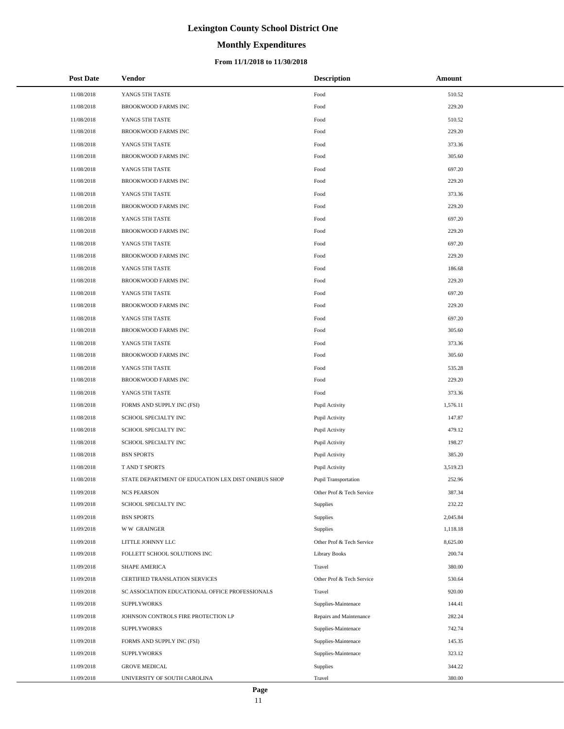# Lexington County School District One

## Monthly Expenditures

### From 11/1/2018 to 11/30/2018

| Post Date | Vendor | Description | Amount |
|---|---|---|---|
| 11/08/2018 | YANGS 5TH TASTE | Food | 510.52 |
| 11/08/2018 | BROOKWOOD FARMS INC | Food | 229.20 |
| 11/08/2018 | YANGS 5TH TASTE | Food | 510.52 |
| 11/08/2018 | BROOKWOOD FARMS INC | Food | 229.20 |
| 11/08/2018 | YANGS 5TH TASTE | Food | 373.36 |
| 11/08/2018 | BROOKWOOD FARMS INC | Food | 305.60 |
| 11/08/2018 | YANGS 5TH TASTE | Food | 697.20 |
| 11/08/2018 | BROOKWOOD FARMS INC | Food | 229.20 |
| 11/08/2018 | YANGS 5TH TASTE | Food | 373.36 |
| 11/08/2018 | BROOKWOOD FARMS INC | Food | 229.20 |
| 11/08/2018 | YANGS 5TH TASTE | Food | 697.20 |
| 11/08/2018 | BROOKWOOD FARMS INC | Food | 229.20 |
| 11/08/2018 | YANGS 5TH TASTE | Food | 697.20 |
| 11/08/2018 | BROOKWOOD FARMS INC | Food | 229.20 |
| 11/08/2018 | YANGS 5TH TASTE | Food | 186.68 |
| 11/08/2018 | BROOKWOOD FARMS INC | Food | 229.20 |
| 11/08/2018 | YANGS 5TH TASTE | Food | 697.20 |
| 11/08/2018 | BROOKWOOD FARMS INC | Food | 229.20 |
| 11/08/2018 | YANGS 5TH TASTE | Food | 697.20 |
| 11/08/2018 | BROOKWOOD FARMS INC | Food | 305.60 |
| 11/08/2018 | YANGS 5TH TASTE | Food | 373.36 |
| 11/08/2018 | BROOKWOOD FARMS INC | Food | 305.60 |
| 11/08/2018 | YANGS 5TH TASTE | Food | 535.28 |
| 11/08/2018 | BROOKWOOD FARMS INC | Food | 229.20 |
| 11/08/2018 | YANGS 5TH TASTE | Food | 373.36 |
| 11/08/2018 | FORMS AND SUPPLY INC (FSI) | Pupil Activity | 1,576.11 |
| 11/08/2018 | SCHOOL SPECIALTY INC | Pupil Activity | 147.87 |
| 11/08/2018 | SCHOOL SPECIALTY INC | Pupil Activity | 479.12 |
| 11/08/2018 | SCHOOL SPECIALTY INC | Pupil Activity | 198.27 |
| 11/08/2018 | BSN SPORTS | Pupil Activity | 385.20 |
| 11/08/2018 | T AND T SPORTS | Pupil Activity | 3,519.23 |
| 11/08/2018 | STATE DEPARTMENT OF EDUCATION LEX DIST ONEBUS SHOP | Pupil Transportation | 252.96 |
| 11/09/2018 | NCS PEARSON | Other Prof & Tech Service | 387.34 |
| 11/09/2018 | SCHOOL SPECIALTY INC | Supplies | 232.22 |
| 11/09/2018 | BSN SPORTS | Supplies | 2,045.84 |
| 11/09/2018 | W W GRAINGER | Supplies | 1,118.18 |
| 11/09/2018 | LITTLE JOHNNY LLC | Other Prof & Tech Service | 8,625.00 |
| 11/09/2018 | FOLLETT SCHOOL SOLUTIONS INC | Library Books | 200.74 |
| 11/09/2018 | SHAPE AMERICA | Travel | 380.00 |
| 11/09/2018 | CERTIFIED TRANSLATION SERVICES | Other Prof & Tech Service | 530.64 |
| 11/09/2018 | SC ASSOCIATION EDUCATIONAL OFFICE PROFESSIONALS | Travel | 920.00 |
| 11/09/2018 | SUPPLYWORKS | Supplies-Maintenace | 144.41 |
| 11/09/2018 | JOHNSON CONTROLS FIRE PROTECTION LP | Repairs and Maintenance | 282.24 |
| 11/09/2018 | SUPPLYWORKS | Supplies-Maintenace | 742.74 |
| 11/09/2018 | FORMS AND SUPPLY INC (FSI) | Supplies-Maintenace | 145.35 |
| 11/09/2018 | SUPPLYWORKS | Supplies-Maintenace | 323.12 |
| 11/09/2018 | GROVE MEDICAL | Supplies | 344.22 |
| 11/09/2018 | UNIVERSITY OF SOUTH CAROLINA | Travel | 380.00 |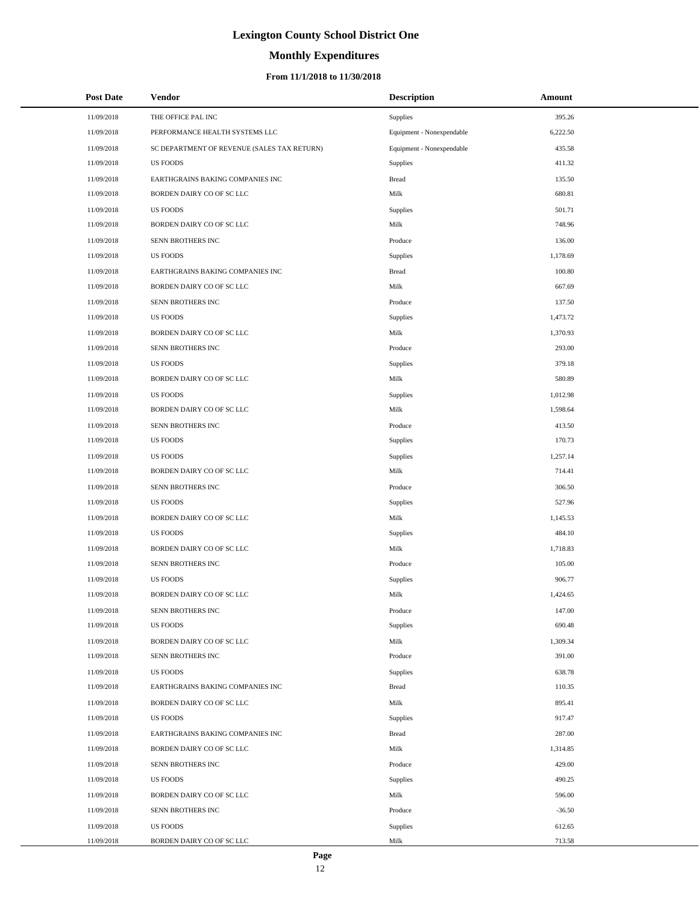# Lexington County School District One

## Monthly Expenditures

### From 11/1/2018 to 11/30/2018

| Post Date | Vendor | Description | Amount |
|---|---|---|---|
| 11/09/2018 | THE OFFICE PAL INC | Supplies | 395.26 |
| 11/09/2018 | PERFORMANCE HEALTH SYSTEMS LLC | Equipment - Nonexpendable | 6,222.50 |
| 11/09/2018 | SC DEPARTMENT OF REVENUE (SALES TAX RETURN) | Equipment - Nonexpendable | 435.58 |
| 11/09/2018 | US FOODS | Supplies | 411.32 |
| 11/09/2018 | EARTHGRAINS BAKING COMPANIES INC | Bread | 135.50 |
| 11/09/2018 | BORDEN DAIRY CO OF SC LLC | Milk | 680.81 |
| 11/09/2018 | US FOODS | Supplies | 501.71 |
| 11/09/2018 | BORDEN DAIRY CO OF SC LLC | Milk | 748.96 |
| 11/09/2018 | SENN BROTHERS INC | Produce | 136.00 |
| 11/09/2018 | US FOODS | Supplies | 1,178.69 |
| 11/09/2018 | EARTHGRAINS BAKING COMPANIES INC | Bread | 100.80 |
| 11/09/2018 | BORDEN DAIRY CO OF SC LLC | Milk | 667.69 |
| 11/09/2018 | SENN BROTHERS INC | Produce | 137.50 |
| 11/09/2018 | US FOODS | Supplies | 1,473.72 |
| 11/09/2018 | BORDEN DAIRY CO OF SC LLC | Milk | 1,370.93 |
| 11/09/2018 | SENN BROTHERS INC | Produce | 293.00 |
| 11/09/2018 | US FOODS | Supplies | 379.18 |
| 11/09/2018 | BORDEN DAIRY CO OF SC LLC | Milk | 580.89 |
| 11/09/2018 | US FOODS | Supplies | 1,012.98 |
| 11/09/2018 | BORDEN DAIRY CO OF SC LLC | Milk | 1,598.64 |
| 11/09/2018 | SENN BROTHERS INC | Produce | 413.50 |
| 11/09/2018 | US FOODS | Supplies | 170.73 |
| 11/09/2018 | US FOODS | Supplies | 1,257.14 |
| 11/09/2018 | BORDEN DAIRY CO OF SC LLC | Milk | 714.41 |
| 11/09/2018 | SENN BROTHERS INC | Produce | 306.50 |
| 11/09/2018 | US FOODS | Supplies | 527.96 |
| 11/09/2018 | BORDEN DAIRY CO OF SC LLC | Milk | 1,145.53 |
| 11/09/2018 | US FOODS | Supplies | 484.10 |
| 11/09/2018 | BORDEN DAIRY CO OF SC LLC | Milk | 1,718.83 |
| 11/09/2018 | SENN BROTHERS INC | Produce | 105.00 |
| 11/09/2018 | US FOODS | Supplies | 906.77 |
| 11/09/2018 | BORDEN DAIRY CO OF SC LLC | Milk | 1,424.65 |
| 11/09/2018 | SENN BROTHERS INC | Produce | 147.00 |
| 11/09/2018 | US FOODS | Supplies | 690.48 |
| 11/09/2018 | BORDEN DAIRY CO OF SC LLC | Milk | 1,309.34 |
| 11/09/2018 | SENN BROTHERS INC | Produce | 391.00 |
| 11/09/2018 | US FOODS | Supplies | 638.78 |
| 11/09/2018 | EARTHGRAINS BAKING COMPANIES INC | Bread | 110.35 |
| 11/09/2018 | BORDEN DAIRY CO OF SC LLC | Milk | 895.41 |
| 11/09/2018 | US FOODS | Supplies | 917.47 |
| 11/09/2018 | EARTHGRAINS BAKING COMPANIES INC | Bread | 287.00 |
| 11/09/2018 | BORDEN DAIRY CO OF SC LLC | Milk | 1,314.85 |
| 11/09/2018 | SENN BROTHERS INC | Produce | 429.00 |
| 11/09/2018 | US FOODS | Supplies | 490.25 |
| 11/09/2018 | BORDEN DAIRY CO OF SC LLC | Milk | 596.00 |
| 11/09/2018 | SENN BROTHERS INC | Produce | -36.50 |
| 11/09/2018 | US FOODS | Supplies | 612.65 |
| 11/09/2018 | BORDEN DAIRY CO OF SC LLC | Milk | 713.58 |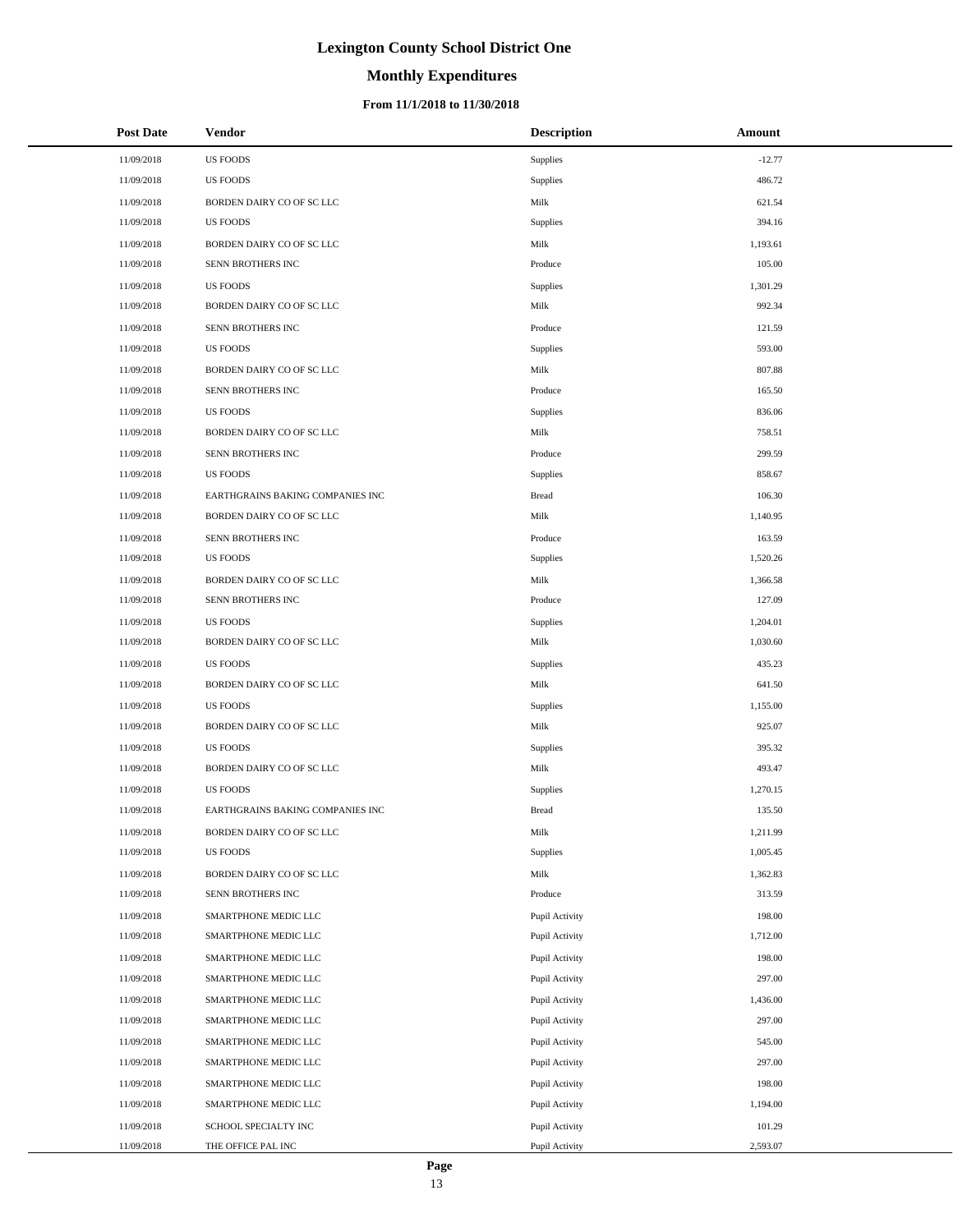# Lexington County School District One

## Monthly Expenditures

### From 11/1/2018 to 11/30/2018

| Post Date | Vendor | Description | Amount |
|---|---|---|---|
| 11/09/2018 | US FOODS | Supplies | -12.77 |
| 11/09/2018 | US FOODS | Supplies | 486.72 |
| 11/09/2018 | BORDEN DAIRY CO OF SC LLC | Milk | 621.54 |
| 11/09/2018 | US FOODS | Supplies | 394.16 |
| 11/09/2018 | BORDEN DAIRY CO OF SC LLC | Milk | 1,193.61 |
| 11/09/2018 | SENN BROTHERS INC | Produce | 105.00 |
| 11/09/2018 | US FOODS | Supplies | 1,301.29 |
| 11/09/2018 | BORDEN DAIRY CO OF SC LLC | Milk | 992.34 |
| 11/09/2018 | SENN BROTHERS INC | Produce | 121.59 |
| 11/09/2018 | US FOODS | Supplies | 593.00 |
| 11/09/2018 | BORDEN DAIRY CO OF SC LLC | Milk | 807.88 |
| 11/09/2018 | SENN BROTHERS INC | Produce | 165.50 |
| 11/09/2018 | US FOODS | Supplies | 836.06 |
| 11/09/2018 | BORDEN DAIRY CO OF SC LLC | Milk | 758.51 |
| 11/09/2018 | SENN BROTHERS INC | Produce | 299.59 |
| 11/09/2018 | US FOODS | Supplies | 858.67 |
| 11/09/2018 | EARTHGRAINS BAKING COMPANIES INC | Bread | 106.30 |
| 11/09/2018 | BORDEN DAIRY CO OF SC LLC | Milk | 1,140.95 |
| 11/09/2018 | SENN BROTHERS INC | Produce | 163.59 |
| 11/09/2018 | US FOODS | Supplies | 1,520.26 |
| 11/09/2018 | BORDEN DAIRY CO OF SC LLC | Milk | 1,366.58 |
| 11/09/2018 | SENN BROTHERS INC | Produce | 127.09 |
| 11/09/2018 | US FOODS | Supplies | 1,204.01 |
| 11/09/2018 | BORDEN DAIRY CO OF SC LLC | Milk | 1,030.60 |
| 11/09/2018 | US FOODS | Supplies | 435.23 |
| 11/09/2018 | BORDEN DAIRY CO OF SC LLC | Milk | 641.50 |
| 11/09/2018 | US FOODS | Supplies | 1,155.00 |
| 11/09/2018 | BORDEN DAIRY CO OF SC LLC | Milk | 925.07 |
| 11/09/2018 | US FOODS | Supplies | 395.32 |
| 11/09/2018 | BORDEN DAIRY CO OF SC LLC | Milk | 493.47 |
| 11/09/2018 | US FOODS | Supplies | 1,270.15 |
| 11/09/2018 | EARTHGRAINS BAKING COMPANIES INC | Bread | 135.50 |
| 11/09/2018 | BORDEN DAIRY CO OF SC LLC | Milk | 1,211.99 |
| 11/09/2018 | US FOODS | Supplies | 1,005.45 |
| 11/09/2018 | BORDEN DAIRY CO OF SC LLC | Milk | 1,362.83 |
| 11/09/2018 | SENN BROTHERS INC | Produce | 313.59 |
| 11/09/2018 | SMARTPHONE MEDIC LLC | Pupil Activity | 198.00 |
| 11/09/2018 | SMARTPHONE MEDIC LLC | Pupil Activity | 1,712.00 |
| 11/09/2018 | SMARTPHONE MEDIC LLC | Pupil Activity | 198.00 |
| 11/09/2018 | SMARTPHONE MEDIC LLC | Pupil Activity | 297.00 |
| 11/09/2018 | SMARTPHONE MEDIC LLC | Pupil Activity | 1,436.00 |
| 11/09/2018 | SMARTPHONE MEDIC LLC | Pupil Activity | 297.00 |
| 11/09/2018 | SMARTPHONE MEDIC LLC | Pupil Activity | 545.00 |
| 11/09/2018 | SMARTPHONE MEDIC LLC | Pupil Activity | 297.00 |
| 11/09/2018 | SMARTPHONE MEDIC LLC | Pupil Activity | 198.00 |
| 11/09/2018 | SMARTPHONE MEDIC LLC | Pupil Activity | 1,194.00 |
| 11/09/2018 | SCHOOL SPECIALTY INC | Pupil Activity | 101.29 |
| 11/09/2018 | THE OFFICE PAL INC | Pupil Activity | 2,593.07 |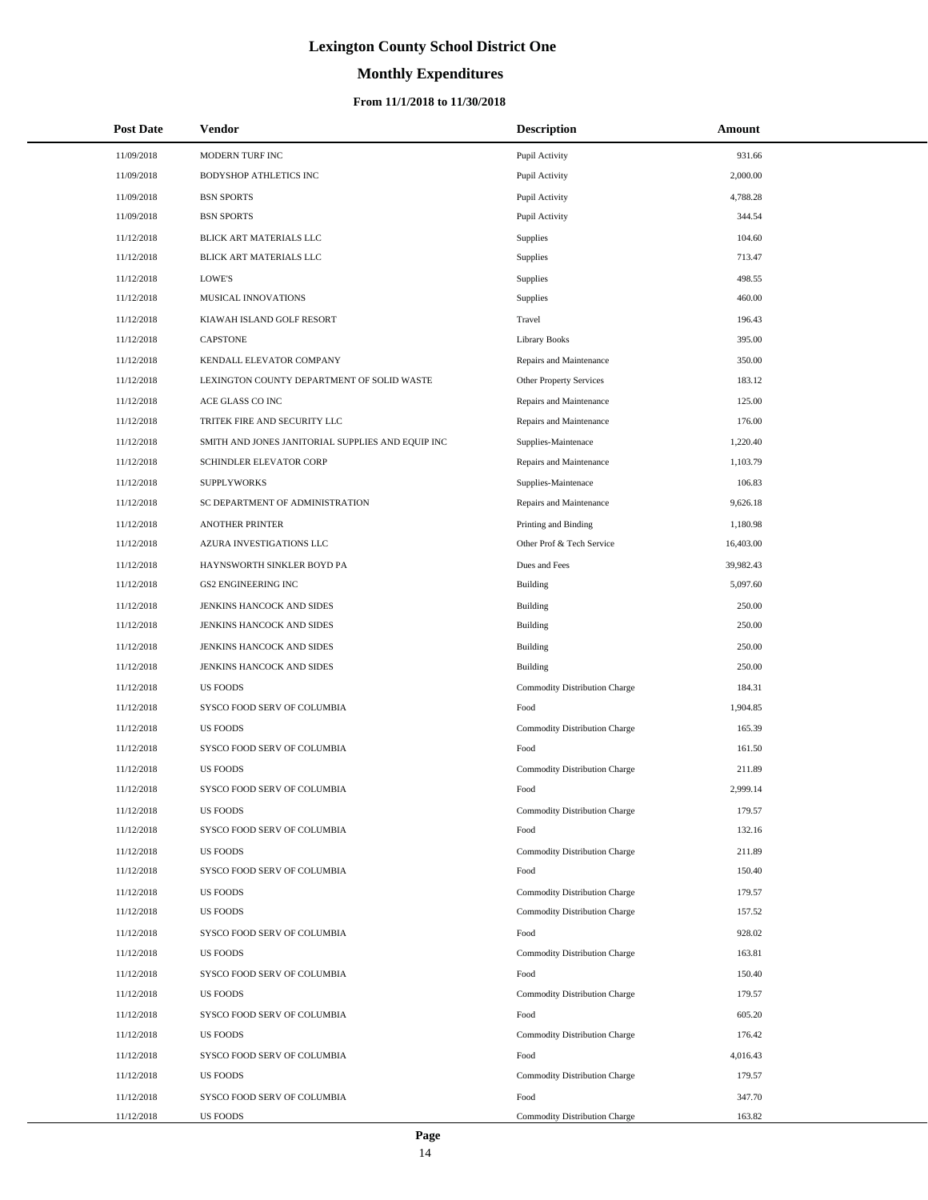# Lexington County School District One

## Monthly Expenditures

### From 11/1/2018 to 11/30/2018

| Post Date | Vendor | Description | Amount |
|---|---|---|---|
| 11/09/2018 | MODERN TURF INC | Pupil Activity | 931.66 |
| 11/09/2018 | BODYSHOP ATHLETICS INC | Pupil Activity | 2,000.00 |
| 11/09/2018 | BSN SPORTS | Pupil Activity | 4,788.28 |
| 11/09/2018 | BSN SPORTS | Pupil Activity | 344.54 |
| 11/12/2018 | BLICK ART MATERIALS LLC | Supplies | 104.60 |
| 11/12/2018 | BLICK ART MATERIALS LLC | Supplies | 713.47 |
| 11/12/2018 | LOWE'S | Supplies | 498.55 |
| 11/12/2018 | MUSICAL INNOVATIONS | Supplies | 460.00 |
| 11/12/2018 | KIAWAH ISLAND GOLF RESORT | Travel | 196.43 |
| 11/12/2018 | CAPSTONE | Library Books | 395.00 |
| 11/12/2018 | KENDALL ELEVATOR COMPANY | Repairs and Maintenance | 350.00 |
| 11/12/2018 | LEXINGTON COUNTY DEPARTMENT OF SOLID WASTE | Other Property Services | 183.12 |
| 11/12/2018 | ACE GLASS CO INC | Repairs and Maintenance | 125.00 |
| 11/12/2018 | TRITEK FIRE AND SECURITY LLC | Repairs and Maintenance | 176.00 |
| 11/12/2018 | SMITH AND JONES JANITORIAL SUPPLIES AND EQUIP INC | Supplies-Maintenace | 1,220.40 |
| 11/12/2018 | SCHINDLER ELEVATOR CORP | Repairs and Maintenance | 1,103.79 |
| 11/12/2018 | SUPPLYWORKS | Supplies-Maintenace | 106.83 |
| 11/12/2018 | SC DEPARTMENT OF ADMINISTRATION | Repairs and Maintenance | 9,626.18 |
| 11/12/2018 | ANOTHER PRINTER | Printing and Binding | 1,180.98 |
| 11/12/2018 | AZURA INVESTIGATIONS LLC | Other Prof & Tech Service | 16,403.00 |
| 11/12/2018 | HAYNSWORTH SINKLER BOYD PA | Dues and Fees | 39,982.43 |
| 11/12/2018 | GS2 ENGINEERING INC | Building | 5,097.60 |
| 11/12/2018 | JENKINS HANCOCK AND SIDES | Building | 250.00 |
| 11/12/2018 | JENKINS HANCOCK AND SIDES | Building | 250.00 |
| 11/12/2018 | JENKINS HANCOCK AND SIDES | Building | 250.00 |
| 11/12/2018 | JENKINS HANCOCK AND SIDES | Building | 250.00 |
| 11/12/2018 | US FOODS | Commodity Distribution Charge | 184.31 |
| 11/12/2018 | SYSCO FOOD SERV OF COLUMBIA | Food | 1,904.85 |
| 11/12/2018 | US FOODS | Commodity Distribution Charge | 165.39 |
| 11/12/2018 | SYSCO FOOD SERV OF COLUMBIA | Food | 161.50 |
| 11/12/2018 | US FOODS | Commodity Distribution Charge | 211.89 |
| 11/12/2018 | SYSCO FOOD SERV OF COLUMBIA | Food | 2,999.14 |
| 11/12/2018 | US FOODS | Commodity Distribution Charge | 179.57 |
| 11/12/2018 | SYSCO FOOD SERV OF COLUMBIA | Food | 132.16 |
| 11/12/2018 | US FOODS | Commodity Distribution Charge | 211.89 |
| 11/12/2018 | SYSCO FOOD SERV OF COLUMBIA | Food | 150.40 |
| 11/12/2018 | US FOODS | Commodity Distribution Charge | 179.57 |
| 11/12/2018 | US FOODS | Commodity Distribution Charge | 157.52 |
| 11/12/2018 | SYSCO FOOD SERV OF COLUMBIA | Food | 928.02 |
| 11/12/2018 | US FOODS | Commodity Distribution Charge | 163.81 |
| 11/12/2018 | SYSCO FOOD SERV OF COLUMBIA | Food | 150.40 |
| 11/12/2018 | US FOODS | Commodity Distribution Charge | 179.57 |
| 11/12/2018 | SYSCO FOOD SERV OF COLUMBIA | Food | 605.20 |
| 11/12/2018 | US FOODS | Commodity Distribution Charge | 176.42 |
| 11/12/2018 | SYSCO FOOD SERV OF COLUMBIA | Food | 4,016.43 |
| 11/12/2018 | US FOODS | Commodity Distribution Charge | 179.57 |
| 11/12/2018 | SYSCO FOOD SERV OF COLUMBIA | Food | 347.70 |
| 11/12/2018 | US FOODS | Commodity Distribution Charge | 163.82 |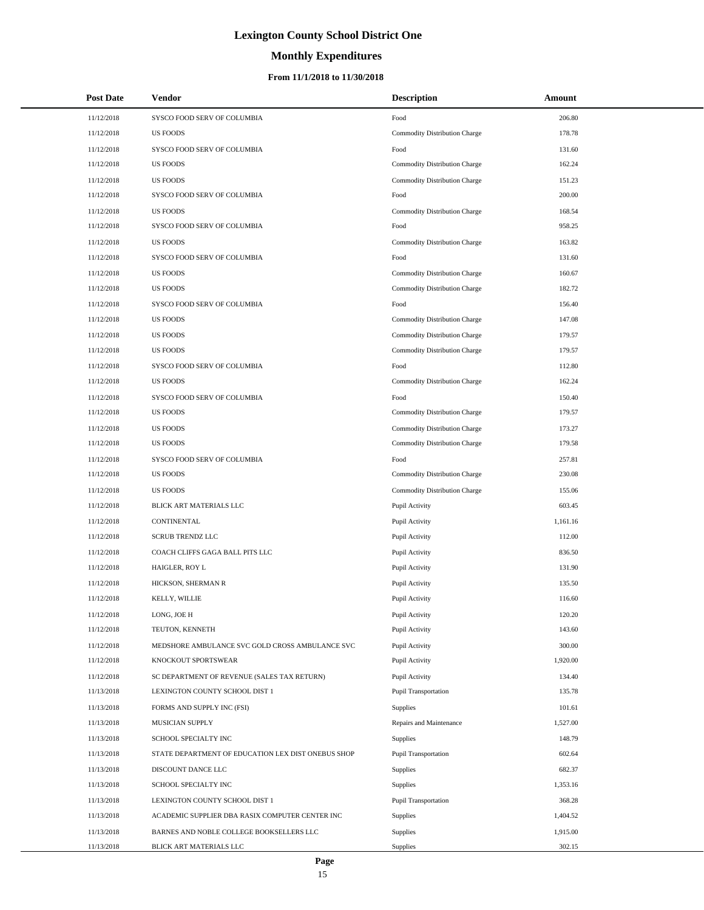# Lexington County School District One

## Monthly Expenditures

### From 11/1/2018 to 11/30/2018

| Post Date | Vendor | Description | Amount |
|---|---|---|---|
| 11/12/2018 | SYSCO FOOD SERV OF COLUMBIA | Food | 206.80 |
| 11/12/2018 | US FOODS | Commodity Distribution Charge | 178.78 |
| 11/12/2018 | SYSCO FOOD SERV OF COLUMBIA | Food | 131.60 |
| 11/12/2018 | US FOODS | Commodity Distribution Charge | 162.24 |
| 11/12/2018 | US FOODS | Commodity Distribution Charge | 151.23 |
| 11/12/2018 | SYSCO FOOD SERV OF COLUMBIA | Food | 200.00 |
| 11/12/2018 | US FOODS | Commodity Distribution Charge | 168.54 |
| 11/12/2018 | SYSCO FOOD SERV OF COLUMBIA | Food | 958.25 |
| 11/12/2018 | US FOODS | Commodity Distribution Charge | 163.82 |
| 11/12/2018 | SYSCO FOOD SERV OF COLUMBIA | Food | 131.60 |
| 11/12/2018 | US FOODS | Commodity Distribution Charge | 160.67 |
| 11/12/2018 | US FOODS | Commodity Distribution Charge | 182.72 |
| 11/12/2018 | SYSCO FOOD SERV OF COLUMBIA | Food | 156.40 |
| 11/12/2018 | US FOODS | Commodity Distribution Charge | 147.08 |
| 11/12/2018 | US FOODS | Commodity Distribution Charge | 179.57 |
| 11/12/2018 | US FOODS | Commodity Distribution Charge | 179.57 |
| 11/12/2018 | SYSCO FOOD SERV OF COLUMBIA | Food | 112.80 |
| 11/12/2018 | US FOODS | Commodity Distribution Charge | 162.24 |
| 11/12/2018 | SYSCO FOOD SERV OF COLUMBIA | Food | 150.40 |
| 11/12/2018 | US FOODS | Commodity Distribution Charge | 179.57 |
| 11/12/2018 | US FOODS | Commodity Distribution Charge | 173.27 |
| 11/12/2018 | US FOODS | Commodity Distribution Charge | 179.58 |
| 11/12/2018 | SYSCO FOOD SERV OF COLUMBIA | Food | 257.81 |
| 11/12/2018 | US FOODS | Commodity Distribution Charge | 230.08 |
| 11/12/2018 | US FOODS | Commodity Distribution Charge | 155.06 |
| 11/12/2018 | BLICK ART MATERIALS LLC | Pupil Activity | 603.45 |
| 11/12/2018 | CONTINENTAL | Pupil Activity | 1,161.16 |
| 11/12/2018 | SCRUB TRENDZ LLC | Pupil Activity | 112.00 |
| 11/12/2018 | COACH CLIFFS GAGA BALL PITS LLC | Pupil Activity | 836.50 |
| 11/12/2018 | HAIGLER, ROY L | Pupil Activity | 131.90 |
| 11/12/2018 | HICKSON, SHERMAN R | Pupil Activity | 135.50 |
| 11/12/2018 | KELLY, WILLIE | Pupil Activity | 116.60 |
| 11/12/2018 | LONG, JOE H | Pupil Activity | 120.20 |
| 11/12/2018 | TEUTON, KENNETH | Pupil Activity | 143.60 |
| 11/12/2018 | MEDSHORE AMBULANCE SVC GOLD CROSS AMBULANCE SVC | Pupil Activity | 300.00 |
| 11/12/2018 | KNOCKOUT SPORTSWEAR | Pupil Activity | 1,920.00 |
| 11/12/2018 | SC DEPARTMENT OF REVENUE (SALES TAX RETURN) | Pupil Activity | 134.40 |
| 11/13/2018 | LEXINGTON COUNTY SCHOOL DIST 1 | Pupil Transportation | 135.78 |
| 11/13/2018 | FORMS AND SUPPLY INC (FSI) | Supplies | 101.61 |
| 11/13/2018 | MUSICIAN SUPPLY | Repairs and Maintenance | 1,527.00 |
| 11/13/2018 | SCHOOL SPECIALTY INC | Supplies | 148.79 |
| 11/13/2018 | STATE DEPARTMENT OF EDUCATION LEX DIST ONEBUS SHOP | Pupil Transportation | 602.64 |
| 11/13/2018 | DISCOUNT DANCE LLC | Supplies | 682.37 |
| 11/13/2018 | SCHOOL SPECIALTY INC | Supplies | 1,353.16 |
| 11/13/2018 | LEXINGTON COUNTY SCHOOL DIST 1 | Pupil Transportation | 368.28 |
| 11/13/2018 | ACADEMIC SUPPLIER DBA RASIX COMPUTER CENTER INC | Supplies | 1,404.52 |
| 11/13/2018 | BARNES AND NOBLE COLLEGE BOOKSELLERS LLC | Supplies | 1,915.00 |
| 11/13/2018 | BLICK ART MATERIALS LLC | Supplies | 302.15 |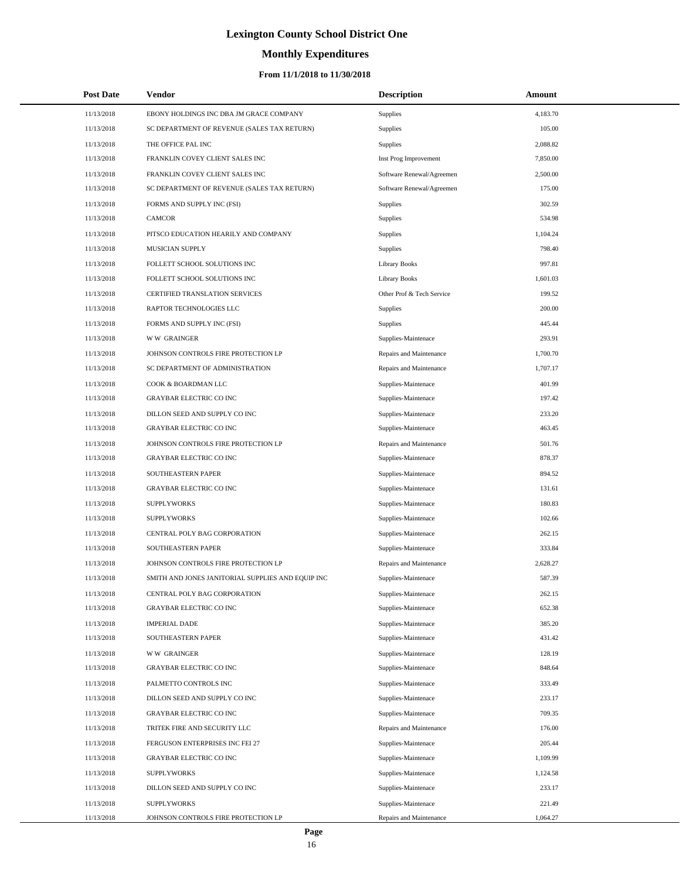# Lexington County School District One

## Monthly Expenditures

### From 11/1/2018 to 11/30/2018

| Post Date | Vendor | Description | Amount |
|---|---|---|---|
| 11/13/2018 | EBONY HOLDINGS INC DBA JM GRACE COMPANY | Supplies | 4,183.70 |
| 11/13/2018 | SC DEPARTMENT OF REVENUE (SALES TAX RETURN) | Supplies | 105.00 |
| 11/13/2018 | THE OFFICE PAL INC | Supplies | 2,088.82 |
| 11/13/2018 | FRANKLIN COVEY CLIENT SALES INC | Inst Prog Improvement | 7,850.00 |
| 11/13/2018 | FRANKLIN COVEY CLIENT SALES INC | Software Renewal/Agreemen | 2,500.00 |
| 11/13/2018 | SC DEPARTMENT OF REVENUE (SALES TAX RETURN) | Software Renewal/Agreemen | 175.00 |
| 11/13/2018 | FORMS AND SUPPLY INC (FSI) | Supplies | 302.59 |
| 11/13/2018 | CAMCOR | Supplies | 534.98 |
| 11/13/2018 | PITSCO EDUCATION HEARILY AND COMPANY | Supplies | 1,104.24 |
| 11/13/2018 | MUSICIAN SUPPLY | Supplies | 798.40 |
| 11/13/2018 | FOLLETT SCHOOL SOLUTIONS INC | Library Books | 997.81 |
| 11/13/2018 | FOLLETT SCHOOL SOLUTIONS INC | Library Books | 1,601.03 |
| 11/13/2018 | CERTIFIED TRANSLATION SERVICES | Other Prof & Tech Service | 199.52 |
| 11/13/2018 | RAPTOR TECHNOLOGIES LLC | Supplies | 200.00 |
| 11/13/2018 | FORMS AND SUPPLY INC (FSI) | Supplies | 445.44 |
| 11/13/2018 | W W GRAINGER | Supplies-Maintenace | 293.91 |
| 11/13/2018 | JOHNSON CONTROLS FIRE PROTECTION LP | Repairs and Maintenance | 1,700.70 |
| 11/13/2018 | SC DEPARTMENT OF ADMINISTRATION | Repairs and Maintenance | 1,707.17 |
| 11/13/2018 | COOK & BOARDMAN LLC | Supplies-Maintenace | 401.99 |
| 11/13/2018 | GRAYBAR ELECTRIC CO INC | Supplies-Maintenace | 197.42 |
| 11/13/2018 | DILLON SEED AND SUPPLY CO INC | Supplies-Maintenace | 233.20 |
| 11/13/2018 | GRAYBAR ELECTRIC CO INC | Supplies-Maintenace | 463.45 |
| 11/13/2018 | JOHNSON CONTROLS FIRE PROTECTION LP | Repairs and Maintenance | 501.76 |
| 11/13/2018 | GRAYBAR ELECTRIC CO INC | Supplies-Maintenace | 878.37 |
| 11/13/2018 | SOUTHEASTERN PAPER | Supplies-Maintenace | 894.52 |
| 11/13/2018 | GRAYBAR ELECTRIC CO INC | Supplies-Maintenace | 131.61 |
| 11/13/2018 | SUPPLYWORKS | Supplies-Maintenace | 180.83 |
| 11/13/2018 | SUPPLYWORKS | Supplies-Maintenace | 102.66 |
| 11/13/2018 | CENTRAL POLY BAG CORPORATION | Supplies-Maintenace | 262.15 |
| 11/13/2018 | SOUTHEASTERN PAPER | Supplies-Maintenace | 333.84 |
| 11/13/2018 | JOHNSON CONTROLS FIRE PROTECTION LP | Repairs and Maintenance | 2,628.27 |
| 11/13/2018 | SMITH AND JONES JANITORIAL SUPPLIES AND EQUIP INC | Supplies-Maintenace | 587.39 |
| 11/13/2018 | CENTRAL POLY BAG CORPORATION | Supplies-Maintenace | 262.15 |
| 11/13/2018 | GRAYBAR ELECTRIC CO INC | Supplies-Maintenace | 652.38 |
| 11/13/2018 | IMPERIAL DADE | Supplies-Maintenace | 385.20 |
| 11/13/2018 | SOUTHEASTERN PAPER | Supplies-Maintenace | 431.42 |
| 11/13/2018 | W W GRAINGER | Supplies-Maintenace | 128.19 |
| 11/13/2018 | GRAYBAR ELECTRIC CO INC | Supplies-Maintenace | 848.64 |
| 11/13/2018 | PALMETTO CONTROLS INC | Supplies-Maintenace | 333.49 |
| 11/13/2018 | DILLON SEED AND SUPPLY CO INC | Supplies-Maintenace | 233.17 |
| 11/13/2018 | GRAYBAR ELECTRIC CO INC | Supplies-Maintenace | 709.35 |
| 11/13/2018 | TRITEK FIRE AND SECURITY LLC | Repairs and Maintenance | 176.00 |
| 11/13/2018 | FERGUSON ENTERPRISES INC FEI 27 | Supplies-Maintenace | 205.44 |
| 11/13/2018 | GRAYBAR ELECTRIC CO INC | Supplies-Maintenace | 1,109.99 |
| 11/13/2018 | SUPPLYWORKS | Supplies-Maintenace | 1,124.58 |
| 11/13/2018 | DILLON SEED AND SUPPLY CO INC | Supplies-Maintenace | 233.17 |
| 11/13/2018 | SUPPLYWORKS | Supplies-Maintenace | 221.49 |
| 11/13/2018 | JOHNSON CONTROLS FIRE PROTECTION LP | Repairs and Maintenance | 1,064.27 |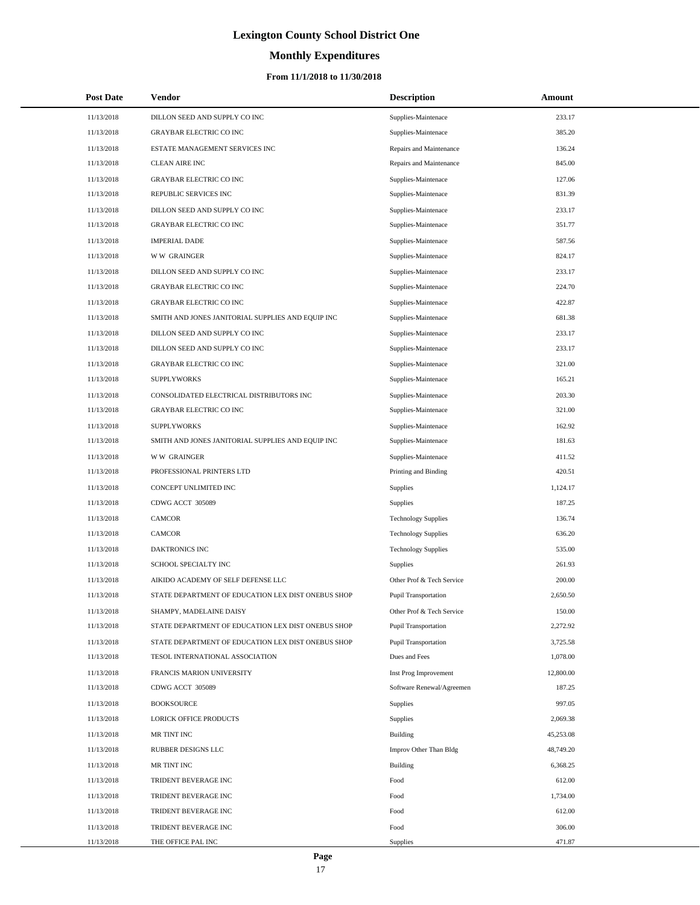# Lexington County School District One

## Monthly Expenditures

### From 11/1/2018 to 11/30/2018

| Post Date | Vendor | Description | Amount |
|---|---|---|---|
| 11/13/2018 | DILLON SEED AND SUPPLY CO INC | Supplies-Maintenace | 233.17 |
| 11/13/2018 | GRAYBAR ELECTRIC CO INC | Supplies-Maintenace | 385.20 |
| 11/13/2018 | ESTATE MANAGEMENT SERVICES INC | Repairs and Maintenance | 136.24 |
| 11/13/2018 | CLEAN AIRE INC | Repairs and Maintenance | 845.00 |
| 11/13/2018 | GRAYBAR ELECTRIC CO INC | Supplies-Maintenace | 127.06 |
| 11/13/2018 | REPUBLIC SERVICES INC | Supplies-Maintenace | 831.39 |
| 11/13/2018 | DILLON SEED AND SUPPLY CO INC | Supplies-Maintenace | 233.17 |
| 11/13/2018 | GRAYBAR ELECTRIC CO INC | Supplies-Maintenace | 351.77 |
| 11/13/2018 | IMPERIAL DADE | Supplies-Maintenace | 587.56 |
| 11/13/2018 | W W GRAINGER | Supplies-Maintenace | 824.17 |
| 11/13/2018 | DILLON SEED AND SUPPLY CO INC | Supplies-Maintenace | 233.17 |
| 11/13/2018 | GRAYBAR ELECTRIC CO INC | Supplies-Maintenace | 224.70 |
| 11/13/2018 | GRAYBAR ELECTRIC CO INC | Supplies-Maintenace | 422.87 |
| 11/13/2018 | SMITH AND JONES JANITORIAL SUPPLIES AND EQUIP INC | Supplies-Maintenace | 681.38 |
| 11/13/2018 | DILLON SEED AND SUPPLY CO INC | Supplies-Maintenace | 233.17 |
| 11/13/2018 | DILLON SEED AND SUPPLY CO INC | Supplies-Maintenace | 233.17 |
| 11/13/2018 | GRAYBAR ELECTRIC CO INC | Supplies-Maintenace | 321.00 |
| 11/13/2018 | SUPPLYWORKS | Supplies-Maintenace | 165.21 |
| 11/13/2018 | CONSOLIDATED ELECTRICAL DISTRIBUTORS INC | Supplies-Maintenace | 203.30 |
| 11/13/2018 | GRAYBAR ELECTRIC CO INC | Supplies-Maintenace | 321.00 |
| 11/13/2018 | SUPPLYWORKS | Supplies-Maintenace | 162.92 |
| 11/13/2018 | SMITH AND JONES JANITORIAL SUPPLIES AND EQUIP INC | Supplies-Maintenace | 181.63 |
| 11/13/2018 | W W GRAINGER | Supplies-Maintenace | 411.52 |
| 11/13/2018 | PROFESSIONAL PRINTERS LTD | Printing and Binding | 420.51 |
| 11/13/2018 | CONCEPT UNLIMITED INC | Supplies | 1,124.17 |
| 11/13/2018 | CDWG ACCT 305089 | Supplies | 187.25 |
| 11/13/2018 | CAMCOR | Technology Supplies | 136.74 |
| 11/13/2018 | CAMCOR | Technology Supplies | 636.20 |
| 11/13/2018 | DAKTRONICS INC | Technology Supplies | 535.00 |
| 11/13/2018 | SCHOOL SPECIALTY INC | Supplies | 261.93 |
| 11/13/2018 | AIKIDO ACADEMY OF SELF DEFENSE LLC | Other Prof & Tech Service | 200.00 |
| 11/13/2018 | STATE DEPARTMENT OF EDUCATION LEX DIST ONEBUS SHOP | Pupil Transportation | 2,650.50 |
| 11/13/2018 | SHAMPY, MADELAINE DAISY | Other Prof & Tech Service | 150.00 |
| 11/13/2018 | STATE DEPARTMENT OF EDUCATION LEX DIST ONEBUS SHOP | Pupil Transportation | 2,272.92 |
| 11/13/2018 | STATE DEPARTMENT OF EDUCATION LEX DIST ONEBUS SHOP | Pupil Transportation | 3,725.58 |
| 11/13/2018 | TESOL INTERNATIONAL ASSOCIATION | Dues and Fees | 1,078.00 |
| 11/13/2018 | FRANCIS MARION UNIVERSITY | Inst Prog Improvement | 12,800.00 |
| 11/13/2018 | CDWG ACCT 305089 | Software Renewal/Agreemen | 187.25 |
| 11/13/2018 | BOOKSOURCE | Supplies | 997.05 |
| 11/13/2018 | LORICK OFFICE PRODUCTS | Supplies | 2,069.38 |
| 11/13/2018 | MR TINT INC | Building | 45,253.08 |
| 11/13/2018 | RUBBER DESIGNS LLC | Improv Other Than Bldg | 48,749.20 |
| 11/13/2018 | MR TINT INC | Building | 6,368.25 |
| 11/13/2018 | TRIDENT BEVERAGE INC | Food | 612.00 |
| 11/13/2018 | TRIDENT BEVERAGE INC | Food | 1,734.00 |
| 11/13/2018 | TRIDENT BEVERAGE INC | Food | 612.00 |
| 11/13/2018 | TRIDENT BEVERAGE INC | Food | 306.00 |
| 11/13/2018 | THE OFFICE PAL INC | Supplies | 471.87 |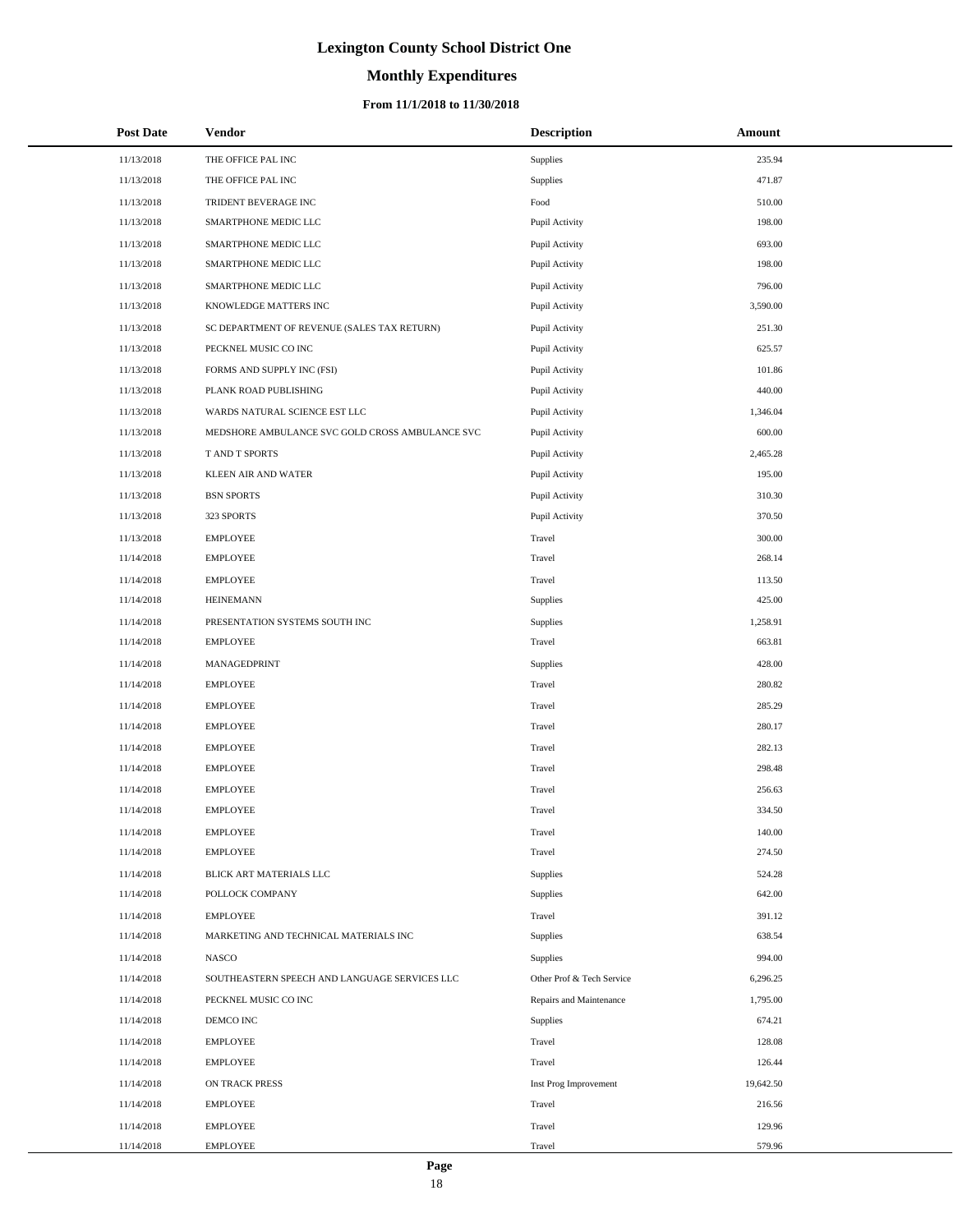# Lexington County School District One

## Monthly Expenditures

### From 11/1/2018 to 11/30/2018

| Post Date | Vendor | Description | Amount |
|---|---|---|---|
| 11/13/2018 | THE OFFICE PAL INC | Supplies | 235.94 |
| 11/13/2018 | THE OFFICE PAL INC | Supplies | 471.87 |
| 11/13/2018 | TRIDENT BEVERAGE INC | Food | 510.00 |
| 11/13/2018 | SMARTPHONE MEDIC LLC | Pupil Activity | 198.00 |
| 11/13/2018 | SMARTPHONE MEDIC LLC | Pupil Activity | 693.00 |
| 11/13/2018 | SMARTPHONE MEDIC LLC | Pupil Activity | 198.00 |
| 11/13/2018 | SMARTPHONE MEDIC LLC | Pupil Activity | 796.00 |
| 11/13/2018 | KNOWLEDGE MATTERS INC | Pupil Activity | 3,590.00 |
| 11/13/2018 | SC DEPARTMENT OF REVENUE (SALES TAX RETURN) | Pupil Activity | 251.30 |
| 11/13/2018 | PECKNEL MUSIC CO INC | Pupil Activity | 625.57 |
| 11/13/2018 | FORMS AND SUPPLY INC (FSI) | Pupil Activity | 101.86 |
| 11/13/2018 | PLANK ROAD PUBLISHING | Pupil Activity | 440.00 |
| 11/13/2018 | WARDS NATURAL SCIENCE EST LLC | Pupil Activity | 1,346.04 |
| 11/13/2018 | MEDSHORE AMBULANCE SVC GOLD CROSS AMBULANCE SVC | Pupil Activity | 600.00 |
| 11/13/2018 | T AND T SPORTS | Pupil Activity | 2,465.28 |
| 11/13/2018 | KLEEN AIR AND WATER | Pupil Activity | 195.00 |
| 11/13/2018 | BSN SPORTS | Pupil Activity | 310.30 |
| 11/13/2018 | 323 SPORTS | Pupil Activity | 370.50 |
| 11/13/2018 | EMPLOYEE | Travel | 300.00 |
| 11/14/2018 | EMPLOYEE | Travel | 268.14 |
| 11/14/2018 | EMPLOYEE | Travel | 113.50 |
| 11/14/2018 | HEINEMANN | Supplies | 425.00 |
| 11/14/2018 | PRESENTATION SYSTEMS SOUTH INC | Supplies | 1,258.91 |
| 11/14/2018 | EMPLOYEE | Travel | 663.81 |
| 11/14/2018 | MANAGEDPRINT | Supplies | 428.00 |
| 11/14/2018 | EMPLOYEE | Travel | 280.82 |
| 11/14/2018 | EMPLOYEE | Travel | 285.29 |
| 11/14/2018 | EMPLOYEE | Travel | 280.17 |
| 11/14/2018 | EMPLOYEE | Travel | 282.13 |
| 11/14/2018 | EMPLOYEE | Travel | 298.48 |
| 11/14/2018 | EMPLOYEE | Travel | 256.63 |
| 11/14/2018 | EMPLOYEE | Travel | 334.50 |
| 11/14/2018 | EMPLOYEE | Travel | 140.00 |
| 11/14/2018 | EMPLOYEE | Travel | 274.50 |
| 11/14/2018 | BLICK ART MATERIALS LLC | Supplies | 524.28 |
| 11/14/2018 | POLLOCK COMPANY | Supplies | 642.00 |
| 11/14/2018 | EMPLOYEE | Travel | 391.12 |
| 11/14/2018 | MARKETING AND TECHNICAL MATERIALS INC | Supplies | 638.54 |
| 11/14/2018 | NASCO | Supplies | 994.00 |
| 11/14/2018 | SOUTHEASTERN SPEECH AND LANGUAGE SERVICES LLC | Other Prof & Tech Service | 6,296.25 |
| 11/14/2018 | PECKNEL MUSIC CO INC | Repairs and Maintenance | 1,795.00 |
| 11/14/2018 | DEMCO INC | Supplies | 674.21 |
| 11/14/2018 | EMPLOYEE | Travel | 128.08 |
| 11/14/2018 | EMPLOYEE | Travel | 126.44 |
| 11/14/2018 | ON TRACK PRESS | Inst Prog Improvement | 19,642.50 |
| 11/14/2018 | EMPLOYEE | Travel | 216.56 |
| 11/14/2018 | EMPLOYEE | Travel | 129.96 |
| 11/14/2018 | EMPLOYEE | Travel | 579.96 |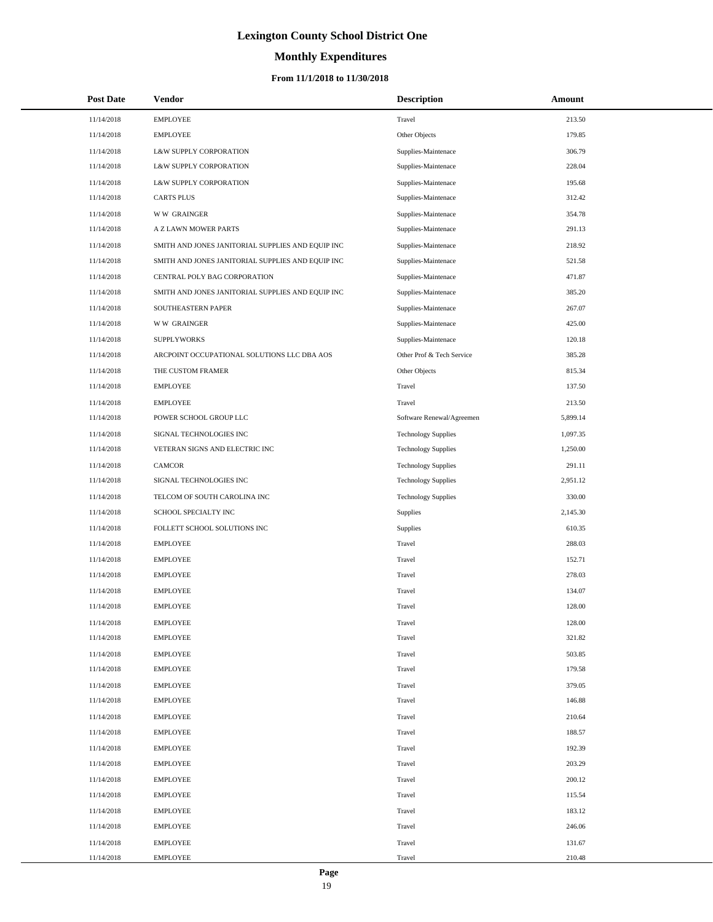# Lexington County School District One

## Monthly Expenditures

### From 11/1/2018 to 11/30/2018

| Post Date | Vendor | Description | Amount |
|---|---|---|---|
| 11/14/2018 | EMPLOYEE | Travel | 213.50 |
| 11/14/2018 | EMPLOYEE | Other Objects | 179.85 |
| 11/14/2018 | L&W SUPPLY CORPORATION | Supplies-Maintenace | 306.79 |
| 11/14/2018 | L&W SUPPLY CORPORATION | Supplies-Maintenace | 228.04 |
| 11/14/2018 | L&W SUPPLY CORPORATION | Supplies-Maintenace | 195.68 |
| 11/14/2018 | CARTS PLUS | Supplies-Maintenace | 312.42 |
| 11/14/2018 | W W GRAINGER | Supplies-Maintenace | 354.78 |
| 11/14/2018 | A Z LAWN MOWER PARTS | Supplies-Maintenace | 291.13 |
| 11/14/2018 | SMITH AND JONES JANITORIAL SUPPLIES AND EQUIP INC | Supplies-Maintenace | 218.92 |
| 11/14/2018 | SMITH AND JONES JANITORIAL SUPPLIES AND EQUIP INC | Supplies-Maintenace | 521.58 |
| 11/14/2018 | CENTRAL POLY BAG CORPORATION | Supplies-Maintenace | 471.87 |
| 11/14/2018 | SMITH AND JONES JANITORIAL SUPPLIES AND EQUIP INC | Supplies-Maintenace | 385.20 |
| 11/14/2018 | SOUTHEASTERN PAPER | Supplies-Maintenace | 267.07 |
| 11/14/2018 | W W GRAINGER | Supplies-Maintenace | 425.00 |
| 11/14/2018 | SUPPLYWORKS | Supplies-Maintenace | 120.18 |
| 11/14/2018 | ARCPOINT OCCUPATIONAL SOLUTIONS LLC DBA AOS | Other Prof & Tech Service | 385.28 |
| 11/14/2018 | THE CUSTOM FRAMER | Other Objects | 815.34 |
| 11/14/2018 | EMPLOYEE | Travel | 137.50 |
| 11/14/2018 | EMPLOYEE | Travel | 213.50 |
| 11/14/2018 | POWER SCHOOL GROUP LLC | Software Renewal/Agreemen | 5,899.14 |
| 11/14/2018 | SIGNAL TECHNOLOGIES INC | Technology Supplies | 1,097.35 |
| 11/14/2018 | VETERAN SIGNS AND ELECTRIC INC | Technology Supplies | 1,250.00 |
| 11/14/2018 | CAMCOR | Technology Supplies | 291.11 |
| 11/14/2018 | SIGNAL TECHNOLOGIES INC | Technology Supplies | 2,951.12 |
| 11/14/2018 | TELCOM OF SOUTH CAROLINA INC | Technology Supplies | 330.00 |
| 11/14/2018 | SCHOOL SPECIALTY INC | Supplies | 2,145.30 |
| 11/14/2018 | FOLLETT SCHOOL SOLUTIONS INC | Supplies | 610.35 |
| 11/14/2018 | EMPLOYEE | Travel | 288.03 |
| 11/14/2018 | EMPLOYEE | Travel | 152.71 |
| 11/14/2018 | EMPLOYEE | Travel | 278.03 |
| 11/14/2018 | EMPLOYEE | Travel | 134.07 |
| 11/14/2018 | EMPLOYEE | Travel | 128.00 |
| 11/14/2018 | EMPLOYEE | Travel | 128.00 |
| 11/14/2018 | EMPLOYEE | Travel | 321.82 |
| 11/14/2018 | EMPLOYEE | Travel | 503.85 |
| 11/14/2018 | EMPLOYEE | Travel | 179.58 |
| 11/14/2018 | EMPLOYEE | Travel | 379.05 |
| 11/14/2018 | EMPLOYEE | Travel | 146.88 |
| 11/14/2018 | EMPLOYEE | Travel | 210.64 |
| 11/14/2018 | EMPLOYEE | Travel | 188.57 |
| 11/14/2018 | EMPLOYEE | Travel | 192.39 |
| 11/14/2018 | EMPLOYEE | Travel | 203.29 |
| 11/14/2018 | EMPLOYEE | Travel | 200.12 |
| 11/14/2018 | EMPLOYEE | Travel | 115.54 |
| 11/14/2018 | EMPLOYEE | Travel | 183.12 |
| 11/14/2018 | EMPLOYEE | Travel | 246.06 |
| 11/14/2018 | EMPLOYEE | Travel | 131.67 |
| 11/14/2018 | EMPLOYEE | Travel | 210.48 |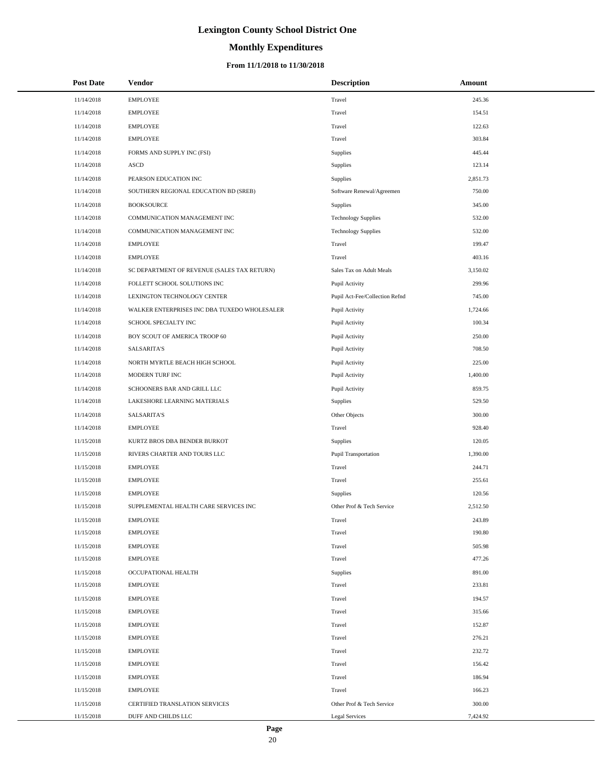# Lexington County School District One

## Monthly Expenditures

### From 11/1/2018 to 11/30/2018

| Post Date | Vendor | Description | Amount |
|---|---|---|---|
| 11/14/2018 | EMPLOYEE | Travel | 245.36 |
| 11/14/2018 | EMPLOYEE | Travel | 154.51 |
| 11/14/2018 | EMPLOYEE | Travel | 122.63 |
| 11/14/2018 | EMPLOYEE | Travel | 303.84 |
| 11/14/2018 | FORMS AND SUPPLY INC (FSI) | Supplies | 445.44 |
| 11/14/2018 | ASCD | Supplies | 123.14 |
| 11/14/2018 | PEARSON EDUCATION INC | Supplies | 2,851.73 |
| 11/14/2018 | SOUTHERN REGIONAL EDUCATION BD (SREB) | Software Renewal/Agreemen | 750.00 |
| 11/14/2018 | BOOKSOURCE | Supplies | 345.00 |
| 11/14/2018 | COMMUNICATION MANAGEMENT INC | Technology Supplies | 532.00 |
| 11/14/2018 | COMMUNICATION MANAGEMENT INC | Technology Supplies | 532.00 |
| 11/14/2018 | EMPLOYEE | Travel | 199.47 |
| 11/14/2018 | EMPLOYEE | Travel | 403.16 |
| 11/14/2018 | SC DEPARTMENT OF REVENUE (SALES TAX RETURN) | Sales Tax on Adult Meals | 3,150.02 |
| 11/14/2018 | FOLLETT SCHOOL SOLUTIONS INC | Pupil Activity | 299.96 |
| 11/14/2018 | LEXINGTON TECHNOLOGY CENTER | Pupil Act-Fee/Collection Refnd | 745.00 |
| 11/14/2018 | WALKER ENTERPRISES INC DBA TUXEDO WHOLESALER | Pupil Activity | 1,724.66 |
| 11/14/2018 | SCHOOL SPECIALTY INC | Pupil Activity | 100.34 |
| 11/14/2018 | BOY SCOUT OF AMERICA TROOP 60 | Pupil Activity | 250.00 |
| 11/14/2018 | SALSARITA'S | Pupil Activity | 708.50 |
| 11/14/2018 | NORTH MYRTLE BEACH HIGH SCHOOL | Pupil Activity | 225.00 |
| 11/14/2018 | MODERN TURF INC | Pupil Activity | 1,400.00 |
| 11/14/2018 | SCHOONERS BAR AND GRILL LLC | Pupil Activity | 859.75 |
| 11/14/2018 | LAKESHORE LEARNING MATERIALS | Supplies | 529.50 |
| 11/14/2018 | SALSARITA'S | Other Objects | 300.00 |
| 11/14/2018 | EMPLOYEE | Travel | 928.40 |
| 11/15/2018 | KURTZ BROS DBA BENDER BURKOT | Supplies | 120.05 |
| 11/15/2018 | RIVERS CHARTER AND TOURS LLC | Pupil Transportation | 1,390.00 |
| 11/15/2018 | EMPLOYEE | Travel | 244.71 |
| 11/15/2018 | EMPLOYEE | Travel | 255.61 |
| 11/15/2018 | EMPLOYEE | Supplies | 120.56 |
| 11/15/2018 | SUPPLEMENTAL HEALTH CARE SERVICES INC | Other Prof & Tech Service | 2,512.50 |
| 11/15/2018 | EMPLOYEE | Travel | 243.89 |
| 11/15/2018 | EMPLOYEE | Travel | 190.80 |
| 11/15/2018 | EMPLOYEE | Travel | 505.98 |
| 11/15/2018 | EMPLOYEE | Travel | 477.26 |
| 11/15/2018 | OCCUPATIONAL HEALTH | Supplies | 891.00 |
| 11/15/2018 | EMPLOYEE | Travel | 233.81 |
| 11/15/2018 | EMPLOYEE | Travel | 194.57 |
| 11/15/2018 | EMPLOYEE | Travel | 315.66 |
| 11/15/2018 | EMPLOYEE | Travel | 152.87 |
| 11/15/2018 | EMPLOYEE | Travel | 276.21 |
| 11/15/2018 | EMPLOYEE | Travel | 232.72 |
| 11/15/2018 | EMPLOYEE | Travel | 156.42 |
| 11/15/2018 | EMPLOYEE | Travel | 186.94 |
| 11/15/2018 | EMPLOYEE | Travel | 166.23 |
| 11/15/2018 | CERTIFIED TRANSLATION SERVICES | Other Prof & Tech Service | 300.00 |
| 11/15/2018 | DUFF AND CHILDS LLC | Legal Services | 7,424.92 |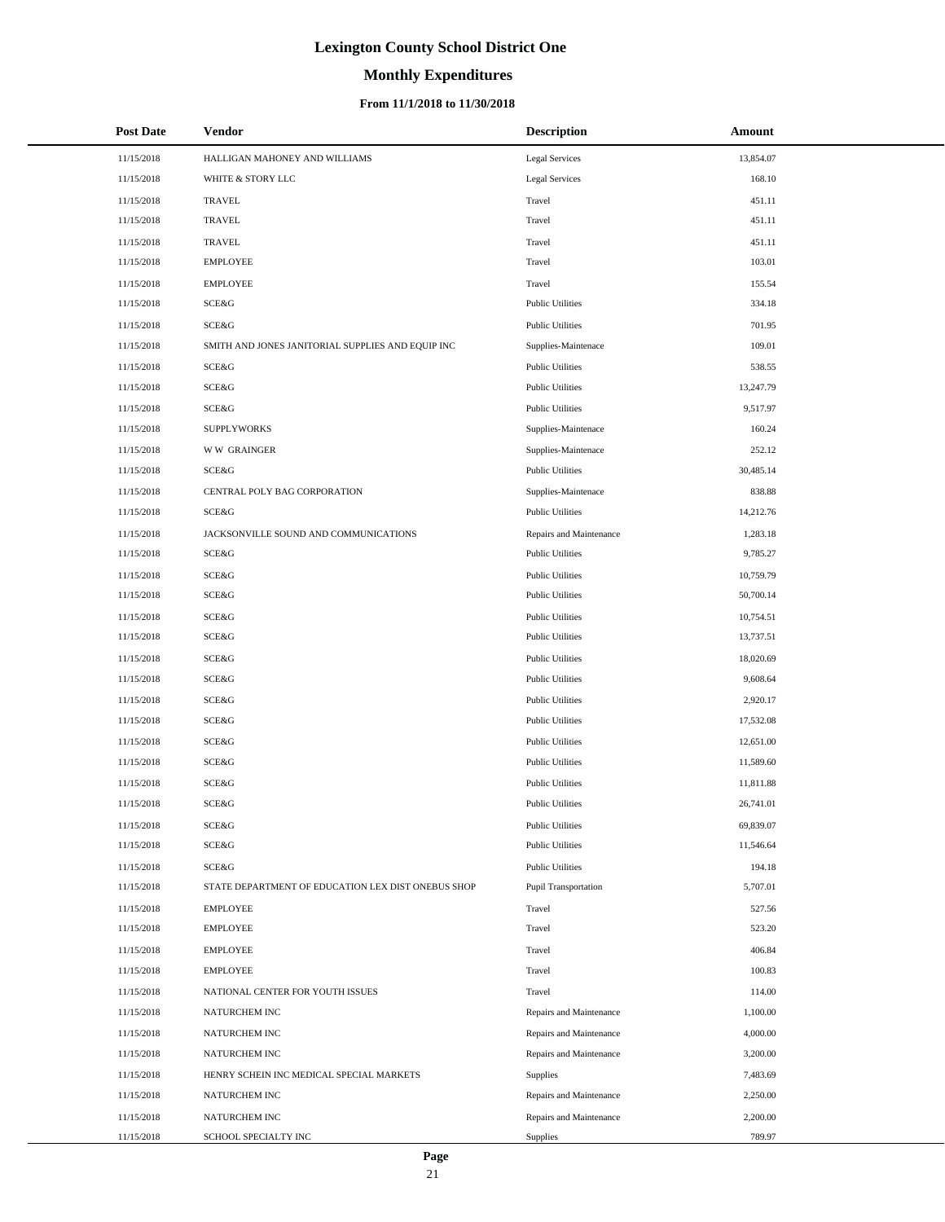# Lexington County School District One

## Monthly Expenditures

### From 11/1/2018 to 11/30/2018

| Post Date | Vendor | Description | Amount |
|---|---|---|---|
| 11/15/2018 | HALLIGAN MAHONEY AND WILLIAMS | Legal Services | 13,854.07 |
| 11/15/2018 | WHITE & STORY LLC | Legal Services | 168.10 |
| 11/15/2018 | TRAVEL | Travel | 451.11 |
| 11/15/2018 | TRAVEL | Travel | 451.11 |
| 11/15/2018 | TRAVEL | Travel | 451.11 |
| 11/15/2018 | EMPLOYEE | Travel | 103.01 |
| 11/15/2018 | EMPLOYEE | Travel | 155.54 |
| 11/15/2018 | SCE&G | Public Utilities | 334.18 |
| 11/15/2018 | SCE&G | Public Utilities | 701.95 |
| 11/15/2018 | SMITH AND JONES JANITORIAL SUPPLIES AND EQUIP INC | Supplies-Maintenace | 109.01 |
| 11/15/2018 | SCE&G | Public Utilities | 538.55 |
| 11/15/2018 | SCE&G | Public Utilities | 13,247.79 |
| 11/15/2018 | SCE&G | Public Utilities | 9,517.97 |
| 11/15/2018 | SUPPLYWORKS | Supplies-Maintenace | 160.24 |
| 11/15/2018 | W W GRAINGER | Supplies-Maintenace | 252.12 |
| 11/15/2018 | SCE&G | Public Utilities | 30,485.14 |
| 11/15/2018 | CENTRAL POLY BAG CORPORATION | Supplies-Maintenace | 838.88 |
| 11/15/2018 | SCE&G | Public Utilities | 14,212.76 |
| 11/15/2018 | JACKSONVILLE SOUND AND COMMUNICATIONS | Repairs and Maintenance | 1,283.18 |
| 11/15/2018 | SCE&G | Public Utilities | 9,785.27 |
| 11/15/2018 | SCE&G | Public Utilities | 10,759.79 |
| 11/15/2018 | SCE&G | Public Utilities | 50,700.14 |
| 11/15/2018 | SCE&G | Public Utilities | 10,754.51 |
| 11/15/2018 | SCE&G | Public Utilities | 13,737.51 |
| 11/15/2018 | SCE&G | Public Utilities | 18,020.69 |
| 11/15/2018 | SCE&G | Public Utilities | 9,608.64 |
| 11/15/2018 | SCE&G | Public Utilities | 2,920.17 |
| 11/15/2018 | SCE&G | Public Utilities | 17,532.08 |
| 11/15/2018 | SCE&G | Public Utilities | 12,651.00 |
| 11/15/2018 | SCE&G | Public Utilities | 11,589.60 |
| 11/15/2018 | SCE&G | Public Utilities | 11,811.88 |
| 11/15/2018 | SCE&G | Public Utilities | 26,741.01 |
| 11/15/2018 | SCE&G | Public Utilities | 69,839.07 |
| 11/15/2018 | SCE&G | Public Utilities | 11,546.64 |
| 11/15/2018 | SCE&G | Public Utilities | 194.18 |
| 11/15/2018 | STATE DEPARTMENT OF EDUCATION LEX DIST ONEBUS SHOP | Pupil Transportation | 5,707.01 |
| 11/15/2018 | EMPLOYEE | Travel | 527.56 |
| 11/15/2018 | EMPLOYEE | Travel | 523.20 |
| 11/15/2018 | EMPLOYEE | Travel | 406.84 |
| 11/15/2018 | EMPLOYEE | Travel | 100.83 |
| 11/15/2018 | NATIONAL CENTER FOR YOUTH ISSUES | Travel | 114.00 |
| 11/15/2018 | NATURCHEM INC | Repairs and Maintenance | 1,100.00 |
| 11/15/2018 | NATURCHEM INC | Repairs and Maintenance | 4,000.00 |
| 11/15/2018 | NATURCHEM INC | Repairs and Maintenance | 3,200.00 |
| 11/15/2018 | HENRY SCHEIN INC MEDICAL SPECIAL MARKETS | Supplies | 7,483.69 |
| 11/15/2018 | NATURCHEM INC | Repairs and Maintenance | 2,250.00 |
| 11/15/2018 | NATURCHEM INC | Repairs and Maintenance | 2,200.00 |
| 11/15/2018 | SCHOOL SPECIALTY INC | Supplies | 789.97 |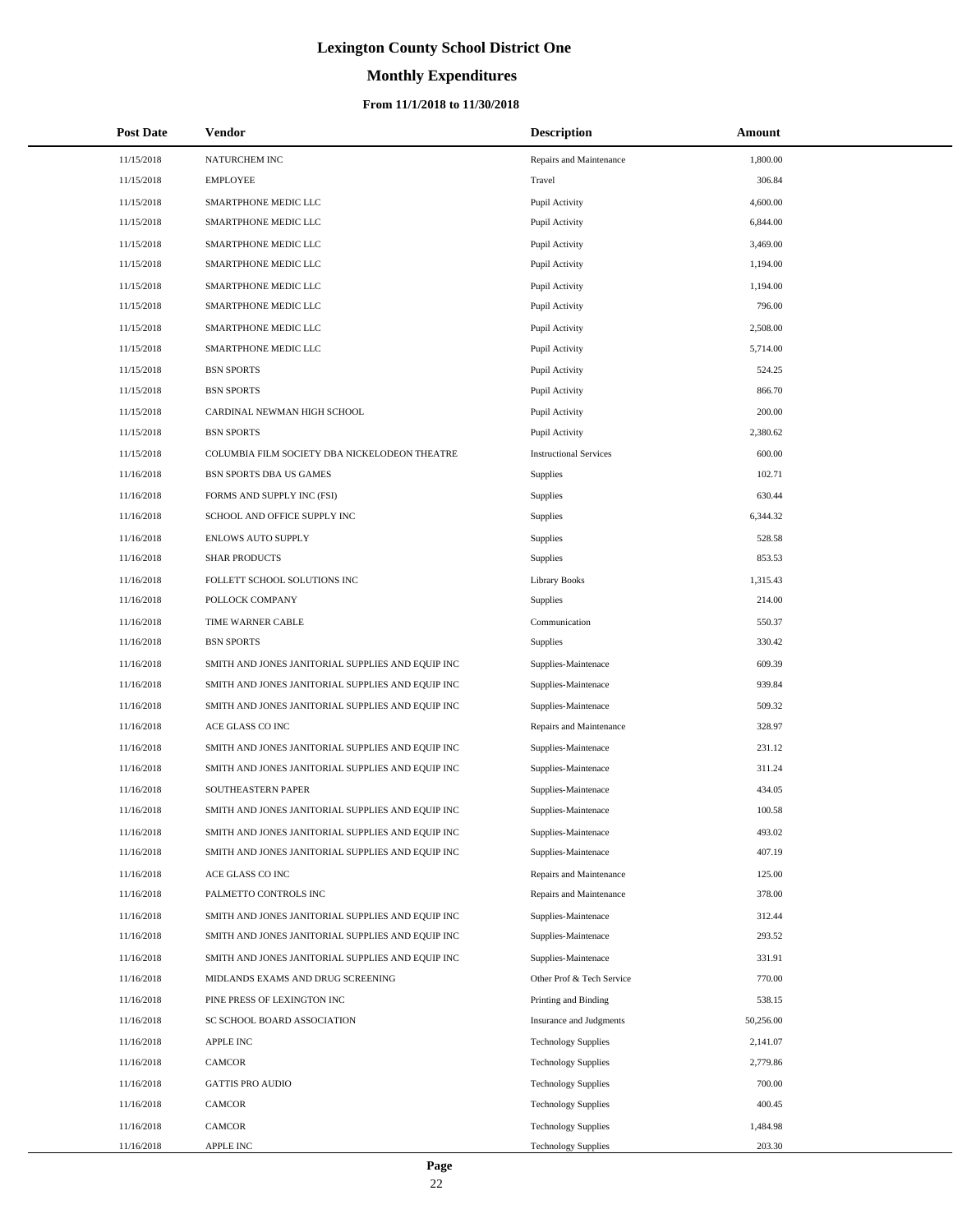# Lexington County School District One

## Monthly Expenditures

### From 11/1/2018 to 11/30/2018

| Post Date | Vendor | Description | Amount |
|---|---|---|---|
| 11/15/2018 | NATURCHEM INC | Repairs and Maintenance | 1,800.00 |
| 11/15/2018 | EMPLOYEE | Travel | 306.84 |
| 11/15/2018 | SMARTPHONE MEDIC LLC | Pupil Activity | 4,600.00 |
| 11/15/2018 | SMARTPHONE MEDIC LLC | Pupil Activity | 6,844.00 |
| 11/15/2018 | SMARTPHONE MEDIC LLC | Pupil Activity | 3,469.00 |
| 11/15/2018 | SMARTPHONE MEDIC LLC | Pupil Activity | 1,194.00 |
| 11/15/2018 | SMARTPHONE MEDIC LLC | Pupil Activity | 1,194.00 |
| 11/15/2018 | SMARTPHONE MEDIC LLC | Pupil Activity | 796.00 |
| 11/15/2018 | SMARTPHONE MEDIC LLC | Pupil Activity | 2,508.00 |
| 11/15/2018 | SMARTPHONE MEDIC LLC | Pupil Activity | 5,714.00 |
| 11/15/2018 | BSN SPORTS | Pupil Activity | 524.25 |
| 11/15/2018 | BSN SPORTS | Pupil Activity | 866.70 |
| 11/15/2018 | CARDINAL NEWMAN HIGH SCHOOL | Pupil Activity | 200.00 |
| 11/15/2018 | BSN SPORTS | Pupil Activity | 2,380.62 |
| 11/15/2018 | COLUMBIA FILM SOCIETY DBA NICKELODEON THEATRE | Instructional Services | 600.00 |
| 11/16/2018 | BSN SPORTS DBA US GAMES | Supplies | 102.71 |
| 11/16/2018 | FORMS AND SUPPLY INC (FSI) | Supplies | 630.44 |
| 11/16/2018 | SCHOOL AND OFFICE SUPPLY INC | Supplies | 6,344.32 |
| 11/16/2018 | ENLOWS AUTO SUPPLY | Supplies | 528.58 |
| 11/16/2018 | SHAR PRODUCTS | Supplies | 853.53 |
| 11/16/2018 | FOLLETT SCHOOL SOLUTIONS INC | Library Books | 1,315.43 |
| 11/16/2018 | POLLOCK COMPANY | Supplies | 214.00 |
| 11/16/2018 | TIME WARNER CABLE | Communication | 550.37 |
| 11/16/2018 | BSN SPORTS | Supplies | 330.42 |
| 11/16/2018 | SMITH AND JONES JANITORIAL SUPPLIES AND EQUIP INC | Supplies-Maintenace | 609.39 |
| 11/16/2018 | SMITH AND JONES JANITORIAL SUPPLIES AND EQUIP INC | Supplies-Maintenace | 939.84 |
| 11/16/2018 | SMITH AND JONES JANITORIAL SUPPLIES AND EQUIP INC | Supplies-Maintenace | 509.32 |
| 11/16/2018 | ACE GLASS CO INC | Repairs and Maintenance | 328.97 |
| 11/16/2018 | SMITH AND JONES JANITORIAL SUPPLIES AND EQUIP INC | Supplies-Maintenace | 231.12 |
| 11/16/2018 | SMITH AND JONES JANITORIAL SUPPLIES AND EQUIP INC | Supplies-Maintenace | 311.24 |
| 11/16/2018 | SOUTHEASTERN PAPER | Supplies-Maintenace | 434.05 |
| 11/16/2018 | SMITH AND JONES JANITORIAL SUPPLIES AND EQUIP INC | Supplies-Maintenace | 100.58 |
| 11/16/2018 | SMITH AND JONES JANITORIAL SUPPLIES AND EQUIP INC | Supplies-Maintenace | 493.02 |
| 11/16/2018 | SMITH AND JONES JANITORIAL SUPPLIES AND EQUIP INC | Supplies-Maintenace | 407.19 |
| 11/16/2018 | ACE GLASS CO INC | Repairs and Maintenance | 125.00 |
| 11/16/2018 | PALMETTO CONTROLS INC | Repairs and Maintenance | 378.00 |
| 11/16/2018 | SMITH AND JONES JANITORIAL SUPPLIES AND EQUIP INC | Supplies-Maintenace | 312.44 |
| 11/16/2018 | SMITH AND JONES JANITORIAL SUPPLIES AND EQUIP INC | Supplies-Maintenace | 293.52 |
| 11/16/2018 | SMITH AND JONES JANITORIAL SUPPLIES AND EQUIP INC | Supplies-Maintenace | 331.91 |
| 11/16/2018 | MIDLANDS EXAMS AND DRUG SCREENING | Other Prof & Tech Service | 770.00 |
| 11/16/2018 | PINE PRESS OF LEXINGTON INC | Printing and Binding | 538.15 |
| 11/16/2018 | SC SCHOOL BOARD ASSOCIATION | Insurance and Judgments | 50,256.00 |
| 11/16/2018 | APPLE INC | Technology Supplies | 2,141.07 |
| 11/16/2018 | CAMCOR | Technology Supplies | 2,779.86 |
| 11/16/2018 | GATTIS PRO AUDIO | Technology Supplies | 700.00 |
| 11/16/2018 | CAMCOR | Technology Supplies | 400.45 |
| 11/16/2018 | CAMCOR | Technology Supplies | 1,484.98 |
| 11/16/2018 | APPLE INC | Technology Supplies | 203.30 |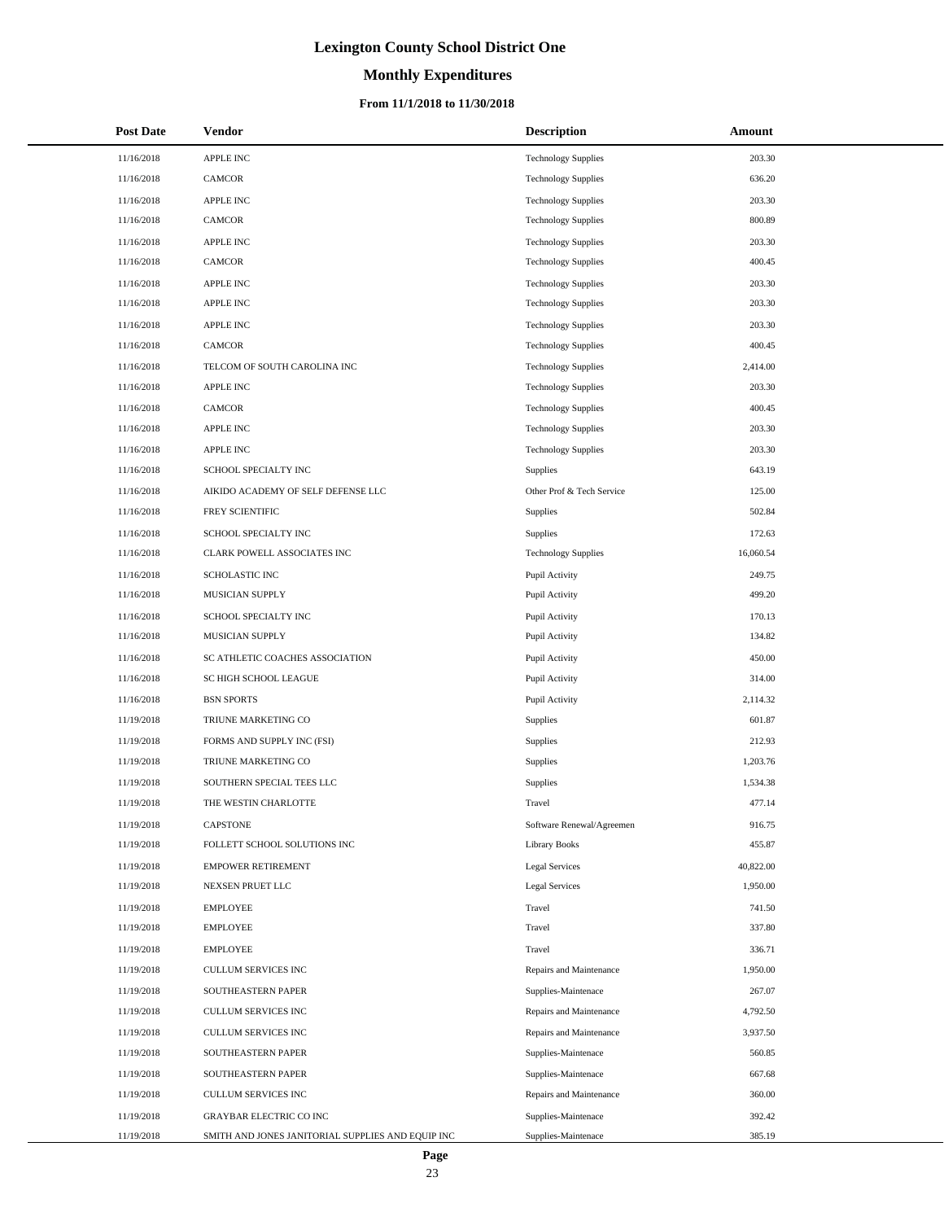# Lexington County School District One

## Monthly Expenditures

### From 11/1/2018 to 11/30/2018

| Post Date | Vendor | Description | Amount |
|---|---|---|---|
| 11/16/2018 | APPLE INC | Technology Supplies | 203.30 |
| 11/16/2018 | CAMCOR | Technology Supplies | 636.20 |
| 11/16/2018 | APPLE INC | Technology Supplies | 203.30 |
| 11/16/2018 | CAMCOR | Technology Supplies | 800.89 |
| 11/16/2018 | APPLE INC | Technology Supplies | 203.30 |
| 11/16/2018 | CAMCOR | Technology Supplies | 400.45 |
| 11/16/2018 | APPLE INC | Technology Supplies | 203.30 |
| 11/16/2018 | APPLE INC | Technology Supplies | 203.30 |
| 11/16/2018 | APPLE INC | Technology Supplies | 203.30 |
| 11/16/2018 | CAMCOR | Technology Supplies | 400.45 |
| 11/16/2018 | TELCOM OF SOUTH CAROLINA INC | Technology Supplies | 2,414.00 |
| 11/16/2018 | APPLE INC | Technology Supplies | 203.30 |
| 11/16/2018 | CAMCOR | Technology Supplies | 400.45 |
| 11/16/2018 | APPLE INC | Technology Supplies | 203.30 |
| 11/16/2018 | APPLE INC | Technology Supplies | 203.30 |
| 11/16/2018 | SCHOOL SPECIALTY INC | Supplies | 643.19 |
| 11/16/2018 | AIKIDO ACADEMY OF SELF DEFENSE LLC | Other Prof & Tech Service | 125.00 |
| 11/16/2018 | FREY SCIENTIFIC | Supplies | 502.84 |
| 11/16/2018 | SCHOOL SPECIALTY INC | Supplies | 172.63 |
| 11/16/2018 | CLARK POWELL ASSOCIATES INC | Technology Supplies | 16,060.54 |
| 11/16/2018 | SCHOLASTIC INC | Pupil Activity | 249.75 |
| 11/16/2018 | MUSICIAN SUPPLY | Pupil Activity | 499.20 |
| 11/16/2018 | SCHOOL SPECIALTY INC | Pupil Activity | 170.13 |
| 11/16/2018 | MUSICIAN SUPPLY | Pupil Activity | 134.82 |
| 11/16/2018 | SC ATHLETIC COACHES ASSOCIATION | Pupil Activity | 450.00 |
| 11/16/2018 | SC HIGH SCHOOL LEAGUE | Pupil Activity | 314.00 |
| 11/16/2018 | BSN SPORTS | Pupil Activity | 2,114.32 |
| 11/19/2018 | TRIUNE MARKETING CO | Supplies | 601.87 |
| 11/19/2018 | FORMS AND SUPPLY INC (FSI) | Supplies | 212.93 |
| 11/19/2018 | TRIUNE MARKETING CO | Supplies | 1,203.76 |
| 11/19/2018 | SOUTHERN SPECIAL TEES LLC | Supplies | 1,534.38 |
| 11/19/2018 | THE WESTIN CHARLOTTE | Travel | 477.14 |
| 11/19/2018 | CAPSTONE | Software Renewal/Agreemen | 916.75 |
| 11/19/2018 | FOLLETT SCHOOL SOLUTIONS INC | Library Books | 455.87 |
| 11/19/2018 | EMPOWER RETIREMENT | Legal Services | 40,822.00 |
| 11/19/2018 | NEXSEN PRUET LLC | Legal Services | 1,950.00 |
| 11/19/2018 | EMPLOYEE | Travel | 741.50 |
| 11/19/2018 | EMPLOYEE | Travel | 337.80 |
| 11/19/2018 | EMPLOYEE | Travel | 336.71 |
| 11/19/2018 | CULLUM SERVICES INC | Repairs and Maintenance | 1,950.00 |
| 11/19/2018 | SOUTHEASTERN PAPER | Supplies-Maintenace | 267.07 |
| 11/19/2018 | CULLUM SERVICES INC | Repairs and Maintenance | 4,792.50 |
| 11/19/2018 | CULLUM SERVICES INC | Repairs and Maintenance | 3,937.50 |
| 11/19/2018 | SOUTHEASTERN PAPER | Supplies-Maintenace | 560.85 |
| 11/19/2018 | SOUTHEASTERN PAPER | Supplies-Maintenace | 667.68 |
| 11/19/2018 | CULLUM SERVICES INC | Repairs and Maintenance | 360.00 |
| 11/19/2018 | GRAYBAR ELECTRIC CO INC | Supplies-Maintenace | 392.42 |
| 11/19/2018 | SMITH AND JONES JANITORIAL SUPPLIES AND EQUIP INC | Supplies-Maintenace | 385.19 |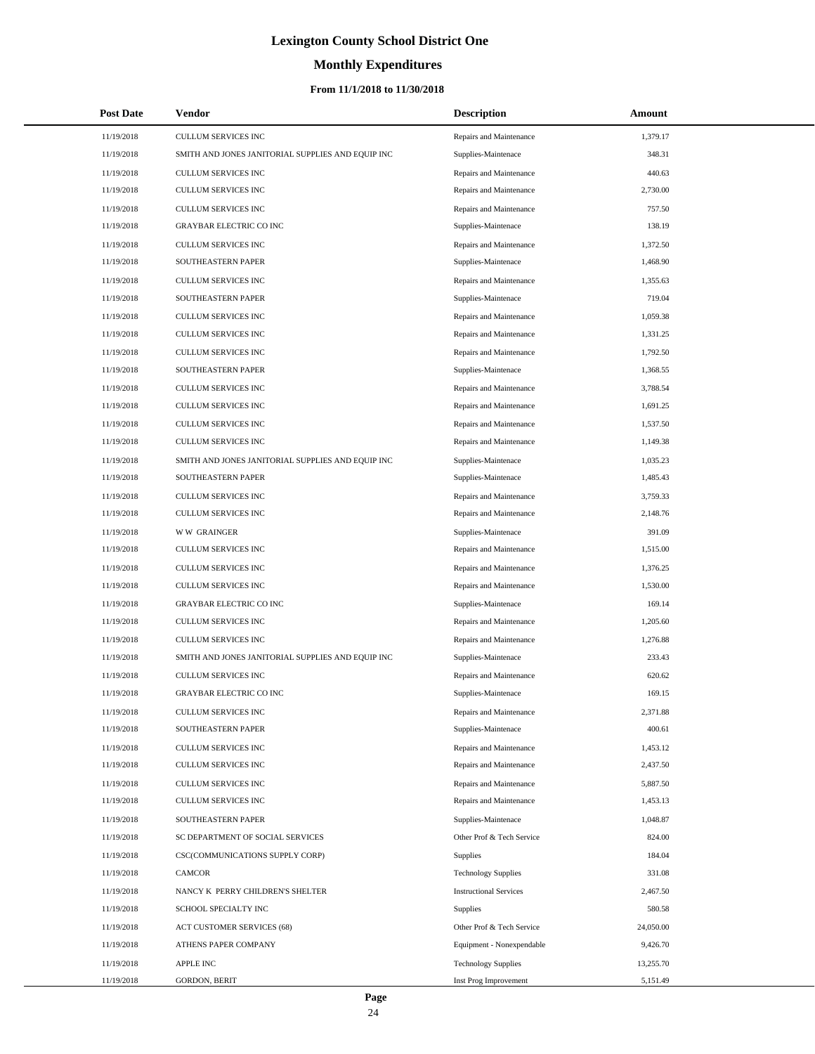# Lexington County School District One

## Monthly Expenditures

### From 11/1/2018 to 11/30/2018

| Post Date | Vendor | Description | Amount |
|---|---|---|---|
| 11/19/2018 | CULLUM SERVICES INC | Repairs and Maintenance | 1,379.17 |
| 11/19/2018 | SMITH AND JONES JANITORIAL SUPPLIES AND EQUIP INC | Supplies-Maintenace | 348.31 |
| 11/19/2018 | CULLUM SERVICES INC | Repairs and Maintenance | 440.63 |
| 11/19/2018 | CULLUM SERVICES INC | Repairs and Maintenance | 2,730.00 |
| 11/19/2018 | CULLUM SERVICES INC | Repairs and Maintenance | 757.50 |
| 11/19/2018 | GRAYBAR ELECTRIC CO INC | Supplies-Maintenace | 138.19 |
| 11/19/2018 | CULLUM SERVICES INC | Repairs and Maintenance | 1,372.50 |
| 11/19/2018 | SOUTHEASTERN PAPER | Supplies-Maintenace | 1,468.90 |
| 11/19/2018 | CULLUM SERVICES INC | Repairs and Maintenance | 1,355.63 |
| 11/19/2018 | SOUTHEASTERN PAPER | Supplies-Maintenace | 719.04 |
| 11/19/2018 | CULLUM SERVICES INC | Repairs and Maintenance | 1,059.38 |
| 11/19/2018 | CULLUM SERVICES INC | Repairs and Maintenance | 1,331.25 |
| 11/19/2018 | CULLUM SERVICES INC | Repairs and Maintenance | 1,792.50 |
| 11/19/2018 | SOUTHEASTERN PAPER | Supplies-Maintenace | 1,368.55 |
| 11/19/2018 | CULLUM SERVICES INC | Repairs and Maintenance | 3,788.54 |
| 11/19/2018 | CULLUM SERVICES INC | Repairs and Maintenance | 1,691.25 |
| 11/19/2018 | CULLUM SERVICES INC | Repairs and Maintenance | 1,537.50 |
| 11/19/2018 | CULLUM SERVICES INC | Repairs and Maintenance | 1,149.38 |
| 11/19/2018 | SMITH AND JONES JANITORIAL SUPPLIES AND EQUIP INC | Supplies-Maintenace | 1,035.23 |
| 11/19/2018 | SOUTHEASTERN PAPER | Supplies-Maintenace | 1,485.43 |
| 11/19/2018 | CULLUM SERVICES INC | Repairs and Maintenance | 3,759.33 |
| 11/19/2018 | CULLUM SERVICES INC | Repairs and Maintenance | 2,148.76 |
| 11/19/2018 | W W GRAINGER | Supplies-Maintenace | 391.09 |
| 11/19/2018 | CULLUM SERVICES INC | Repairs and Maintenance | 1,515.00 |
| 11/19/2018 | CULLUM SERVICES INC | Repairs and Maintenance | 1,376.25 |
| 11/19/2018 | CULLUM SERVICES INC | Repairs and Maintenance | 1,530.00 |
| 11/19/2018 | GRAYBAR ELECTRIC CO INC | Supplies-Maintenace | 169.14 |
| 11/19/2018 | CULLUM SERVICES INC | Repairs and Maintenance | 1,205.60 |
| 11/19/2018 | CULLUM SERVICES INC | Repairs and Maintenance | 1,276.88 |
| 11/19/2018 | SMITH AND JONES JANITORIAL SUPPLIES AND EQUIP INC | Supplies-Maintenace | 233.43 |
| 11/19/2018 | CULLUM SERVICES INC | Repairs and Maintenance | 620.62 |
| 11/19/2018 | GRAYBAR ELECTRIC CO INC | Supplies-Maintenace | 169.15 |
| 11/19/2018 | CULLUM SERVICES INC | Repairs and Maintenance | 2,371.88 |
| 11/19/2018 | SOUTHEASTERN PAPER | Supplies-Maintenace | 400.61 |
| 11/19/2018 | CULLUM SERVICES INC | Repairs and Maintenance | 1,453.12 |
| 11/19/2018 | CULLUM SERVICES INC | Repairs and Maintenance | 2,437.50 |
| 11/19/2018 | CULLUM SERVICES INC | Repairs and Maintenance | 5,887.50 |
| 11/19/2018 | CULLUM SERVICES INC | Repairs and Maintenance | 1,453.13 |
| 11/19/2018 | SOUTHEASTERN PAPER | Supplies-Maintenace | 1,048.87 |
| 11/19/2018 | SC DEPARTMENT OF SOCIAL SERVICES | Other Prof & Tech Service | 824.00 |
| 11/19/2018 | CSC(COMMUNICATIONS SUPPLY CORP) | Supplies | 184.04 |
| 11/19/2018 | CAMCOR | Technology Supplies | 331.08 |
| 11/19/2018 | NANCY K PERRY CHILDREN'S SHELTER | Instructional Services | 2,467.50 |
| 11/19/2018 | SCHOOL SPECIALTY INC | Supplies | 580.58 |
| 11/19/2018 | ACT CUSTOMER SERVICES (68) | Other Prof & Tech Service | 24,050.00 |
| 11/19/2018 | ATHENS PAPER COMPANY | Equipment - Nonexpendable | 9,426.70 |
| 11/19/2018 | APPLE INC | Technology Supplies | 13,255.70 |
| 11/19/2018 | GORDON, BERIT | Inst Prog Improvement | 5,151.49 |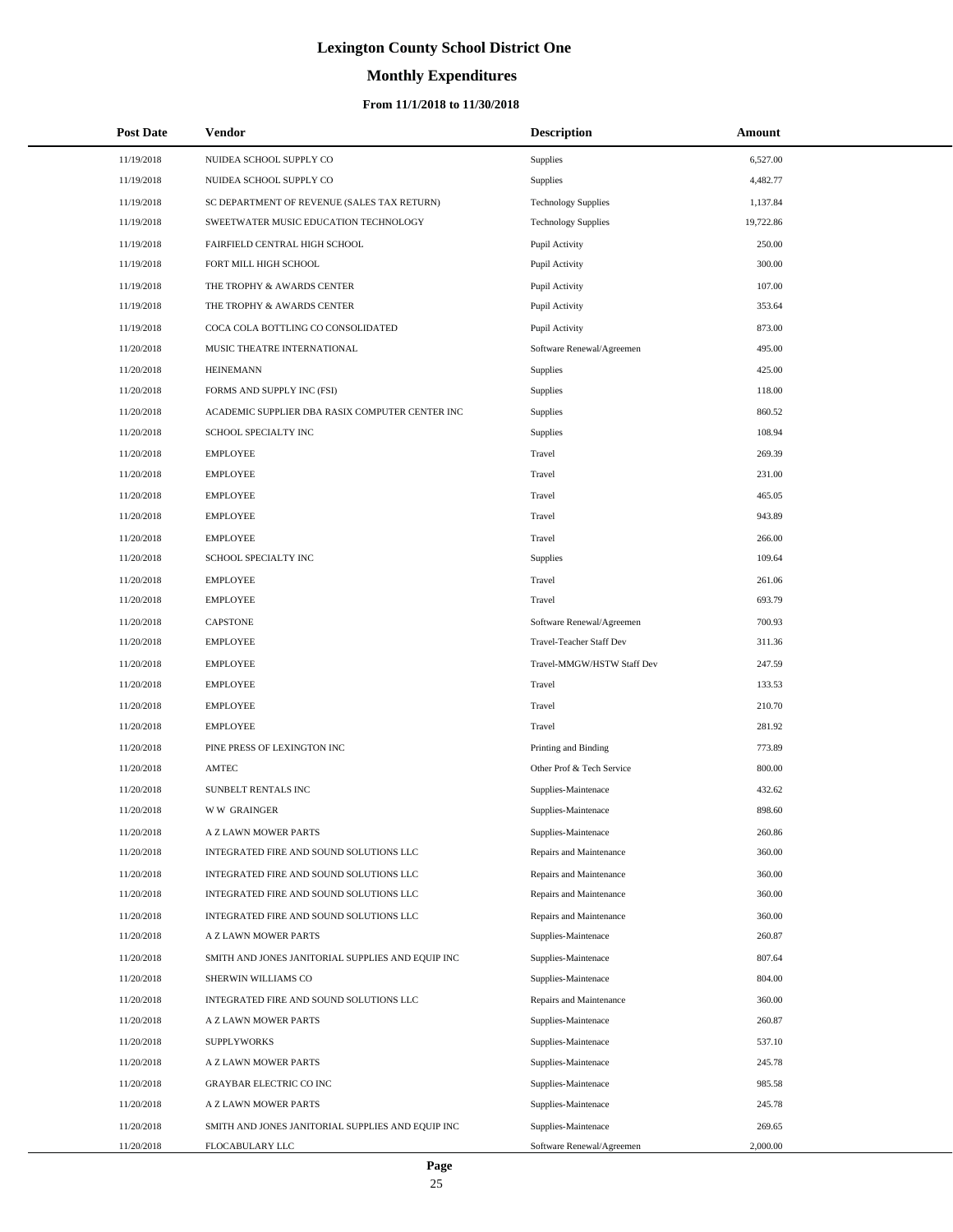# Lexington County School District One

## Monthly Expenditures

### From 11/1/2018 to 11/30/2018

| Post Date | Vendor | Description | Amount |
|---|---|---|---|
| 11/19/2018 | NUIDEA SCHOOL SUPPLY CO | Supplies | 6,527.00 |
| 11/19/2018 | NUIDEA SCHOOL SUPPLY CO | Supplies | 4,482.77 |
| 11/19/2018 | SC DEPARTMENT OF REVENUE (SALES TAX RETURN) | Technology Supplies | 1,137.84 |
| 11/19/2018 | SWEETWATER MUSIC EDUCATION TECHNOLOGY | Technology Supplies | 19,722.86 |
| 11/19/2018 | FAIRFIELD CENTRAL HIGH SCHOOL | Pupil Activity | 250.00 |
| 11/19/2018 | FORT MILL HIGH SCHOOL | Pupil Activity | 300.00 |
| 11/19/2018 | THE TROPHY & AWARDS CENTER | Pupil Activity | 107.00 |
| 11/19/2018 | THE TROPHY & AWARDS CENTER | Pupil Activity | 353.64 |
| 11/19/2018 | COCA COLA BOTTLING CO CONSOLIDATED | Pupil Activity | 873.00 |
| 11/20/2018 | MUSIC THEATRE INTERNATIONAL | Software Renewal/Agreemen | 495.00 |
| 11/20/2018 | HEINEMANN | Supplies | 425.00 |
| 11/20/2018 | FORMS AND SUPPLY INC (FSI) | Supplies | 118.00 |
| 11/20/2018 | ACADEMIC SUPPLIER DBA RASIX COMPUTER CENTER INC | Supplies | 860.52 |
| 11/20/2018 | SCHOOL SPECIALTY INC | Supplies | 108.94 |
| 11/20/2018 | EMPLOYEE | Travel | 269.39 |
| 11/20/2018 | EMPLOYEE | Travel | 231.00 |
| 11/20/2018 | EMPLOYEE | Travel | 465.05 |
| 11/20/2018 | EMPLOYEE | Travel | 943.89 |
| 11/20/2018 | EMPLOYEE | Travel | 266.00 |
| 11/20/2018 | SCHOOL SPECIALTY INC | Supplies | 109.64 |
| 11/20/2018 | EMPLOYEE | Travel | 261.06 |
| 11/20/2018 | EMPLOYEE | Travel | 693.79 |
| 11/20/2018 | CAPSTONE | Software Renewal/Agreemen | 700.93 |
| 11/20/2018 | EMPLOYEE | Travel-Teacher Staff Dev | 311.36 |
| 11/20/2018 | EMPLOYEE | Travel-MMGW/HSTW Staff Dev | 247.59 |
| 11/20/2018 | EMPLOYEE | Travel | 133.53 |
| 11/20/2018 | EMPLOYEE | Travel | 210.70 |
| 11/20/2018 | EMPLOYEE | Travel | 281.92 |
| 11/20/2018 | PINE PRESS OF LEXINGTON INC | Printing and Binding | 773.89 |
| 11/20/2018 | AMTEC | Other Prof & Tech Service | 800.00 |
| 11/20/2018 | SUNBELT RENTALS INC | Supplies-Maintenace | 432.62 |
| 11/20/2018 | W W GRAINGER | Supplies-Maintenace | 898.60 |
| 11/20/2018 | A Z LAWN MOWER PARTS | Supplies-Maintenace | 260.86 |
| 11/20/2018 | INTEGRATED FIRE AND SOUND SOLUTIONS LLC | Repairs and Maintenance | 360.00 |
| 11/20/2018 | INTEGRATED FIRE AND SOUND SOLUTIONS LLC | Repairs and Maintenance | 360.00 |
| 11/20/2018 | INTEGRATED FIRE AND SOUND SOLUTIONS LLC | Repairs and Maintenance | 360.00 |
| 11/20/2018 | INTEGRATED FIRE AND SOUND SOLUTIONS LLC | Repairs and Maintenance | 360.00 |
| 11/20/2018 | A Z LAWN MOWER PARTS | Supplies-Maintenace | 260.87 |
| 11/20/2018 | SMITH AND JONES JANITORIAL SUPPLIES AND EQUIP INC | Supplies-Maintenace | 807.64 |
| 11/20/2018 | SHERWIN WILLIAMS CO | Supplies-Maintenace | 804.00 |
| 11/20/2018 | INTEGRATED FIRE AND SOUND SOLUTIONS LLC | Repairs and Maintenance | 360.00 |
| 11/20/2018 | A Z LAWN MOWER PARTS | Supplies-Maintenace | 260.87 |
| 11/20/2018 | SUPPLYWORKS | Supplies-Maintenace | 537.10 |
| 11/20/2018 | A Z LAWN MOWER PARTS | Supplies-Maintenace | 245.78 |
| 11/20/2018 | GRAYBAR ELECTRIC CO INC | Supplies-Maintenace | 985.58 |
| 11/20/2018 | A Z LAWN MOWER PARTS | Supplies-Maintenace | 245.78 |
| 11/20/2018 | SMITH AND JONES JANITORIAL SUPPLIES AND EQUIP INC | Supplies-Maintenace | 269.65 |
| 11/20/2018 | FLOCABULARY LLC | Software Renewal/Agreemen | 2,000.00 |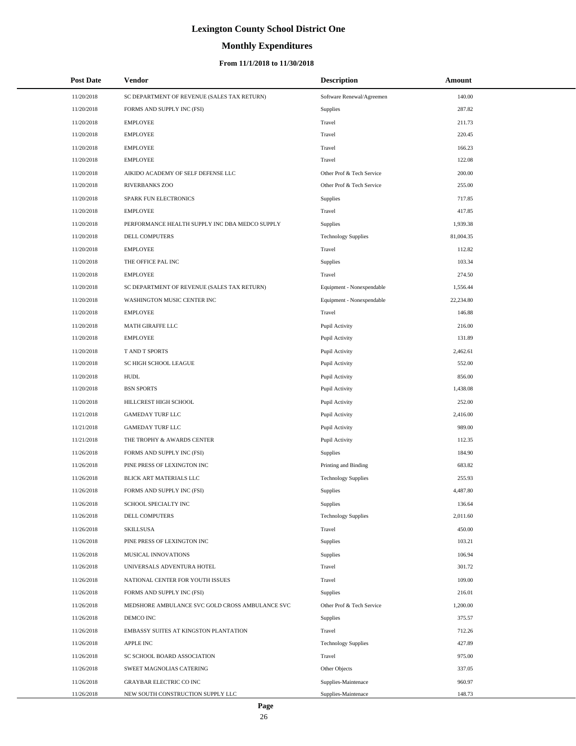# Lexington County School District One

## Monthly Expenditures

### From 11/1/2018 to 11/30/2018

| Post Date | Vendor | Description | Amount |
|---|---|---|---|
| 11/20/2018 | SC DEPARTMENT OF REVENUE (SALES TAX RETURN) | Software Renewal/Agreemen | 140.00 |
| 11/20/2018 | FORMS AND SUPPLY INC (FSI) | Supplies | 287.82 |
| 11/20/2018 | EMPLOYEE | Travel | 211.73 |
| 11/20/2018 | EMPLOYEE | Travel | 220.45 |
| 11/20/2018 | EMPLOYEE | Travel | 166.23 |
| 11/20/2018 | EMPLOYEE | Travel | 122.08 |
| 11/20/2018 | AIKIDO ACADEMY OF SELF DEFENSE LLC | Other Prof & Tech Service | 200.00 |
| 11/20/2018 | RIVERBANKS ZOO | Other Prof & Tech Service | 255.00 |
| 11/20/2018 | SPARK FUN ELECTRONICS | Supplies | 717.85 |
| 11/20/2018 | EMPLOYEE | Travel | 417.85 |
| 11/20/2018 | PERFORMANCE HEALTH SUPPLY INC DBA MEDCO SUPPLY | Supplies | 1,939.38 |
| 11/20/2018 | DELL COMPUTERS | Technology Supplies | 81,004.35 |
| 11/20/2018 | EMPLOYEE | Travel | 112.82 |
| 11/20/2018 | THE OFFICE PAL INC | Supplies | 103.34 |
| 11/20/2018 | EMPLOYEE | Travel | 274.50 |
| 11/20/2018 | SC DEPARTMENT OF REVENUE (SALES TAX RETURN) | Equipment - Nonexpendable | 1,556.44 |
| 11/20/2018 | WASHINGTON MUSIC CENTER INC | Equipment - Nonexpendable | 22,234.80 |
| 11/20/2018 | EMPLOYEE | Travel | 146.88 |
| 11/20/2018 | MATH GIRAFFE LLC | Pupil Activity | 216.00 |
| 11/20/2018 | EMPLOYEE | Pupil Activity | 131.89 |
| 11/20/2018 | T AND T SPORTS | Pupil Activity | 2,462.61 |
| 11/20/2018 | SC HIGH SCHOOL LEAGUE | Pupil Activity | 552.00 |
| 11/20/2018 | HUDL | Pupil Activity | 856.00 |
| 11/20/2018 | BSN SPORTS | Pupil Activity | 1,438.08 |
| 11/20/2018 | HILLCREST HIGH SCHOOL | Pupil Activity | 252.00 |
| 11/21/2018 | GAMEDAY TURF LLC | Pupil Activity | 2,416.00 |
| 11/21/2018 | GAMEDAY TURF LLC | Pupil Activity | 989.00 |
| 11/21/2018 | THE TROPHY & AWARDS CENTER | Pupil Activity | 112.35 |
| 11/26/2018 | FORMS AND SUPPLY INC (FSI) | Supplies | 184.90 |
| 11/26/2018 | PINE PRESS OF LEXINGTON INC | Printing and Binding | 683.82 |
| 11/26/2018 | BLICK ART MATERIALS LLC | Technology Supplies | 255.93 |
| 11/26/2018 | FORMS AND SUPPLY INC (FSI) | Supplies | 4,487.80 |
| 11/26/2018 | SCHOOL SPECIALTY INC | Supplies | 136.64 |
| 11/26/2018 | DELL COMPUTERS | Technology Supplies | 2,011.60 |
| 11/26/2018 | SKILLSUSA | Travel | 450.00 |
| 11/26/2018 | PINE PRESS OF LEXINGTON INC | Supplies | 103.21 |
| 11/26/2018 | MUSICAL INNOVATIONS | Supplies | 106.94 |
| 11/26/2018 | UNIVERSALS ADVENTURA HOTEL | Travel | 301.72 |
| 11/26/2018 | NATIONAL CENTER FOR YOUTH ISSUES | Travel | 109.00 |
| 11/26/2018 | FORMS AND SUPPLY INC (FSI) | Supplies | 216.01 |
| 11/26/2018 | MEDSHORE AMBULANCE SVC GOLD CROSS AMBULANCE SVC | Other Prof & Tech Service | 1,200.00 |
| 11/26/2018 | DEMCO INC | Supplies | 375.57 |
| 11/26/2018 | EMBASSY SUITES AT KINGSTON PLANTATION | Travel | 712.26 |
| 11/26/2018 | APPLE INC | Technology Supplies | 427.89 |
| 11/26/2018 | SC SCHOOL BOARD ASSOCIATION | Travel | 975.00 |
| 11/26/2018 | SWEET MAGNOLIAS CATERING | Other Objects | 337.05 |
| 11/26/2018 | GRAYBAR ELECTRIC CO INC | Supplies-Maintenace | 960.97 |
| 11/26/2018 | NEW SOUTH CONSTRUCTION SUPPLY LLC | Supplies-Maintenace | 148.73 |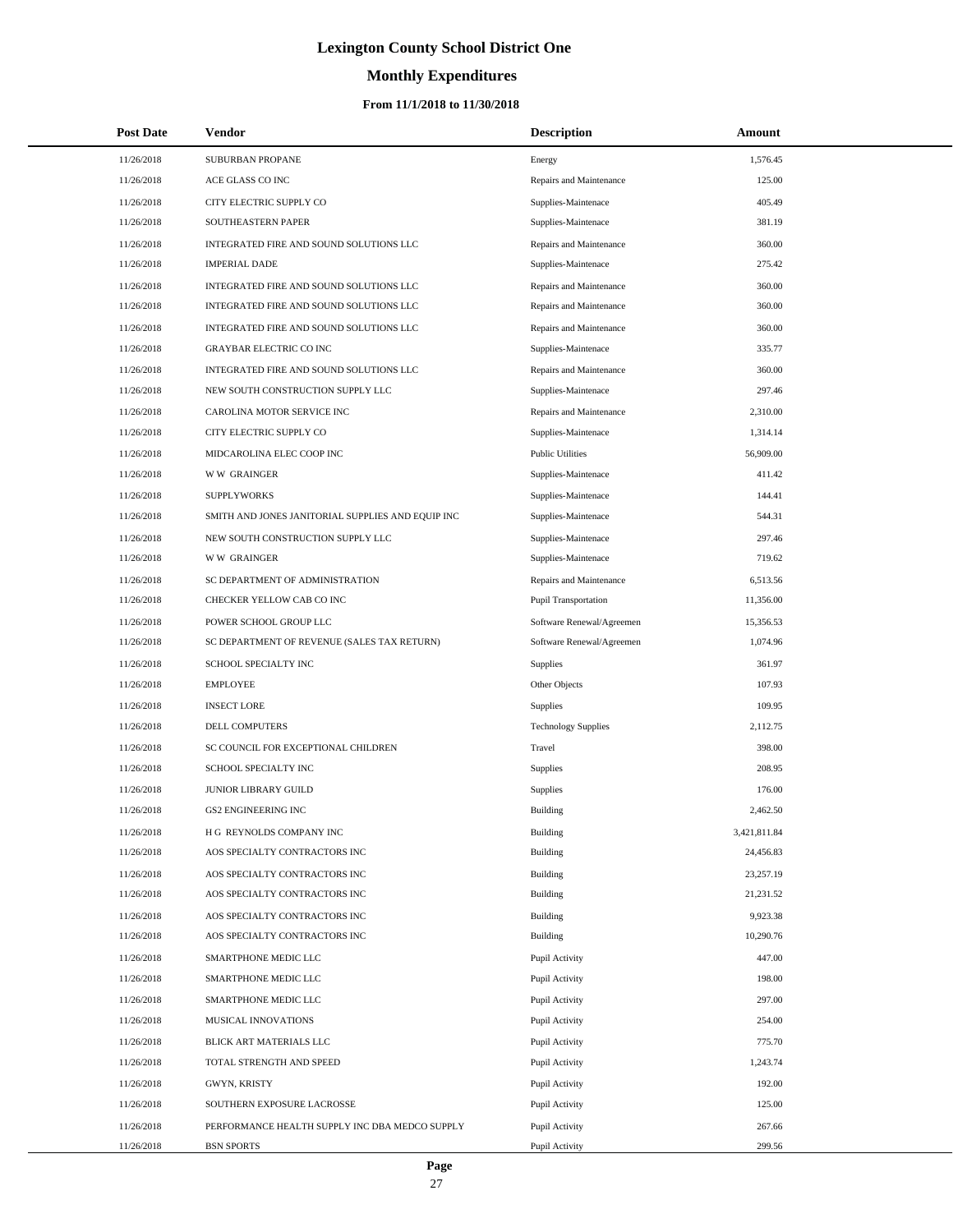# Lexington County School District One

## Monthly Expenditures

### From 11/1/2018 to 11/30/2018

| Post Date | Vendor | Description | Amount |
|---|---|---|---|
| 11/26/2018 | SUBURBAN PROPANE | Energy | 1,576.45 |
| 11/26/2018 | ACE GLASS CO INC | Repairs and Maintenance | 125.00 |
| 11/26/2018 | CITY ELECTRIC SUPPLY CO | Supplies-Maintenace | 405.49 |
| 11/26/2018 | SOUTHEASTERN PAPER | Supplies-Maintenace | 381.19 |
| 11/26/2018 | INTEGRATED FIRE AND SOUND SOLUTIONS LLC | Repairs and Maintenance | 360.00 |
| 11/26/2018 | IMPERIAL DADE | Supplies-Maintenace | 275.42 |
| 11/26/2018 | INTEGRATED FIRE AND SOUND SOLUTIONS LLC | Repairs and Maintenance | 360.00 |
| 11/26/2018 | INTEGRATED FIRE AND SOUND SOLUTIONS LLC | Repairs and Maintenance | 360.00 |
| 11/26/2018 | INTEGRATED FIRE AND SOUND SOLUTIONS LLC | Repairs and Maintenance | 360.00 |
| 11/26/2018 | GRAYBAR ELECTRIC CO INC | Supplies-Maintenace | 335.77 |
| 11/26/2018 | INTEGRATED FIRE AND SOUND SOLUTIONS LLC | Repairs and Maintenance | 360.00 |
| 11/26/2018 | NEW SOUTH CONSTRUCTION SUPPLY LLC | Supplies-Maintenace | 297.46 |
| 11/26/2018 | CAROLINA MOTOR SERVICE INC | Repairs and Maintenance | 2,310.00 |
| 11/26/2018 | CITY ELECTRIC SUPPLY CO | Supplies-Maintenace | 1,314.14 |
| 11/26/2018 | MIDCAROLINA ELEC COOP INC | Public Utilities | 56,909.00 |
| 11/26/2018 | W W GRAINGER | Supplies-Maintenace | 411.42 |
| 11/26/2018 | SUPPLYWORKS | Supplies-Maintenace | 144.41 |
| 11/26/2018 | SMITH AND JONES JANITORIAL SUPPLIES AND EQUIP INC | Supplies-Maintenace | 544.31 |
| 11/26/2018 | NEW SOUTH CONSTRUCTION SUPPLY LLC | Supplies-Maintenace | 297.46 |
| 11/26/2018 | W W GRAINGER | Supplies-Maintenace | 719.62 |
| 11/26/2018 | SC DEPARTMENT OF ADMINISTRATION | Repairs and Maintenance | 6,513.56 |
| 11/26/2018 | CHECKER YELLOW CAB CO INC | Pupil Transportation | 11,356.00 |
| 11/26/2018 | POWER SCHOOL GROUP LLC | Software Renewal/Agreemen | 15,356.53 |
| 11/26/2018 | SC DEPARTMENT OF REVENUE (SALES TAX RETURN) | Software Renewal/Agreemen | 1,074.96 |
| 11/26/2018 | SCHOOL SPECIALTY INC | Supplies | 361.97 |
| 11/26/2018 | EMPLOYEE | Other Objects | 107.93 |
| 11/26/2018 | INSECT LORE | Supplies | 109.95 |
| 11/26/2018 | DELL COMPUTERS | Technology Supplies | 2,112.75 |
| 11/26/2018 | SC COUNCIL FOR EXCEPTIONAL CHILDREN | Travel | 398.00 |
| 11/26/2018 | SCHOOL SPECIALTY INC | Supplies | 208.95 |
| 11/26/2018 | JUNIOR LIBRARY GUILD | Supplies | 176.00 |
| 11/26/2018 | GS2 ENGINEERING INC | Building | 2,462.50 |
| 11/26/2018 | H G REYNOLDS COMPANY INC | Building | 3,421,811.84 |
| 11/26/2018 | AOS SPECIALTY CONTRACTORS INC | Building | 24,456.83 |
| 11/26/2018 | AOS SPECIALTY CONTRACTORS INC | Building | 23,257.19 |
| 11/26/2018 | AOS SPECIALTY CONTRACTORS INC | Building | 21,231.52 |
| 11/26/2018 | AOS SPECIALTY CONTRACTORS INC | Building | 9,923.38 |
| 11/26/2018 | AOS SPECIALTY CONTRACTORS INC | Building | 10,290.76 |
| 11/26/2018 | SMARTPHONE MEDIC LLC | Pupil Activity | 447.00 |
| 11/26/2018 | SMARTPHONE MEDIC LLC | Pupil Activity | 198.00 |
| 11/26/2018 | SMARTPHONE MEDIC LLC | Pupil Activity | 297.00 |
| 11/26/2018 | MUSICAL INNOVATIONS | Pupil Activity | 254.00 |
| 11/26/2018 | BLICK ART MATERIALS LLC | Pupil Activity | 775.70 |
| 11/26/2018 | TOTAL STRENGTH AND SPEED | Pupil Activity | 1,243.74 |
| 11/26/2018 | GWYN, KRISTY | Pupil Activity | 192.00 |
| 11/26/2018 | SOUTHERN EXPOSURE LACROSSE | Pupil Activity | 125.00 |
| 11/26/2018 | PERFORMANCE HEALTH SUPPLY INC DBA MEDCO SUPPLY | Pupil Activity | 267.66 |
| 11/26/2018 | BSN SPORTS | Pupil Activity | 299.56 |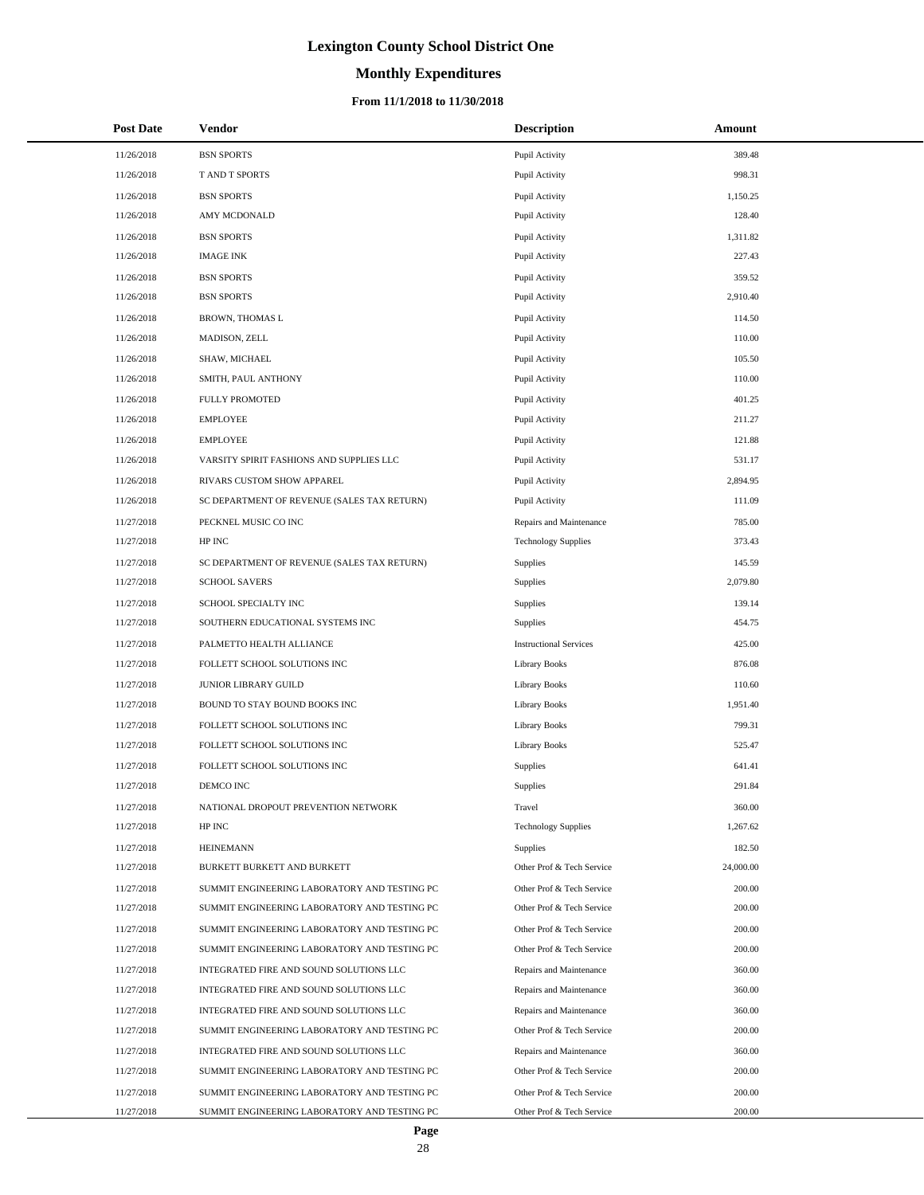# Lexington County School District One

## Monthly Expenditures

### From 11/1/2018 to 11/30/2018

| Post Date | Vendor | Description | Amount |
|---|---|---|---|
| 11/26/2018 | BSN SPORTS | Pupil Activity | 389.48 |
| 11/26/2018 | T AND T SPORTS | Pupil Activity | 998.31 |
| 11/26/2018 | BSN SPORTS | Pupil Activity | 1,150.25 |
| 11/26/2018 | AMY MCDONALD | Pupil Activity | 128.40 |
| 11/26/2018 | BSN SPORTS | Pupil Activity | 1,311.82 |
| 11/26/2018 | IMAGE INK | Pupil Activity | 227.43 |
| 11/26/2018 | BSN SPORTS | Pupil Activity | 359.52 |
| 11/26/2018 | BSN SPORTS | Pupil Activity | 2,910.40 |
| 11/26/2018 | BROWN, THOMAS L | Pupil Activity | 114.50 |
| 11/26/2018 | MADISON, ZELL | Pupil Activity | 110.00 |
| 11/26/2018 | SHAW, MICHAEL | Pupil Activity | 105.50 |
| 11/26/2018 | SMITH, PAUL ANTHONY | Pupil Activity | 110.00 |
| 11/26/2018 | FULLY PROMOTED | Pupil Activity | 401.25 |
| 11/26/2018 | EMPLOYEE | Pupil Activity | 211.27 |
| 11/26/2018 | EMPLOYEE | Pupil Activity | 121.88 |
| 11/26/2018 | VARSITY SPIRIT FASHIONS AND SUPPLIES LLC | Pupil Activity | 531.17 |
| 11/26/2018 | RIVARS CUSTOM SHOW APPAREL | Pupil Activity | 2,894.95 |
| 11/26/2018 | SC DEPARTMENT OF REVENUE (SALES TAX RETURN) | Pupil Activity | 111.09 |
| 11/27/2018 | PECKNEL MUSIC CO INC | Repairs and Maintenance | 785.00 |
| 11/27/2018 | HP INC | Technology Supplies | 373.43 |
| 11/27/2018 | SC DEPARTMENT OF REVENUE (SALES TAX RETURN) | Supplies | 145.59 |
| 11/27/2018 | SCHOOL SAVERS | Supplies | 2,079.80 |
| 11/27/2018 | SCHOOL SPECIALTY INC | Supplies | 139.14 |
| 11/27/2018 | SOUTHERN EDUCATIONAL SYSTEMS INC | Supplies | 454.75 |
| 11/27/2018 | PALMETTO HEALTH ALLIANCE | Instructional Services | 425.00 |
| 11/27/2018 | FOLLETT SCHOOL SOLUTIONS INC | Library Books | 876.08 |
| 11/27/2018 | JUNIOR LIBRARY GUILD | Library Books | 110.60 |
| 11/27/2018 | BOUND TO STAY BOUND BOOKS INC | Library Books | 1,951.40 |
| 11/27/2018 | FOLLETT SCHOOL SOLUTIONS INC | Library Books | 799.31 |
| 11/27/2018 | FOLLETT SCHOOL SOLUTIONS INC | Library Books | 525.47 |
| 11/27/2018 | FOLLETT SCHOOL SOLUTIONS INC | Supplies | 641.41 |
| 11/27/2018 | DEMCO INC | Supplies | 291.84 |
| 11/27/2018 | NATIONAL DROPOUT PREVENTION NETWORK | Travel | 360.00 |
| 11/27/2018 | HP INC | Technology Supplies | 1,267.62 |
| 11/27/2018 | HEINEMANN | Supplies | 182.50 |
| 11/27/2018 | BURKETT BURKETT AND BURKETT | Other Prof & Tech Service | 24,000.00 |
| 11/27/2018 | SUMMIT ENGINEERING LABORATORY AND TESTING PC | Other Prof & Tech Service | 200.00 |
| 11/27/2018 | SUMMIT ENGINEERING LABORATORY AND TESTING PC | Other Prof & Tech Service | 200.00 |
| 11/27/2018 | SUMMIT ENGINEERING LABORATORY AND TESTING PC | Other Prof & Tech Service | 200.00 |
| 11/27/2018 | SUMMIT ENGINEERING LABORATORY AND TESTING PC | Other Prof & Tech Service | 200.00 |
| 11/27/2018 | INTEGRATED FIRE AND SOUND SOLUTIONS LLC | Repairs and Maintenance | 360.00 |
| 11/27/2018 | INTEGRATED FIRE AND SOUND SOLUTIONS LLC | Repairs and Maintenance | 360.00 |
| 11/27/2018 | INTEGRATED FIRE AND SOUND SOLUTIONS LLC | Repairs and Maintenance | 360.00 |
| 11/27/2018 | SUMMIT ENGINEERING LABORATORY AND TESTING PC | Other Prof & Tech Service | 200.00 |
| 11/27/2018 | INTEGRATED FIRE AND SOUND SOLUTIONS LLC | Repairs and Maintenance | 360.00 |
| 11/27/2018 | SUMMIT ENGINEERING LABORATORY AND TESTING PC | Other Prof & Tech Service | 200.00 |
| 11/27/2018 | SUMMIT ENGINEERING LABORATORY AND TESTING PC | Other Prof & Tech Service | 200.00 |
| 11/27/2018 | SUMMIT ENGINEERING LABORATORY AND TESTING PC | Other Prof & Tech Service | 200.00 |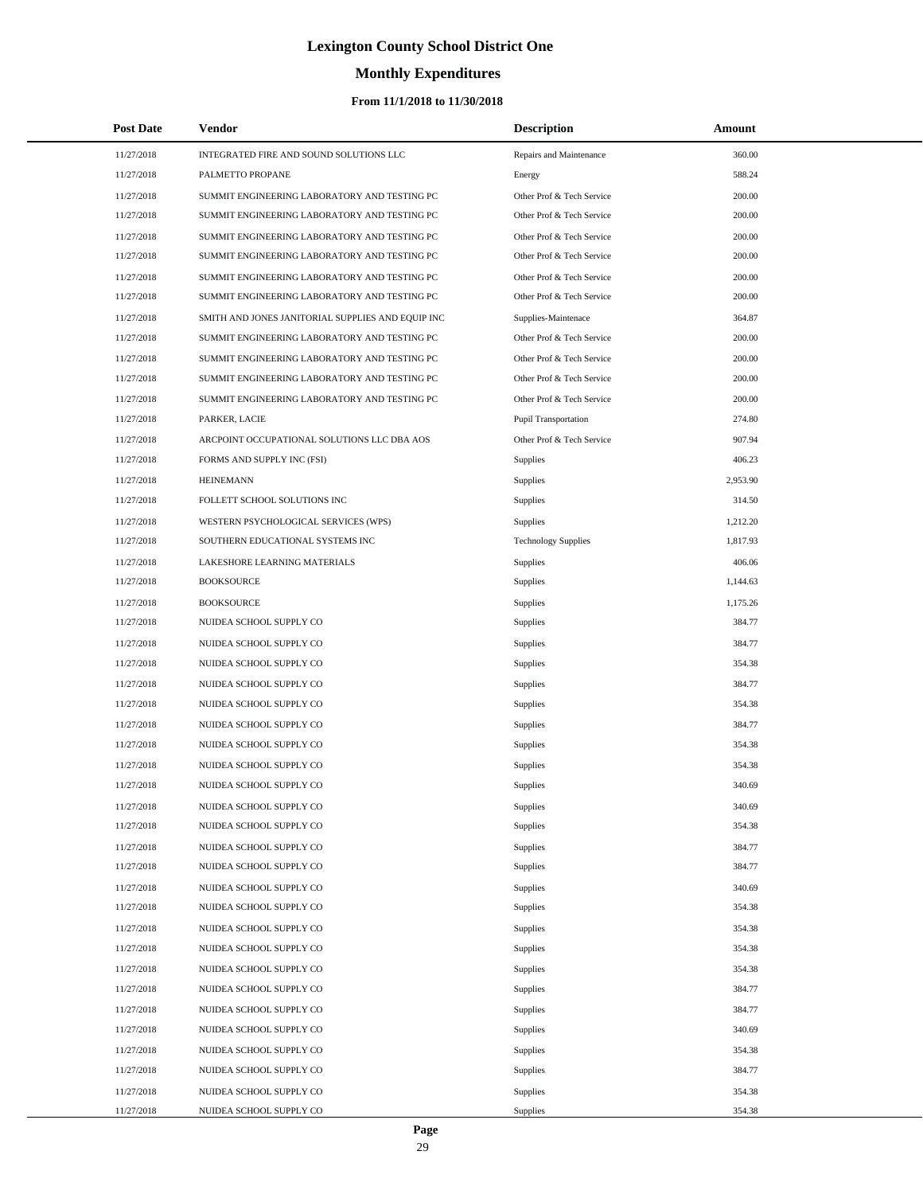# Lexington County School District One

## Monthly Expenditures

### From 11/1/2018 to 11/30/2018

| Post Date | Vendor | Description | Amount |
|---|---|---|---|
| 11/27/2018 | INTEGRATED FIRE AND SOUND SOLUTIONS LLC | Repairs and Maintenance | 360.00 |
| 11/27/2018 | PALMETTO PROPANE | Energy | 588.24 |
| 11/27/2018 | SUMMIT ENGINEERING LABORATORY AND TESTING PC | Other Prof & Tech Service | 200.00 |
| 11/27/2018 | SUMMIT ENGINEERING LABORATORY AND TESTING PC | Other Prof & Tech Service | 200.00 |
| 11/27/2018 | SUMMIT ENGINEERING LABORATORY AND TESTING PC | Other Prof & Tech Service | 200.00 |
| 11/27/2018 | SUMMIT ENGINEERING LABORATORY AND TESTING PC | Other Prof & Tech Service | 200.00 |
| 11/27/2018 | SUMMIT ENGINEERING LABORATORY AND TESTING PC | Other Prof & Tech Service | 200.00 |
| 11/27/2018 | SUMMIT ENGINEERING LABORATORY AND TESTING PC | Other Prof & Tech Service | 200.00 |
| 11/27/2018 | SMITH AND JONES JANITORIAL SUPPLIES AND EQUIP INC | Supplies-Maintenace | 364.87 |
| 11/27/2018 | SUMMIT ENGINEERING LABORATORY AND TESTING PC | Other Prof & Tech Service | 200.00 |
| 11/27/2018 | SUMMIT ENGINEERING LABORATORY AND TESTING PC | Other Prof & Tech Service | 200.00 |
| 11/27/2018 | SUMMIT ENGINEERING LABORATORY AND TESTING PC | Other Prof & Tech Service | 200.00 |
| 11/27/2018 | SUMMIT ENGINEERING LABORATORY AND TESTING PC | Other Prof & Tech Service | 200.00 |
| 11/27/2018 | PARKER, LACIE | Pupil Transportation | 274.80 |
| 11/27/2018 | ARCPOINT OCCUPATIONAL SOLUTIONS LLC DBA AOS | Other Prof & Tech Service | 907.94 |
| 11/27/2018 | FORMS AND SUPPLY INC (FSI) | Supplies | 406.23 |
| 11/27/2018 | HEINEMANN | Supplies | 2,953.90 |
| 11/27/2018 | FOLLETT SCHOOL SOLUTIONS INC | Supplies | 314.50 |
| 11/27/2018 | WESTERN PSYCHOLOGICAL SERVICES (WPS) | Supplies | 1,212.20 |
| 11/27/2018 | SOUTHERN EDUCATIONAL SYSTEMS INC | Technology Supplies | 1,817.93 |
| 11/27/2018 | LAKESHORE LEARNING MATERIALS | Supplies | 406.06 |
| 11/27/2018 | BOOKSOURCE | Supplies | 1,144.63 |
| 11/27/2018 | BOOKSOURCE | Supplies | 1,175.26 |
| 11/27/2018 | NUIDEA SCHOOL SUPPLY CO | Supplies | 384.77 |
| 11/27/2018 | NUIDEA SCHOOL SUPPLY CO | Supplies | 384.77 |
| 11/27/2018 | NUIDEA SCHOOL SUPPLY CO | Supplies | 354.38 |
| 11/27/2018 | NUIDEA SCHOOL SUPPLY CO | Supplies | 384.77 |
| 11/27/2018 | NUIDEA SCHOOL SUPPLY CO | Supplies | 354.38 |
| 11/27/2018 | NUIDEA SCHOOL SUPPLY CO | Supplies | 384.77 |
| 11/27/2018 | NUIDEA SCHOOL SUPPLY CO | Supplies | 354.38 |
| 11/27/2018 | NUIDEA SCHOOL SUPPLY CO | Supplies | 354.38 |
| 11/27/2018 | NUIDEA SCHOOL SUPPLY CO | Supplies | 340.69 |
| 11/27/2018 | NUIDEA SCHOOL SUPPLY CO | Supplies | 340.69 |
| 11/27/2018 | NUIDEA SCHOOL SUPPLY CO | Supplies | 354.38 |
| 11/27/2018 | NUIDEA SCHOOL SUPPLY CO | Supplies | 384.77 |
| 11/27/2018 | NUIDEA SCHOOL SUPPLY CO | Supplies | 384.77 |
| 11/27/2018 | NUIDEA SCHOOL SUPPLY CO | Supplies | 340.69 |
| 11/27/2018 | NUIDEA SCHOOL SUPPLY CO | Supplies | 354.38 |
| 11/27/2018 | NUIDEA SCHOOL SUPPLY CO | Supplies | 354.38 |
| 11/27/2018 | NUIDEA SCHOOL SUPPLY CO | Supplies | 354.38 |
| 11/27/2018 | NUIDEA SCHOOL SUPPLY CO | Supplies | 354.38 |
| 11/27/2018 | NUIDEA SCHOOL SUPPLY CO | Supplies | 384.77 |
| 11/27/2018 | NUIDEA SCHOOL SUPPLY CO | Supplies | 384.77 |
| 11/27/2018 | NUIDEA SCHOOL SUPPLY CO | Supplies | 340.69 |
| 11/27/2018 | NUIDEA SCHOOL SUPPLY CO | Supplies | 354.38 |
| 11/27/2018 | NUIDEA SCHOOL SUPPLY CO | Supplies | 384.77 |
| 11/27/2018 | NUIDEA SCHOOL SUPPLY CO | Supplies | 354.38 |
| 11/27/2018 | NUIDEA SCHOOL SUPPLY CO | Supplies | 354.38 |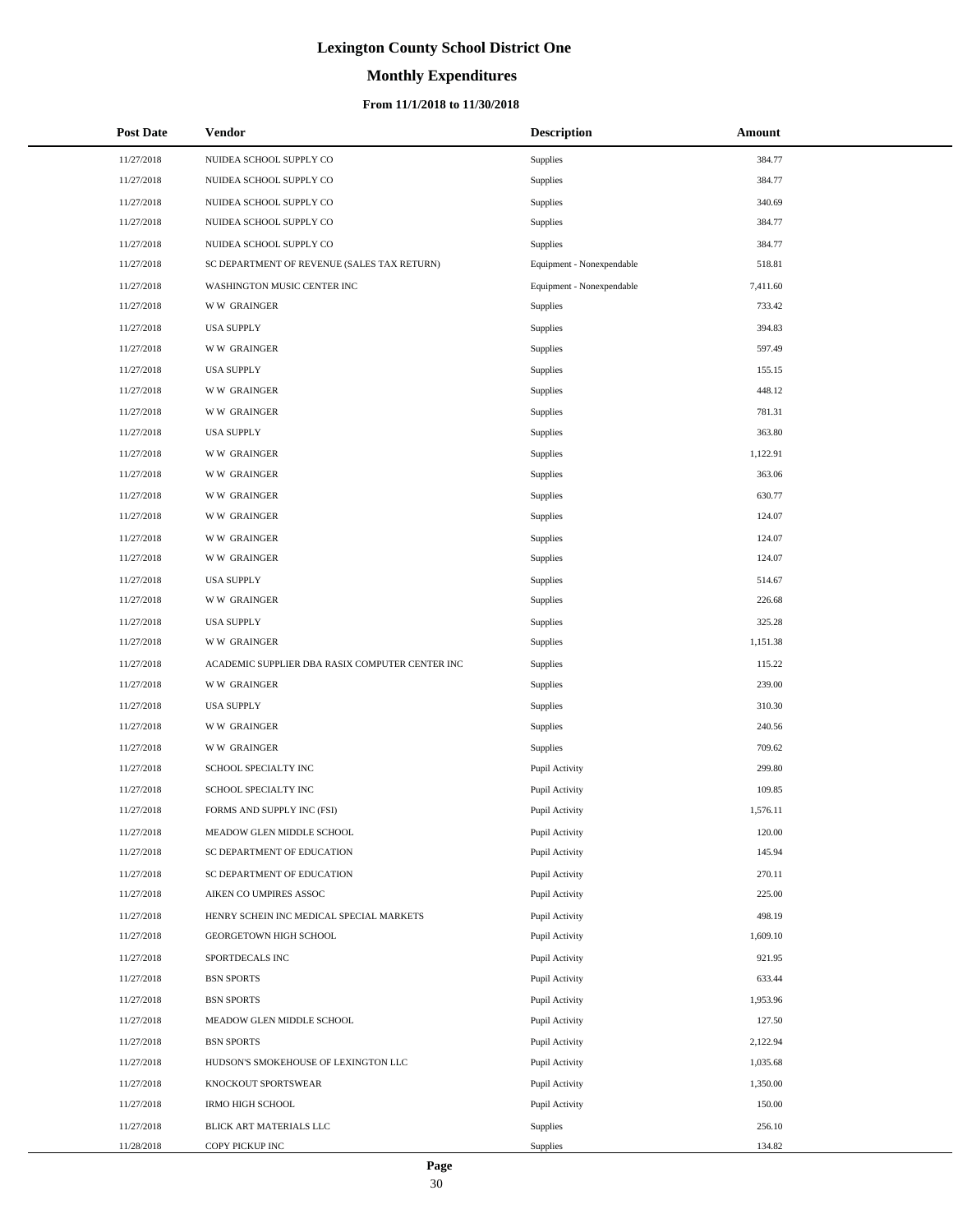# Lexington County School District One

## Monthly Expenditures

### From 11/1/2018 to 11/30/2018

| Post Date | Vendor | Description | Amount |
|---|---|---|---|
| 11/27/2018 | NUIDEA SCHOOL SUPPLY CO | Supplies | 384.77 |
| 11/27/2018 | NUIDEA SCHOOL SUPPLY CO | Supplies | 384.77 |
| 11/27/2018 | NUIDEA SCHOOL SUPPLY CO | Supplies | 340.69 |
| 11/27/2018 | NUIDEA SCHOOL SUPPLY CO | Supplies | 384.77 |
| 11/27/2018 | NUIDEA SCHOOL SUPPLY CO | Supplies | 384.77 |
| 11/27/2018 | SC DEPARTMENT OF REVENUE (SALES TAX RETURN) | Equipment - Nonexpendable | 518.81 |
| 11/27/2018 | WASHINGTON MUSIC CENTER INC | Equipment - Nonexpendable | 7,411.60 |
| 11/27/2018 | W W GRAINGER | Supplies | 733.42 |
| 11/27/2018 | USA SUPPLY | Supplies | 394.83 |
| 11/27/2018 | W W GRAINGER | Supplies | 597.49 |
| 11/27/2018 | USA SUPPLY | Supplies | 155.15 |
| 11/27/2018 | W W GRAINGER | Supplies | 448.12 |
| 11/27/2018 | W W GRAINGER | Supplies | 781.31 |
| 11/27/2018 | USA SUPPLY | Supplies | 363.80 |
| 11/27/2018 | W W GRAINGER | Supplies | 1,122.91 |
| 11/27/2018 | W W GRAINGER | Supplies | 363.06 |
| 11/27/2018 | W W GRAINGER | Supplies | 630.77 |
| 11/27/2018 | W W GRAINGER | Supplies | 124.07 |
| 11/27/2018 | W W GRAINGER | Supplies | 124.07 |
| 11/27/2018 | W W GRAINGER | Supplies | 124.07 |
| 11/27/2018 | USA SUPPLY | Supplies | 514.67 |
| 11/27/2018 | W W GRAINGER | Supplies | 226.68 |
| 11/27/2018 | USA SUPPLY | Supplies | 325.28 |
| 11/27/2018 | W W GRAINGER | Supplies | 1,151.38 |
| 11/27/2018 | ACADEMIC SUPPLIER DBA RASIX COMPUTER CENTER INC | Supplies | 115.22 |
| 11/27/2018 | W W GRAINGER | Supplies | 239.00 |
| 11/27/2018 | USA SUPPLY | Supplies | 310.30 |
| 11/27/2018 | W W GRAINGER | Supplies | 240.56 |
| 11/27/2018 | W W GRAINGER | Supplies | 709.62 |
| 11/27/2018 | SCHOOL SPECIALTY INC | Pupil Activity | 299.80 |
| 11/27/2018 | SCHOOL SPECIALTY INC | Pupil Activity | 109.85 |
| 11/27/2018 | FORMS AND SUPPLY INC (FSI) | Pupil Activity | 1,576.11 |
| 11/27/2018 | MEADOW GLEN MIDDLE SCHOOL | Pupil Activity | 120.00 |
| 11/27/2018 | SC DEPARTMENT OF EDUCATION | Pupil Activity | 145.94 |
| 11/27/2018 | SC DEPARTMENT OF EDUCATION | Pupil Activity | 270.11 |
| 11/27/2018 | AIKEN CO UMPIRES ASSOC | Pupil Activity | 225.00 |
| 11/27/2018 | HENRY SCHEIN INC MEDICAL SPECIAL MARKETS | Pupil Activity | 498.19 |
| 11/27/2018 | GEORGETOWN HIGH SCHOOL | Pupil Activity | 1,609.10 |
| 11/27/2018 | SPORTDECALS INC | Pupil Activity | 921.95 |
| 11/27/2018 | BSN SPORTS | Pupil Activity | 633.44 |
| 11/27/2018 | BSN SPORTS | Pupil Activity | 1,953.96 |
| 11/27/2018 | MEADOW GLEN MIDDLE SCHOOL | Pupil Activity | 127.50 |
| 11/27/2018 | BSN SPORTS | Pupil Activity | 2,122.94 |
| 11/27/2018 | HUDSON'S SMOKEHOUSE OF LEXINGTON LLC | Pupil Activity | 1,035.68 |
| 11/27/2018 | KNOCKOUT SPORTSWEAR | Pupil Activity | 1,350.00 |
| 11/27/2018 | IRMO HIGH SCHOOL | Pupil Activity | 150.00 |
| 11/27/2018 | BLICK ART MATERIALS LLC | Supplies | 256.10 |
| 11/28/2018 | COPY PICKUP INC | Supplies | 134.82 |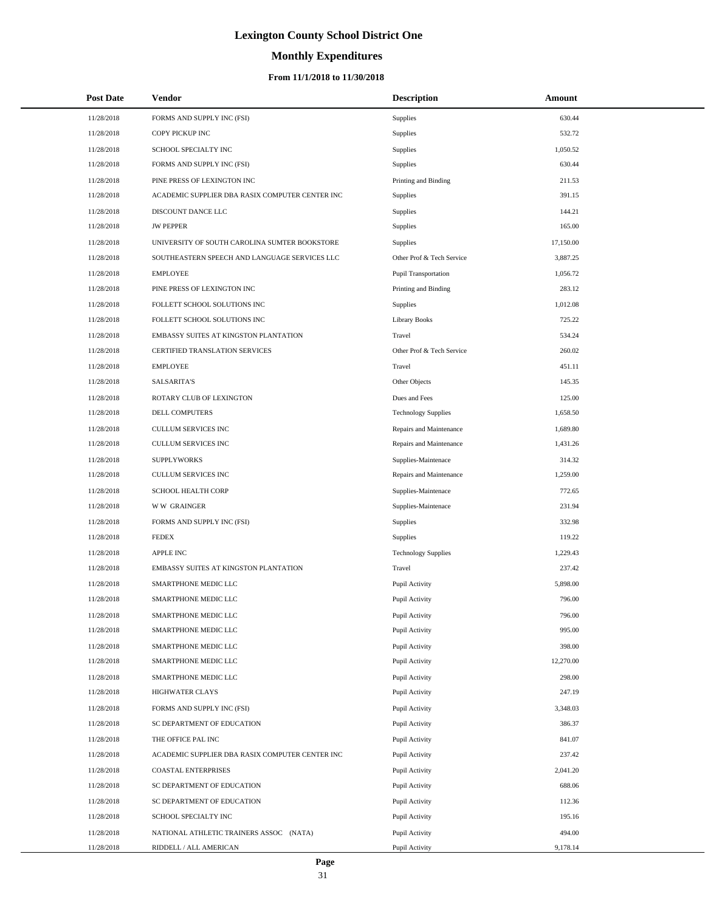# Lexington County School District One

## Monthly Expenditures

### From 11/1/2018 to 11/30/2018

| Post Date | Vendor | Description | Amount |
|---|---|---|---|
| 11/28/2018 | FORMS AND SUPPLY INC (FSI) | Supplies | 630.44 |
| 11/28/2018 | COPY PICKUP INC | Supplies | 532.72 |
| 11/28/2018 | SCHOOL SPECIALTY INC | Supplies | 1,050.52 |
| 11/28/2018 | FORMS AND SUPPLY INC (FSI) | Supplies | 630.44 |
| 11/28/2018 | PINE PRESS OF LEXINGTON INC | Printing and Binding | 211.53 |
| 11/28/2018 | ACADEMIC SUPPLIER DBA RASIX COMPUTER CENTER INC | Supplies | 391.15 |
| 11/28/2018 | DISCOUNT DANCE LLC | Supplies | 144.21 |
| 11/28/2018 | JW PEPPER | Supplies | 165.00 |
| 11/28/2018 | UNIVERSITY OF SOUTH CAROLINA SUMTER BOOKSTORE | Supplies | 17,150.00 |
| 11/28/2018 | SOUTHEASTERN SPEECH AND LANGUAGE SERVICES LLC | Other Prof & Tech Service | 3,887.25 |
| 11/28/2018 | EMPLOYEE | Pupil Transportation | 1,056.72 |
| 11/28/2018 | PINE PRESS OF LEXINGTON INC | Printing and Binding | 283.12 |
| 11/28/2018 | FOLLETT SCHOOL SOLUTIONS INC | Supplies | 1,012.08 |
| 11/28/2018 | FOLLETT SCHOOL SOLUTIONS INC | Library Books | 725.22 |
| 11/28/2018 | EMBASSY SUITES AT KINGSTON PLANTATION | Travel | 534.24 |
| 11/28/2018 | CERTIFIED TRANSLATION SERVICES | Other Prof & Tech Service | 260.02 |
| 11/28/2018 | EMPLOYEE | Travel | 451.11 |
| 11/28/2018 | SALSARITA'S | Other Objects | 145.35 |
| 11/28/2018 | ROTARY CLUB OF LEXINGTON | Dues and Fees | 125.00 |
| 11/28/2018 | DELL COMPUTERS | Technology Supplies | 1,658.50 |
| 11/28/2018 | CULLUM SERVICES INC | Repairs and Maintenance | 1,689.80 |
| 11/28/2018 | CULLUM SERVICES INC | Repairs and Maintenance | 1,431.26 |
| 11/28/2018 | SUPPLYWORKS | Supplies-Maintenace | 314.32 |
| 11/28/2018 | CULLUM SERVICES INC | Repairs and Maintenance | 1,259.00 |
| 11/28/2018 | SCHOOL HEALTH CORP | Supplies-Maintenace | 772.65 |
| 11/28/2018 | W W GRAINGER | Supplies-Maintenace | 231.94 |
| 11/28/2018 | FORMS AND SUPPLY INC (FSI) | Supplies | 332.98 |
| 11/28/2018 | FEDEX | Supplies | 119.22 |
| 11/28/2018 | APPLE INC | Technology Supplies | 1,229.43 |
| 11/28/2018 | EMBASSY SUITES AT KINGSTON PLANTATION | Travel | 237.42 |
| 11/28/2018 | SMARTPHONE MEDIC LLC | Pupil Activity | 5,898.00 |
| 11/28/2018 | SMARTPHONE MEDIC LLC | Pupil Activity | 796.00 |
| 11/28/2018 | SMARTPHONE MEDIC LLC | Pupil Activity | 796.00 |
| 11/28/2018 | SMARTPHONE MEDIC LLC | Pupil Activity | 995.00 |
| 11/28/2018 | SMARTPHONE MEDIC LLC | Pupil Activity | 398.00 |
| 11/28/2018 | SMARTPHONE MEDIC LLC | Pupil Activity | 12,270.00 |
| 11/28/2018 | SMARTPHONE MEDIC LLC | Pupil Activity | 298.00 |
| 11/28/2018 | HIGHWATER CLAYS | Pupil Activity | 247.19 |
| 11/28/2018 | FORMS AND SUPPLY INC (FSI) | Pupil Activity | 3,348.03 |
| 11/28/2018 | SC DEPARTMENT OF EDUCATION | Pupil Activity | 386.37 |
| 11/28/2018 | THE OFFICE PAL INC | Pupil Activity | 841.07 |
| 11/28/2018 | ACADEMIC SUPPLIER DBA RASIX COMPUTER CENTER INC | Pupil Activity | 237.42 |
| 11/28/2018 | COASTAL ENTERPRISES | Pupil Activity | 2,041.20 |
| 11/28/2018 | SC DEPARTMENT OF EDUCATION | Pupil Activity | 688.06 |
| 11/28/2018 | SC DEPARTMENT OF EDUCATION | Pupil Activity | 112.36 |
| 11/28/2018 | SCHOOL SPECIALTY INC | Pupil Activity | 195.16 |
| 11/28/2018 | NATIONAL ATHLETIC TRAINERS ASSOC (NATA) | Pupil Activity | 494.00 |
| 11/28/2018 | RIDDELL / ALL AMERICAN | Pupil Activity | 9,178.14 |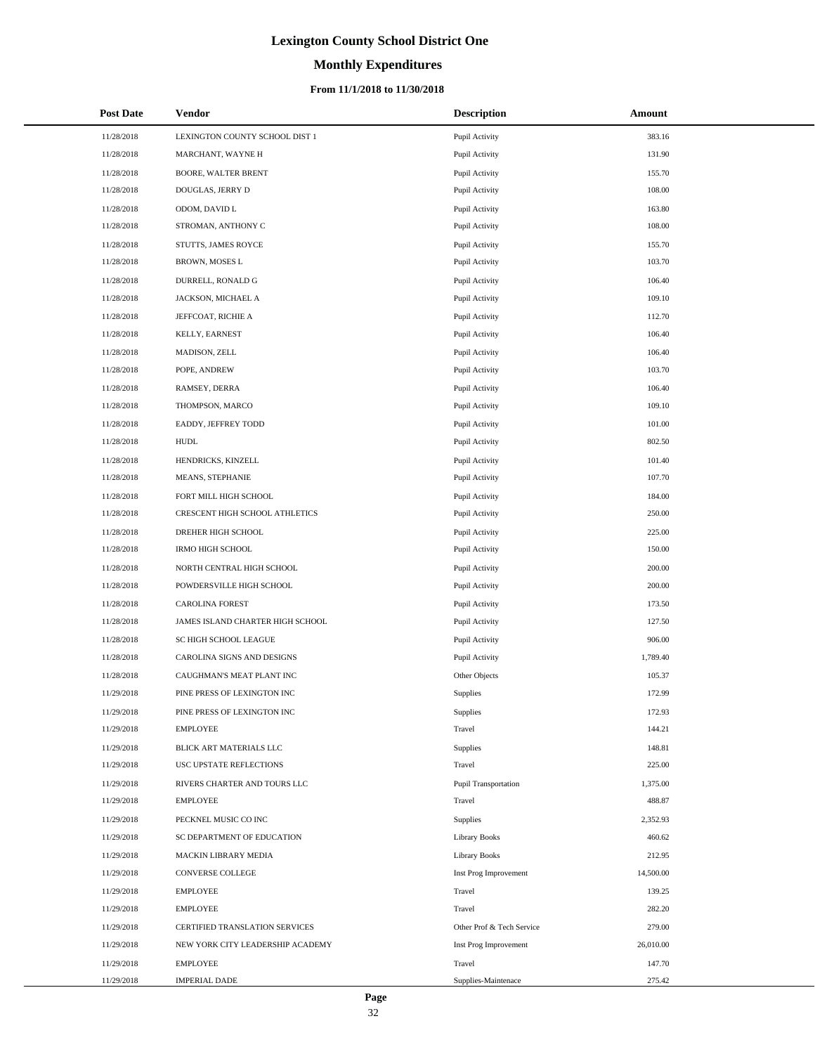# Lexington County School District One

## Monthly Expenditures

### From 11/1/2018 to 11/30/2018

| Post Date | Vendor | Description | Amount |
|---|---|---|---|
| 11/28/2018 | LEXINGTON COUNTY SCHOOL DIST 1 | Pupil Activity | 383.16 |
| 11/28/2018 | MARCHANT, WAYNE H | Pupil Activity | 131.90 |
| 11/28/2018 | BOORE, WALTER BRENT | Pupil Activity | 155.70 |
| 11/28/2018 | DOUGLAS, JERRY D | Pupil Activity | 108.00 |
| 11/28/2018 | ODOM, DAVID L | Pupil Activity | 163.80 |
| 11/28/2018 | STROMAN, ANTHONY C | Pupil Activity | 108.00 |
| 11/28/2018 | STUTTS, JAMES ROYCE | Pupil Activity | 155.70 |
| 11/28/2018 | BROWN, MOSES L | Pupil Activity | 103.70 |
| 11/28/2018 | DURRELL, RONALD G | Pupil Activity | 106.40 |
| 11/28/2018 | JACKSON, MICHAEL A | Pupil Activity | 109.10 |
| 11/28/2018 | JEFFCOAT, RICHIE A | Pupil Activity | 112.70 |
| 11/28/2018 | KELLY, EARNEST | Pupil Activity | 106.40 |
| 11/28/2018 | MADISON, ZELL | Pupil Activity | 106.40 |
| 11/28/2018 | POPE, ANDREW | Pupil Activity | 103.70 |
| 11/28/2018 | RAMSEY, DERRA | Pupil Activity | 106.40 |
| 11/28/2018 | THOMPSON, MARCO | Pupil Activity | 109.10 |
| 11/28/2018 | EADDY, JEFFREY TODD | Pupil Activity | 101.00 |
| 11/28/2018 | HUDL | Pupil Activity | 802.50 |
| 11/28/2018 | HENDRICKS, KINZELL | Pupil Activity | 101.40 |
| 11/28/2018 | MEANS, STEPHANIE | Pupil Activity | 107.70 |
| 11/28/2018 | FORT MILL HIGH SCHOOL | Pupil Activity | 184.00 |
| 11/28/2018 | CRESCENT HIGH SCHOOL ATHLETICS | Pupil Activity | 250.00 |
| 11/28/2018 | DREHER HIGH SCHOOL | Pupil Activity | 225.00 |
| 11/28/2018 | IRMO HIGH SCHOOL | Pupil Activity | 150.00 |
| 11/28/2018 | NORTH CENTRAL HIGH SCHOOL | Pupil Activity | 200.00 |
| 11/28/2018 | POWDERSVILLE HIGH SCHOOL | Pupil Activity | 200.00 |
| 11/28/2018 | CAROLINA FOREST | Pupil Activity | 173.50 |
| 11/28/2018 | JAMES ISLAND CHARTER HIGH SCHOOL | Pupil Activity | 127.50 |
| 11/28/2018 | SC HIGH SCHOOL LEAGUE | Pupil Activity | 906.00 |
| 11/28/2018 | CAROLINA SIGNS AND DESIGNS | Pupil Activity | 1,789.40 |
| 11/28/2018 | CAUGHMAN'S MEAT PLANT INC | Other Objects | 105.37 |
| 11/29/2018 | PINE PRESS OF LEXINGTON INC | Supplies | 172.99 |
| 11/29/2018 | PINE PRESS OF LEXINGTON INC | Supplies | 172.93 |
| 11/29/2018 | EMPLOYEE | Travel | 144.21 |
| 11/29/2018 | BLICK ART MATERIALS LLC | Supplies | 148.81 |
| 11/29/2018 | USC UPSTATE REFLECTIONS | Travel | 225.00 |
| 11/29/2018 | RIVERS CHARTER AND TOURS LLC | Pupil Transportation | 1,375.00 |
| 11/29/2018 | EMPLOYEE | Travel | 488.87 |
| 11/29/2018 | PECKNEL MUSIC CO INC | Supplies | 2,352.93 |
| 11/29/2018 | SC DEPARTMENT OF EDUCATION | Library Books | 460.62 |
| 11/29/2018 | MACKIN LIBRARY MEDIA | Library Books | 212.95 |
| 11/29/2018 | CONVERSE COLLEGE | Inst Prog Improvement | 14,500.00 |
| 11/29/2018 | EMPLOYEE | Travel | 139.25 |
| 11/29/2018 | EMPLOYEE | Travel | 282.20 |
| 11/29/2018 | CERTIFIED TRANSLATION SERVICES | Other Prof & Tech Service | 279.00 |
| 11/29/2018 | NEW YORK CITY LEADERSHIP ACADEMY | Inst Prog Improvement | 26,010.00 |
| 11/29/2018 | EMPLOYEE | Travel | 147.70 |
| 11/29/2018 | IMPERIAL DADE | Supplies-Maintenace | 275.42 |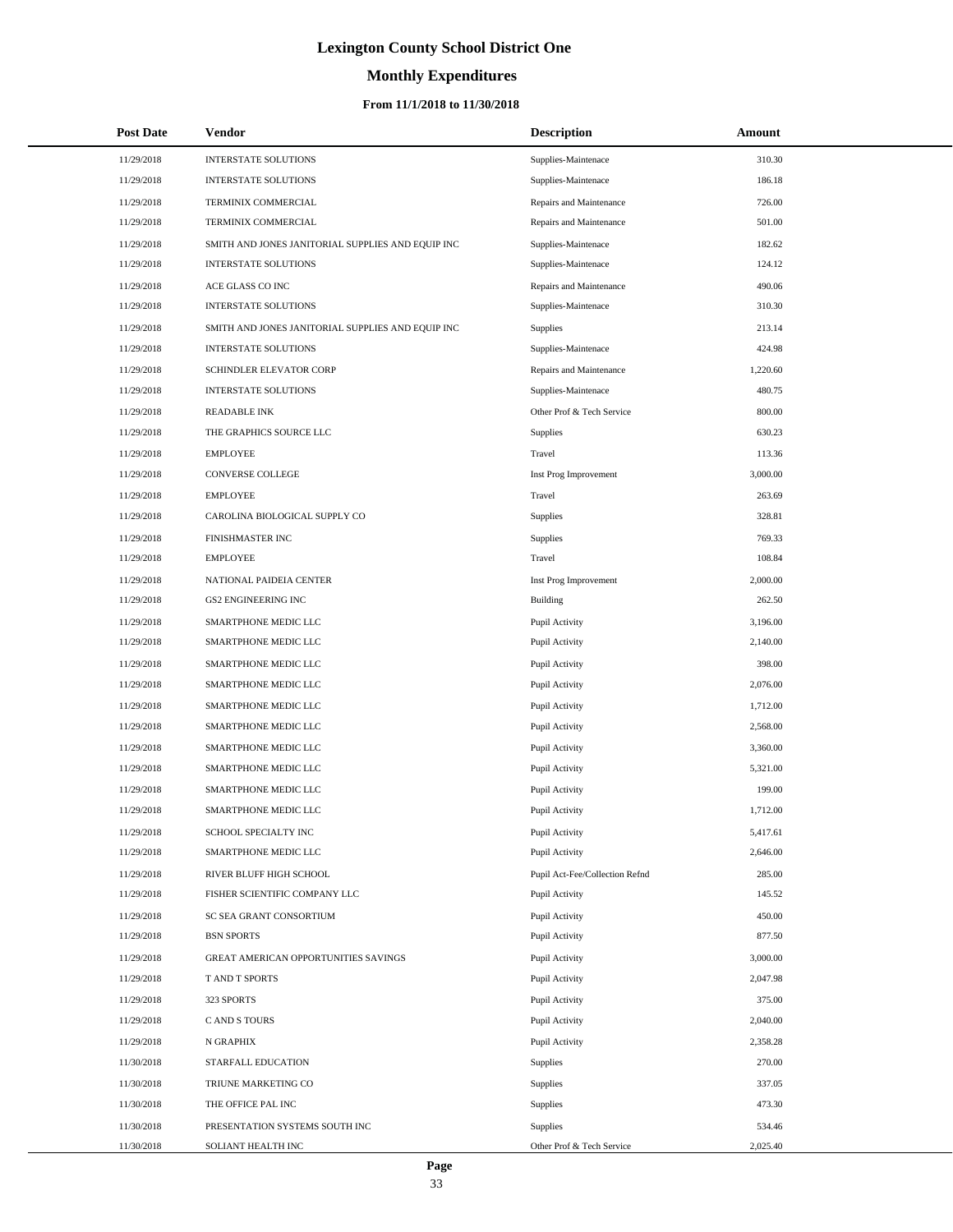# Lexington County School District One

## Monthly Expenditures

### From 11/1/2018 to 11/30/2018

| Post Date | Vendor | Description | Amount |
|---|---|---|---|
| 11/29/2018 | INTERSTATE SOLUTIONS | Supplies-Maintenace | 310.30 |
| 11/29/2018 | INTERSTATE SOLUTIONS | Supplies-Maintenace | 186.18 |
| 11/29/2018 | TERMINIX COMMERCIAL | Repairs and Maintenance | 726.00 |
| 11/29/2018 | TERMINIX COMMERCIAL | Repairs and Maintenance | 501.00 |
| 11/29/2018 | SMITH AND JONES JANITORIAL SUPPLIES AND EQUIP INC | Supplies-Maintenace | 182.62 |
| 11/29/2018 | INTERSTATE SOLUTIONS | Supplies-Maintenace | 124.12 |
| 11/29/2018 | ACE GLASS CO INC | Repairs and Maintenance | 490.06 |
| 11/29/2018 | INTERSTATE SOLUTIONS | Supplies-Maintenace | 310.30 |
| 11/29/2018 | SMITH AND JONES JANITORIAL SUPPLIES AND EQUIP INC | Supplies | 213.14 |
| 11/29/2018 | INTERSTATE SOLUTIONS | Supplies-Maintenace | 424.98 |
| 11/29/2018 | SCHINDLER ELEVATOR CORP | Repairs and Maintenance | 1,220.60 |
| 11/29/2018 | INTERSTATE SOLUTIONS | Supplies-Maintenace | 480.75 |
| 11/29/2018 | READABLE INK | Other Prof & Tech Service | 800.00 |
| 11/29/2018 | THE GRAPHICS SOURCE LLC | Supplies | 630.23 |
| 11/29/2018 | EMPLOYEE | Travel | 113.36 |
| 11/29/2018 | CONVERSE COLLEGE | Inst Prog Improvement | 3,000.00 |
| 11/29/2018 | EMPLOYEE | Travel | 263.69 |
| 11/29/2018 | CAROLINA BIOLOGICAL SUPPLY CO | Supplies | 328.81 |
| 11/29/2018 | FINISHMASTER INC | Supplies | 769.33 |
| 11/29/2018 | EMPLOYEE | Travel | 108.84 |
| 11/29/2018 | NATIONAL PAIDEIA CENTER | Inst Prog Improvement | 2,000.00 |
| 11/29/2018 | GS2 ENGINEERING INC | Building | 262.50 |
| 11/29/2018 | SMARTPHONE MEDIC LLC | Pupil Activity | 3,196.00 |
| 11/29/2018 | SMARTPHONE MEDIC LLC | Pupil Activity | 2,140.00 |
| 11/29/2018 | SMARTPHONE MEDIC LLC | Pupil Activity | 398.00 |
| 11/29/2018 | SMARTPHONE MEDIC LLC | Pupil Activity | 2,076.00 |
| 11/29/2018 | SMARTPHONE MEDIC LLC | Pupil Activity | 1,712.00 |
| 11/29/2018 | SMARTPHONE MEDIC LLC | Pupil Activity | 2,568.00 |
| 11/29/2018 | SMARTPHONE MEDIC LLC | Pupil Activity | 3,360.00 |
| 11/29/2018 | SMARTPHONE MEDIC LLC | Pupil Activity | 5,321.00 |
| 11/29/2018 | SMARTPHONE MEDIC LLC | Pupil Activity | 199.00 |
| 11/29/2018 | SMARTPHONE MEDIC LLC | Pupil Activity | 1,712.00 |
| 11/29/2018 | SCHOOL SPECIALTY INC | Pupil Activity | 5,417.61 |
| 11/29/2018 | SMARTPHONE MEDIC LLC | Pupil Activity | 2,646.00 |
| 11/29/2018 | RIVER BLUFF HIGH SCHOOL | Pupil Act-Fee/Collection Refnd | 285.00 |
| 11/29/2018 | FISHER SCIENTIFIC COMPANY LLC | Pupil Activity | 145.52 |
| 11/29/2018 | SC SEA GRANT CONSORTIUM | Pupil Activity | 450.00 |
| 11/29/2018 | BSN SPORTS | Pupil Activity | 877.50 |
| 11/29/2018 | GREAT AMERICAN OPPORTUNITIES SAVINGS | Pupil Activity | 3,000.00 |
| 11/29/2018 | T AND T SPORTS | Pupil Activity | 2,047.98 |
| 11/29/2018 | 323 SPORTS | Pupil Activity | 375.00 |
| 11/29/2018 | C AND S TOURS | Pupil Activity | 2,040.00 |
| 11/29/2018 | N GRAPHIX | Pupil Activity | 2,358.28 |
| 11/30/2018 | STARFALL EDUCATION | Supplies | 270.00 |
| 11/30/2018 | TRIUNE MARKETING CO | Supplies | 337.05 |
| 11/30/2018 | THE OFFICE PAL INC | Supplies | 473.30 |
| 11/30/2018 | PRESENTATION SYSTEMS SOUTH INC | Supplies | 534.46 |
| 11/30/2018 | SOLIANT HEALTH INC | Other Prof & Tech Service | 2,025.40 |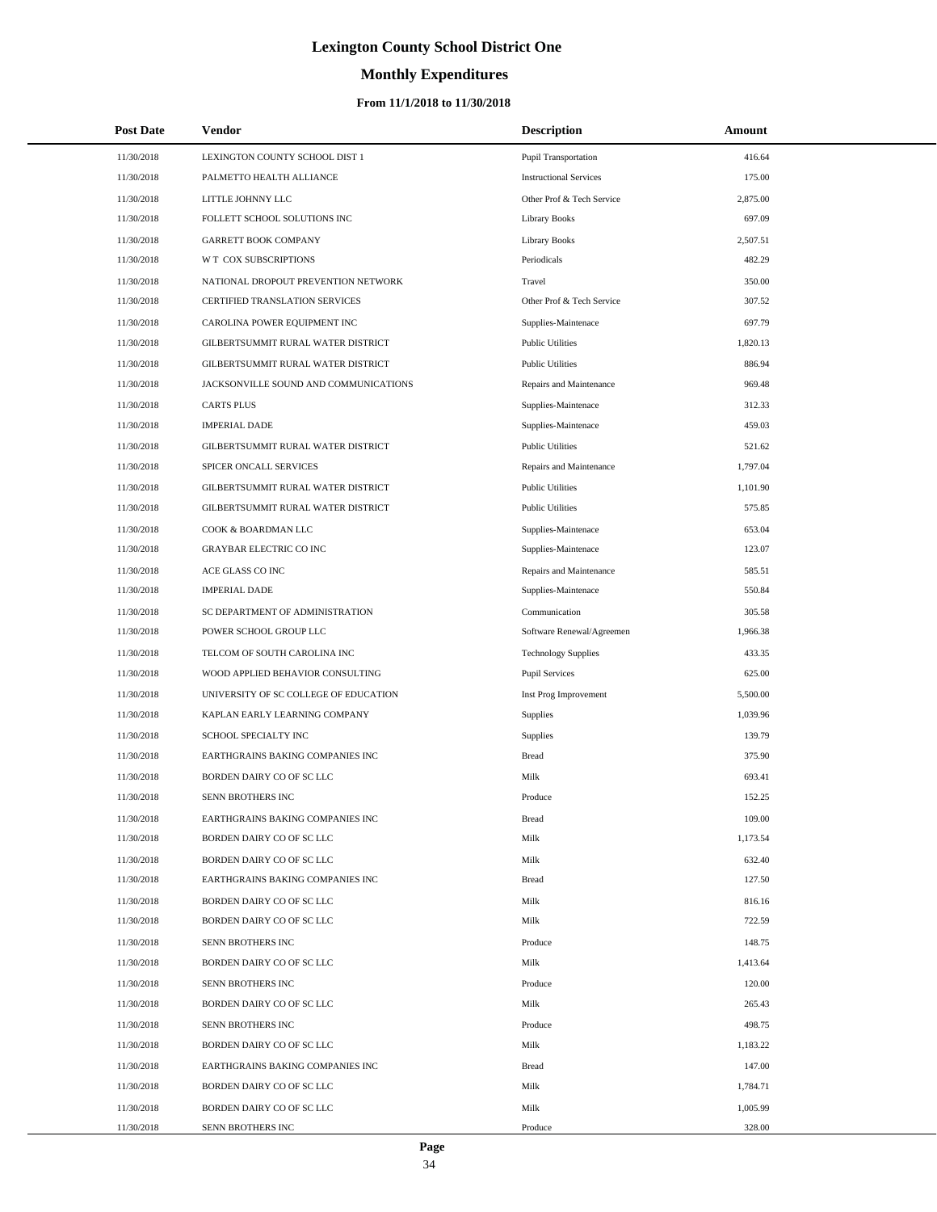# Lexington County School District One

## Monthly Expenditures

### From 11/1/2018 to 11/30/2018

| Post Date | Vendor | Description | Amount |
|---|---|---|---|
| 11/30/2018 | LEXINGTON COUNTY SCHOOL DIST 1 | Pupil Transportation | 416.64 |
| 11/30/2018 | PALMETTO HEALTH ALLIANCE | Instructional Services | 175.00 |
| 11/30/2018 | LITTLE JOHNNY LLC | Other Prof & Tech Service | 2,875.00 |
| 11/30/2018 | FOLLETT SCHOOL SOLUTIONS INC | Library Books | 697.09 |
| 11/30/2018 | GARRETT BOOK COMPANY | Library Books | 2,507.51 |
| 11/30/2018 | W T COX SUBSCRIPTIONS | Periodicals | 482.29 |
| 11/30/2018 | NATIONAL DROPOUT PREVENTION NETWORK | Travel | 350.00 |
| 11/30/2018 | CERTIFIED TRANSLATION SERVICES | Other Prof & Tech Service | 307.52 |
| 11/30/2018 | CAROLINA POWER EQUIPMENT INC | Supplies-Maintenace | 697.79 |
| 11/30/2018 | GILBERTSUMMIT RURAL WATER DISTRICT | Public Utilities | 1,820.13 |
| 11/30/2018 | GILBERTSUMMIT RURAL WATER DISTRICT | Public Utilities | 886.94 |
| 11/30/2018 | JACKSONVILLE SOUND AND COMMUNICATIONS | Repairs and Maintenance | 969.48 |
| 11/30/2018 | CARTS PLUS | Supplies-Maintenace | 312.33 |
| 11/30/2018 | IMPERIAL DADE | Supplies-Maintenace | 459.03 |
| 11/30/2018 | GILBERTSUMMIT RURAL WATER DISTRICT | Public Utilities | 521.62 |
| 11/30/2018 | SPICER ONCALL SERVICES | Repairs and Maintenance | 1,797.04 |
| 11/30/2018 | GILBERTSUMMIT RURAL WATER DISTRICT | Public Utilities | 1,101.90 |
| 11/30/2018 | GILBERTSUMMIT RURAL WATER DISTRICT | Public Utilities | 575.85 |
| 11/30/2018 | COOK & BOARDMAN LLC | Supplies-Maintenace | 653.04 |
| 11/30/2018 | GRAYBAR ELECTRIC CO INC | Supplies-Maintenace | 123.07 |
| 11/30/2018 | ACE GLASS CO INC | Repairs and Maintenance | 585.51 |
| 11/30/2018 | IMPERIAL DADE | Supplies-Maintenace | 550.84 |
| 11/30/2018 | SC DEPARTMENT OF ADMINISTRATION | Communication | 305.58 |
| 11/30/2018 | POWER SCHOOL GROUP LLC | Software Renewal/Agreemen | 1,966.38 |
| 11/30/2018 | TELCOM OF SOUTH CAROLINA INC | Technology Supplies | 433.35 |
| 11/30/2018 | WOOD APPLIED BEHAVIOR CONSULTING | Pupil Services | 625.00 |
| 11/30/2018 | UNIVERSITY OF SC COLLEGE OF EDUCATION | Inst Prog Improvement | 5,500.00 |
| 11/30/2018 | KAPLAN EARLY LEARNING COMPANY | Supplies | 1,039.96 |
| 11/30/2018 | SCHOOL SPECIALTY INC | Supplies | 139.79 |
| 11/30/2018 | EARTHGRAINS BAKING COMPANIES INC | Bread | 375.90 |
| 11/30/2018 | BORDEN DAIRY CO OF SC LLC | Milk | 693.41 |
| 11/30/2018 | SENN BROTHERS INC | Produce | 152.25 |
| 11/30/2018 | EARTHGRAINS BAKING COMPANIES INC | Bread | 109.00 |
| 11/30/2018 | BORDEN DAIRY CO OF SC LLC | Milk | 1,173.54 |
| 11/30/2018 | BORDEN DAIRY CO OF SC LLC | Milk | 632.40 |
| 11/30/2018 | EARTHGRAINS BAKING COMPANIES INC | Bread | 127.50 |
| 11/30/2018 | BORDEN DAIRY CO OF SC LLC | Milk | 816.16 |
| 11/30/2018 | BORDEN DAIRY CO OF SC LLC | Milk | 722.59 |
| 11/30/2018 | SENN BROTHERS INC | Produce | 148.75 |
| 11/30/2018 | BORDEN DAIRY CO OF SC LLC | Milk | 1,413.64 |
| 11/30/2018 | SENN BROTHERS INC | Produce | 120.00 |
| 11/30/2018 | BORDEN DAIRY CO OF SC LLC | Milk | 265.43 |
| 11/30/2018 | SENN BROTHERS INC | Produce | 498.75 |
| 11/30/2018 | BORDEN DAIRY CO OF SC LLC | Milk | 1,183.22 |
| 11/30/2018 | EARTHGRAINS BAKING COMPANIES INC | Bread | 147.00 |
| 11/30/2018 | BORDEN DAIRY CO OF SC LLC | Milk | 1,784.71 |
| 11/30/2018 | BORDEN DAIRY CO OF SC LLC | Milk | 1,005.99 |
| 11/30/2018 | SENN BROTHERS INC | Produce | 328.00 |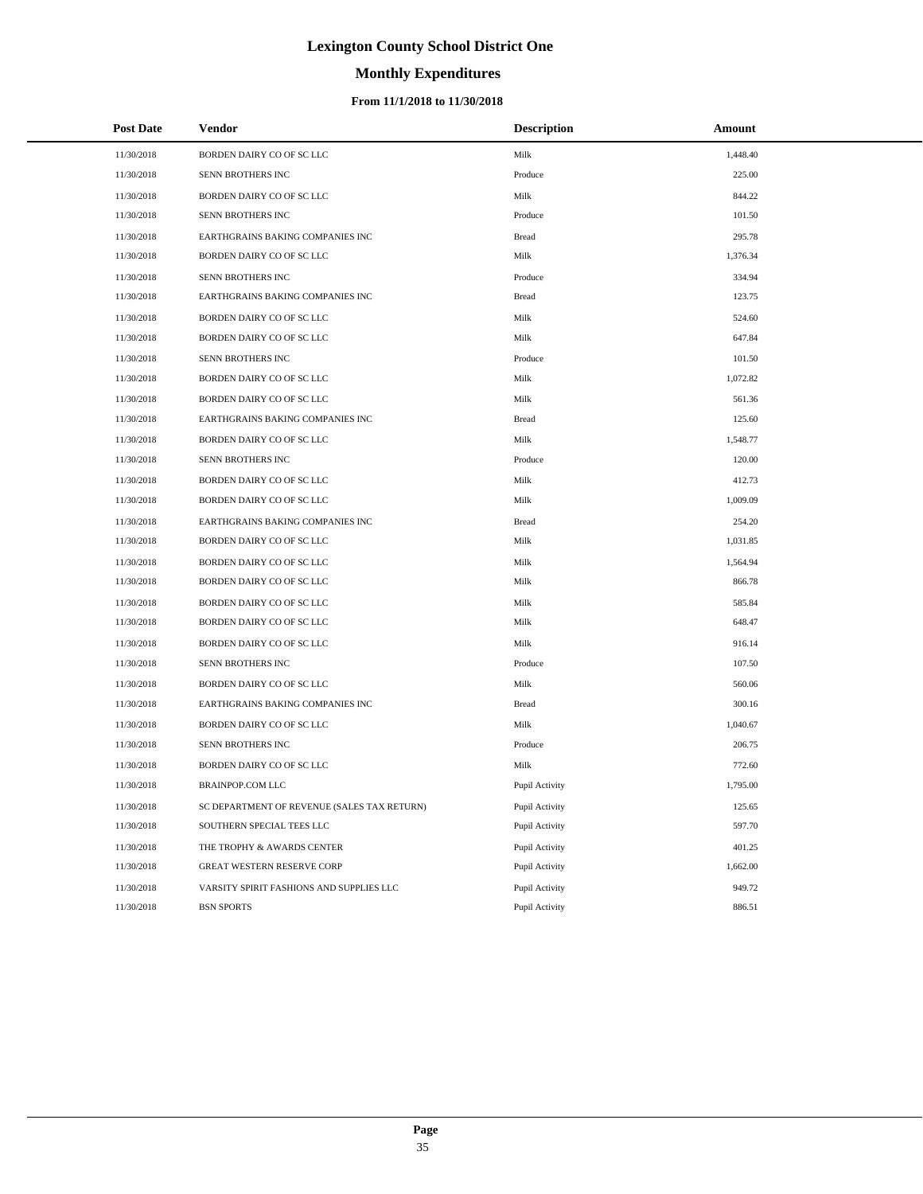# Lexington County School District One

## Monthly Expenditures

### From 11/1/2018 to 11/30/2018

| Post Date | Vendor | Description | Amount |
|---|---|---|---|
| 11/30/2018 | BORDEN DAIRY CO OF SC LLC | Milk | 1,448.40 |
| 11/30/2018 | SENN BROTHERS INC | Produce | 225.00 |
| 11/30/2018 | BORDEN DAIRY CO OF SC LLC | Milk | 844.22 |
| 11/30/2018 | SENN BROTHERS INC | Produce | 101.50 |
| 11/30/2018 | EARTHGRAINS BAKING COMPANIES INC | Bread | 295.78 |
| 11/30/2018 | BORDEN DAIRY CO OF SC LLC | Milk | 1,376.34 |
| 11/30/2018 | SENN BROTHERS INC | Produce | 334.94 |
| 11/30/2018 | EARTHGRAINS BAKING COMPANIES INC | Bread | 123.75 |
| 11/30/2018 | BORDEN DAIRY CO OF SC LLC | Milk | 524.60 |
| 11/30/2018 | BORDEN DAIRY CO OF SC LLC | Milk | 647.84 |
| 11/30/2018 | SENN BROTHERS INC | Produce | 101.50 |
| 11/30/2018 | BORDEN DAIRY CO OF SC LLC | Milk | 1,072.82 |
| 11/30/2018 | BORDEN DAIRY CO OF SC LLC | Milk | 561.36 |
| 11/30/2018 | EARTHGRAINS BAKING COMPANIES INC | Bread | 125.60 |
| 11/30/2018 | BORDEN DAIRY CO OF SC LLC | Milk | 1,548.77 |
| 11/30/2018 | SENN BROTHERS INC | Produce | 120.00 |
| 11/30/2018 | BORDEN DAIRY CO OF SC LLC | Milk | 412.73 |
| 11/30/2018 | BORDEN DAIRY CO OF SC LLC | Milk | 1,009.09 |
| 11/30/2018 | EARTHGRAINS BAKING COMPANIES INC | Bread | 254.20 |
| 11/30/2018 | BORDEN DAIRY CO OF SC LLC | Milk | 1,031.85 |
| 11/30/2018 | BORDEN DAIRY CO OF SC LLC | Milk | 1,564.94 |
| 11/30/2018 | BORDEN DAIRY CO OF SC LLC | Milk | 866.78 |
| 11/30/2018 | BORDEN DAIRY CO OF SC LLC | Milk | 585.84 |
| 11/30/2018 | BORDEN DAIRY CO OF SC LLC | Milk | 648.47 |
| 11/30/2018 | BORDEN DAIRY CO OF SC LLC | Milk | 916.14 |
| 11/30/2018 | SENN BROTHERS INC | Produce | 107.50 |
| 11/30/2018 | BORDEN DAIRY CO OF SC LLC | Milk | 560.06 |
| 11/30/2018 | EARTHGRAINS BAKING COMPANIES INC | Bread | 300.16 |
| 11/30/2018 | BORDEN DAIRY CO OF SC LLC | Milk | 1,040.67 |
| 11/30/2018 | SENN BROTHERS INC | Produce | 206.75 |
| 11/30/2018 | BORDEN DAIRY CO OF SC LLC | Milk | 772.60 |
| 11/30/2018 | BRAINPOP.COM LLC | Pupil Activity | 1,795.00 |
| 11/30/2018 | SC DEPARTMENT OF REVENUE (SALES TAX RETURN) | Pupil Activity | 125.65 |
| 11/30/2018 | SOUTHERN SPECIAL TEES LLC | Pupil Activity | 597.70 |
| 11/30/2018 | THE TROPHY & AWARDS CENTER | Pupil Activity | 401.25 |
| 11/30/2018 | GREAT WESTERN RESERVE CORP | Pupil Activity | 1,662.00 |
| 11/30/2018 | VARSITY SPIRIT FASHIONS AND SUPPLIES LLC | Pupil Activity | 949.72 |
| 11/30/2018 | BSN SPORTS | Pupil Activity | 886.51 |